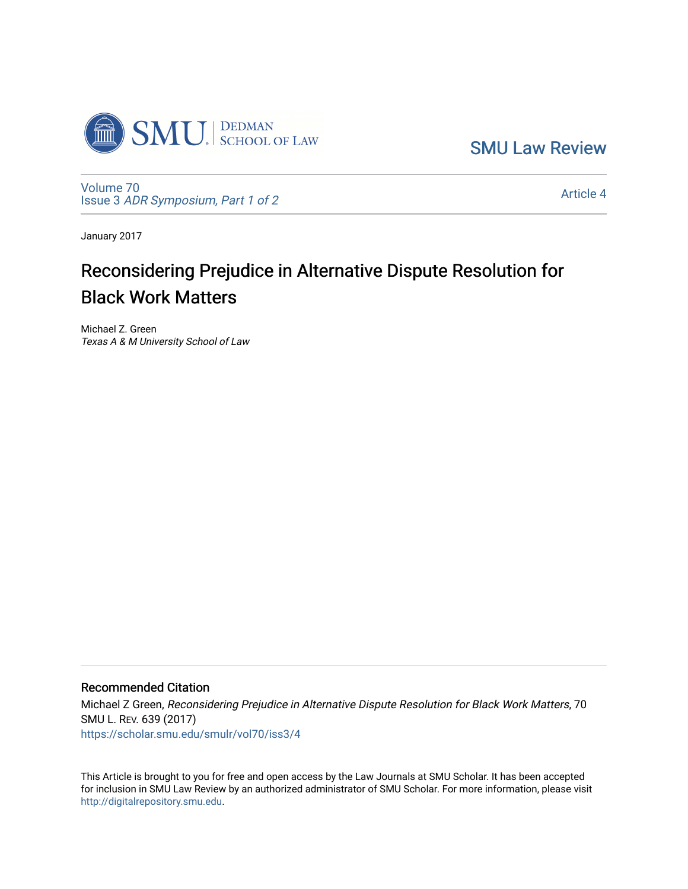SMU Law Review

Volume 70
Issue 3 *ADR Symposium, Part 1 of 2*

Article 4

January 2017

# Reconsidering Prejudice in Alternative Dispute Resolution for Black Work Matters

Michael Z. Green
*Texas A & M University School of Law*

## Recommended Citation

Michael Z Green, *Reconsidering Prejudice in Alternative Dispute Resolution for Black Work Matters*, 70 SMU L. REV. 639 (2017)
https://scholar.smu.edu/smulr/vol70/iss3/4

This Article is brought to you for free and open access by the Law Journals at SMU Scholar. It has been accepted for inclusion in SMU Law Review by an authorized administrator of SMU Scholar. For more information, please visit http://digitalrepository.smu.edu.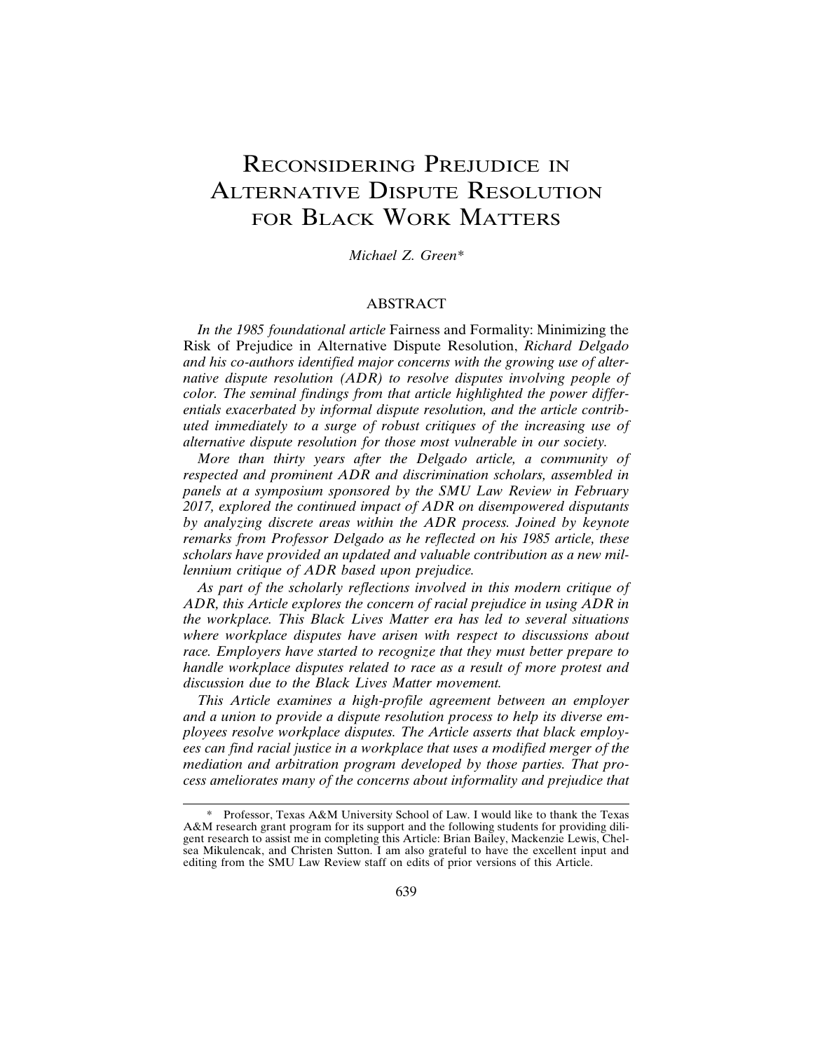# Reconsidering Prejudice in Alternative Dispute Resolution for Black Work Matters

*Michael Z. Green**

## ABSTRACT

*In the 1985 foundational article* Fairness and Formality: Minimizing the Risk of Prejudice in Alternative Dispute Resolution, *Richard Delgado and his co-authors identified major concerns with the growing use of alternative dispute resolution (ADR) to resolve disputes involving people of color. The seminal findings from that article highlighted the power differentials exacerbated by informal dispute resolution, and the article contributed immediately to a surge of robust critiques of the increasing use of alternative dispute resolution for those most vulnerable in our society.*

*More than thirty years after the Delgado article, a community of respected and prominent ADR and discrimination scholars, assembled in panels at a symposium sponsored by the SMU Law Review in February 2017, explored the continued impact of ADR on disempowered disputants by analyzing discrete areas within the ADR process. Joined by keynote remarks from Professor Delgado as he reflected on his 1985 article, these scholars have provided an updated and valuable contribution as a new millennium critique of ADR based upon prejudice.*

*As part of the scholarly reflections involved in this modern critique of ADR, this Article explores the concern of racial prejudice in using ADR in the workplace. This Black Lives Matter era has led to several situations where workplace disputes have arisen with respect to discussions about race. Employers have started to recognize that they must better prepare to handle workplace disputes related to race as a result of more protest and discussion due to the Black Lives Matter movement.*

*This Article examines a high-profile agreement between an employer and a union to provide a dispute resolution process to help its diverse employees resolve workplace disputes. The Article asserts that black employees can find racial justice in a workplace that uses a modified merger of the mediation and arbitration program developed by those parties. That process ameliorates many of the concerns about informality and prejudice that*

---

\* Professor, Texas A&M University School of Law. I would like to thank the Texas A&M research grant program for its support and the following students for providing diligent research to assist me in completing this Article: Brian Bailey, Mackenzie Lewis, Chelsea Mikulencak, and Christen Sutton. I am also grateful to have the excellent input and editing from the SMU Law Review staff on edits of prior versions of this Article.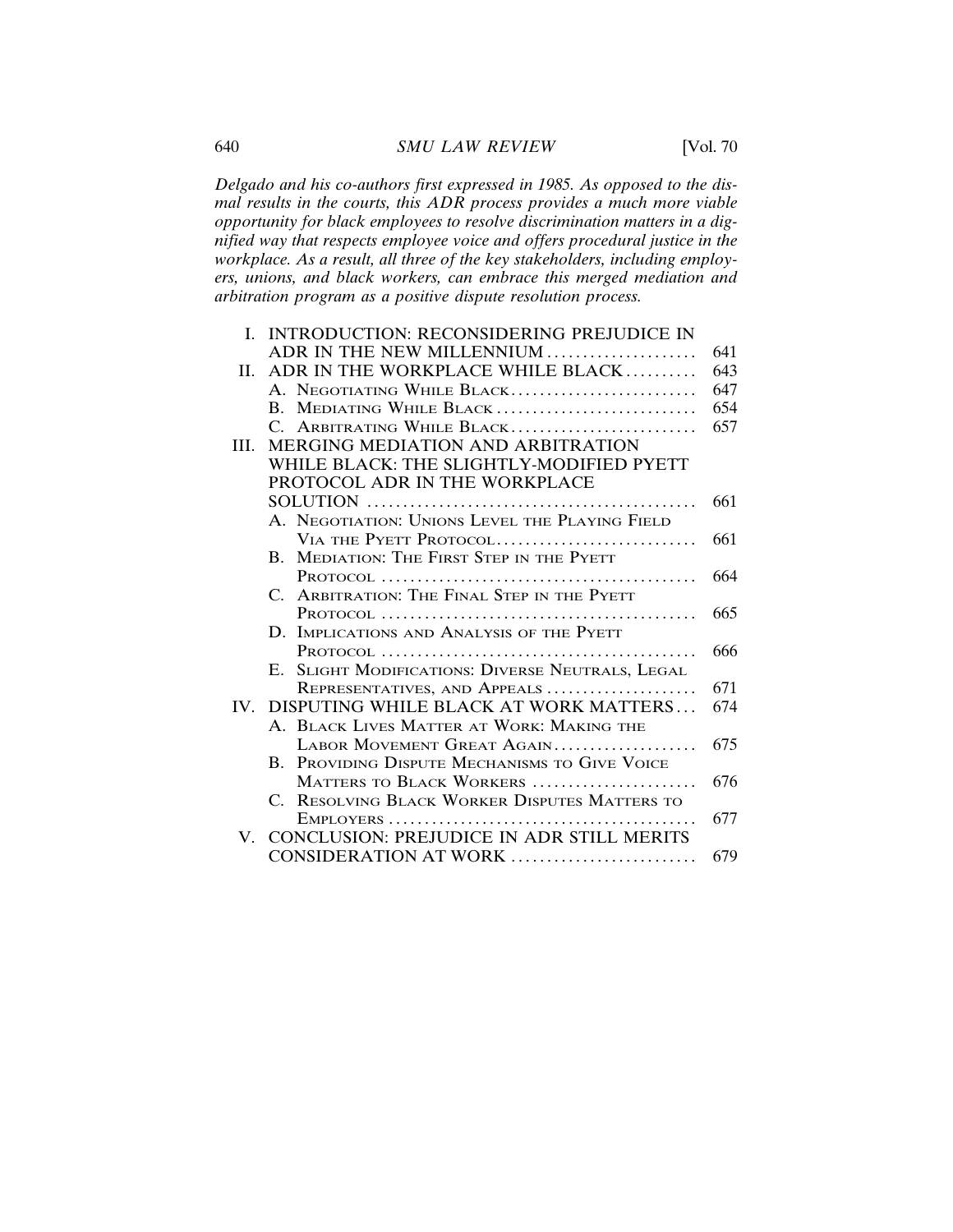*Delgado and his co-authors first expressed in 1985. As opposed to the dismal results in the courts, this ADR process provides a much more viable opportunity for black employees to resolve discrimination matters in a dignified way that respects employee voice and offers procedural justice in the workplace. As a result, all three of the key stakeholders, including employers, unions, and black workers, can embrace this merged mediation and arbitration program as a positive dispute resolution process.*

- I. INTRODUCTION: RECONSIDERING PREJUDICE IN ADR IN THE NEW MILLENNIUM .................... 641
- II. ADR IN THE WORKPLACE WHILE BLACK .......... 643
  - A. Negotiating While Black .......................... 647
  - B. Mediating While Black ............................ 654
  - C. Arbitrating While Black .......................... 657
- III. MERGING MEDIATION AND ARBITRATION WHILE BLACK: THE SLIGHTLY-MODIFIED PYETT PROTOCOL ADR IN THE WORKPLACE SOLUTION ............................................. 661
  - A. Negotiation: Unions Level the Playing Field Via the Pyett Protocol ........................... 661
  - B. Mediation: The First Step in the Pyett Protocol ............................................ 664
  - C. Arbitration: The Final Step in the Pyett Protocol ............................................ 665
  - D. Implications and Analysis of the Pyett Protocol ............................................ 666
  - E. Slight Modifications: Diverse Neutrals, Legal Representatives, and Appeals ..................... 671
- IV. DISPUTING WHILE BLACK AT WORK MATTERS ... 674
  - A. Black Lives Matter at Work: Making the Labor Movement Great Again .................... 675
  - B. Providing Dispute Mechanisms to Give Voice Matters to Black Workers ....................... 676
  - C. Resolving Black Worker Disputes Matters to Employers ........................................... 677
- V. CONCLUSION: PREJUDICE IN ADR STILL MERITS CONSIDERATION AT WORK .......................... 679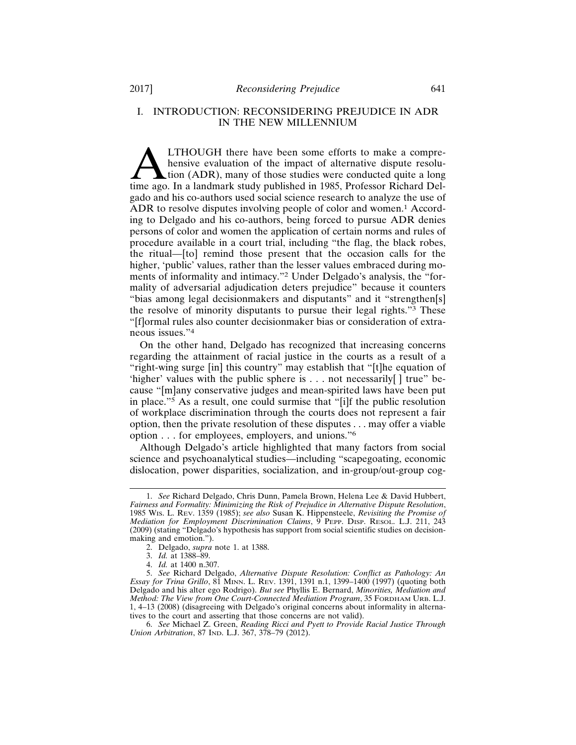## I. INTRODUCTION: RECONSIDERING PREJUDICE IN ADR IN THE NEW MILLENNIUM

ALTHOUGH there have been some efforts to make a comprehensive evaluation of the impact of alternative dispute resolution (ADR), many of those studies were conducted quite a long time ago. In a landmark study published in 1985, Professor Richard Delgado and his co-authors used social science research to analyze the use of ADR to resolve disputes involving people of color and women.[1] According to Delgado and his co-authors, being forced to pursue ADR denies persons of color and women the application of certain norms and rules of procedure available in a court trial, including "the flag, the black robes, the ritual—[to] remind those present that the occasion calls for the higher, 'public' values, rather than the lesser values embraced during moments of informality and intimacy."[2] Under Delgado's analysis, the "formality of adversarial adjudication deters prejudice" because it counters "bias among legal decisionmakers and disputants" and it "strengthen[s] the resolve of minority disputants to pursue their legal rights."[3] These "[f]ormal rules also counter decisionmaker bias or consideration of extraneous issues."[4]

On the other hand, Delgado has recognized that increasing concerns regarding the attainment of racial justice in the courts as a result of a "right-wing surge [in] this country" may establish that "[t]he equation of 'higher' values with the public sphere is . . . not necessarily[ ] true" because "[m]any conservative judges and mean-spirited laws have been put in place."[5] As a result, one could surmise that "[i]f the public resolution of workplace discrimination through the courts does not represent a fair option, then the private resolution of these disputes . . . may offer a viable option . . . for employees, employers, and unions."[6]

Although Delgado's article highlighted that many factors from social science and psychoanalytical studies—including "scapegoating, economic dislocation, power disparities, socialization, and in-group/out-group cog-

---

1. *See* Richard Delgado, Chris Dunn, Pamela Brown, Helena Lee & David Hubbert, *Fairness and Formality: Minimizing the Risk of Prejudice in Alternative Dispute Resolution*, 1985 WIS. L. REV. 1359 (1985); *see also* Susan K. Hippensteele, *Revisiting the Promise of Mediation for Employment Discrimination Claims*, 9 PEPP. DISP. RESOL. L.J. 211, 243 (2009) (stating "Delgado's hypothesis has support from social scientific studies on decision-making and emotion.").

2. Delgado, *supra* note 1. at 1388.

3. *Id.* at 1388–89.

4. *Id.* at 1400 n.307.

5. *See* Richard Delgado, *Alternative Dispute Resolution: Conflict as Pathology: An Essay for Trina Grillo*, 81 MINN. L. REV. 1391, 1391 n.1, 1399–1400 (1997) (quoting both Delgado and his alter ego Rodrigo). *But see* Phyllis E. Bernard, *Minorities, Mediation and Method: The View from One Court-Connected Mediation Program*, 35 FORDHAM URB. L.J. 1, 4–13 (2008) (disagreeing with Delgado's original concerns about informality in alternatives to the court and asserting that those concerns are not valid).

6. *See* Michael Z. Green, *Reading Ricci and Pyett to Provide Racial Justice Through Union Arbitration*, 87 IND. L.J. 367, 378–79 (2012).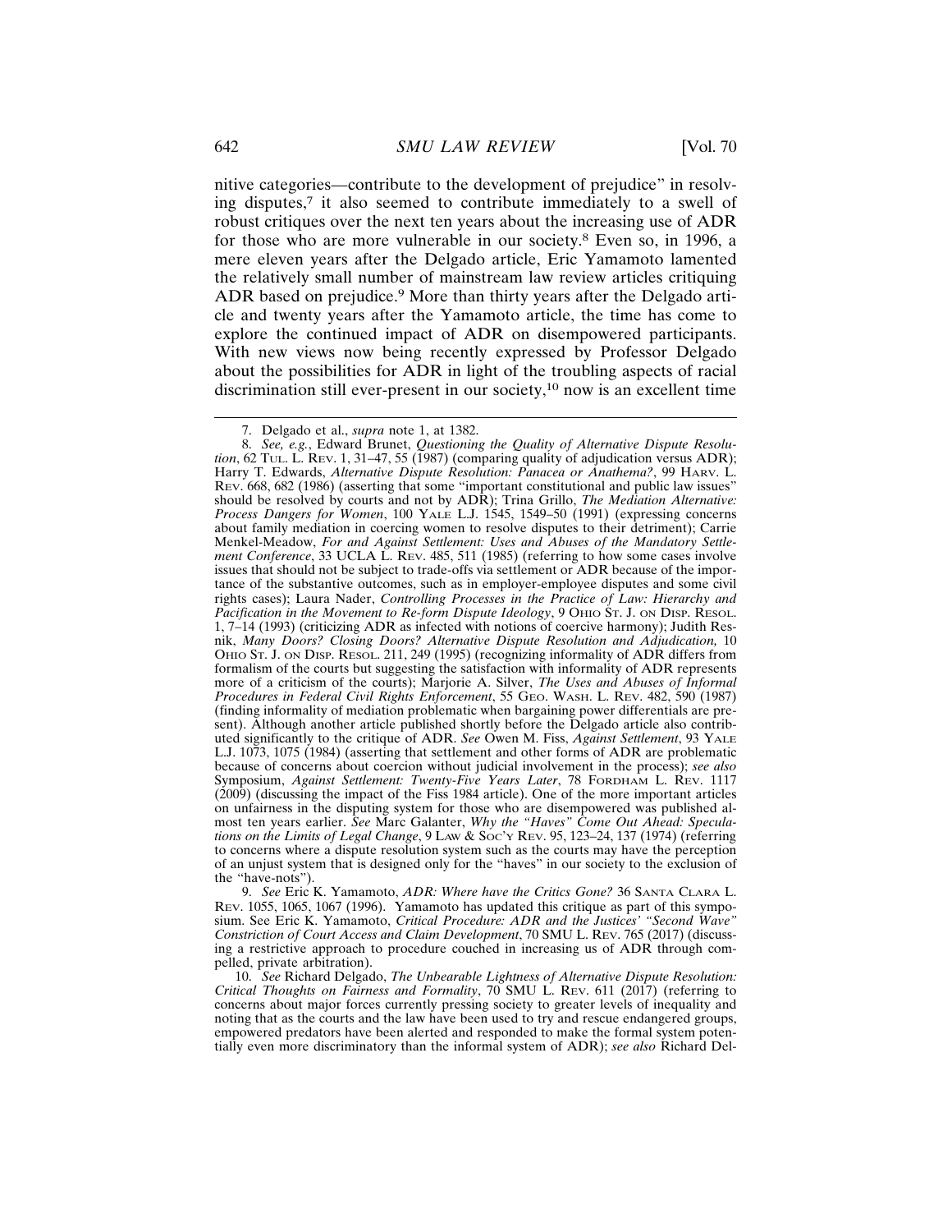nitive categories—contribute to the development of prejudice" in resolving disputes,[7] it also seemed to contribute immediately to a swell of robust critiques over the next ten years about the increasing use of ADR for those who are more vulnerable in our society.[8] Even so, in 1996, a mere eleven years after the Delgado article, Eric Yamamoto lamented the relatively small number of mainstream law review articles critiquing ADR based on prejudice.[9] More than thirty years after the Delgado article and twenty years after the Yamamoto article, the time has come to explore the continued impact of ADR on disempowered participants. With new views now being recently expressed by Professor Delgado about the possibilities for ADR in light of the troubling aspects of racial discrimination still ever-present in our society,[10] now is an excellent time

---

7. Delgado et al., *supra* note 1, at 1382.

8. *See, e.g.*, Edward Brunet, *Questioning the Quality of Alternative Dispute Resolution*, 62 TUL. L. REV. 1, 31–47, 55 (1987) (comparing quality of adjudication versus ADR); Harry T. Edwards, *Alternative Dispute Resolution: Panacea or Anathema?*, 99 HARV. L. REV. 668, 682 (1986) (asserting that some "important constitutional and public law issues" should be resolved by courts and not by ADR); Trina Grillo, *The Mediation Alternative: Process Dangers for Women*, 100 YALE L.J. 1545, 1549–50 (1991) (expressing concerns about family mediation in coercing women to resolve disputes to their detriment); Carrie Menkel-Meadow, *For and Against Settlement: Uses and Abuses of the Mandatory Settlement Conference*, 33 UCLA L. REV. 485, 511 (1985) (referring to how some cases involve issues that should not be subject to trade-offs via settlement or ADR because of the importance of the substantive outcomes, such as in employer-employee disputes and some civil rights cases); Laura Nader, *Controlling Processes in the Practice of Law: Hierarchy and Pacification in the Movement to Re-form Dispute Ideology*, 9 OHIO ST. J. ON DISP. RESOL. 1, 7–14 (1993) (criticizing ADR as infected with notions of coercive harmony); Judith Resnik, *Many Doors? Closing Doors? Alternative Dispute Resolution and Adjudication,* 10 OHIO ST. J. ON DISP. RESOL. 211, 249 (1995) (recognizing informality of ADR differs from formalism of the courts but suggesting the satisfaction with informality of ADR represents more of a criticism of the courts); Marjorie A. Silver, *The Uses and Abuses of Informal Procedures in Federal Civil Rights Enforcement*, 55 GEO. WASH. L. REV. 482, 590 (1987) (finding informality of mediation problematic when bargaining power differentials are present). Although another article published shortly before the Delgado article also contributed significantly to the critique of ADR. *See* Owen M. Fiss, *Against Settlement*, 93 YALE L.J. 1073, 1075 (1984) (asserting that settlement and other forms of ADR are problematic because of concerns about coercion without judicial involvement in the process); *see also* Symposium, *Against Settlement: Twenty-Five Years Later*, 78 FORDHAM L. REV. 1117 (2009) (discussing the impact of the Fiss 1984 article). One of the more important articles on unfairness in the disputing system for those who are disempowered was published almost ten years earlier. *See* Marc Galanter, *Why the "Haves" Come Out Ahead: Speculations on the Limits of Legal Change*, 9 LAW & SOC'Y REV. 95, 123–24, 137 (1974) (referring to concerns where a dispute resolution system such as the courts may have the perception of an unjust system that is designed only for the "haves" in our society to the exclusion of the "have-nots").

9. *See* Eric K. Yamamoto, *ADR: Where have the Critics Gone?* 36 SANTA CLARA L. REV. 1055, 1065, 1067 (1996). Yamamoto has updated this critique as part of this symposium. See Eric K. Yamamoto, *Critical Procedure: ADR and the Justices' "Second Wave" Constriction of Court Access and Claim Development*, 70 SMU L. REV. 765 (2017) (discussing a restrictive approach to procedure couched in increasing us of ADR through compelled, private arbitration).

10. *See* Richard Delgado, *The Unbearable Lightness of Alternative Dispute Resolution: Critical Thoughts on Fairness and Formality*, 70 SMU L. REV. 611 (2017) (referring to concerns about major forces currently pressing society to greater levels of inequality and noting that as the courts and the law have been used to try and rescue endangered groups, empowered predators have been alerted and responded to make the formal system potentially even more discriminatory than the informal system of ADR); *see also* Richard Del-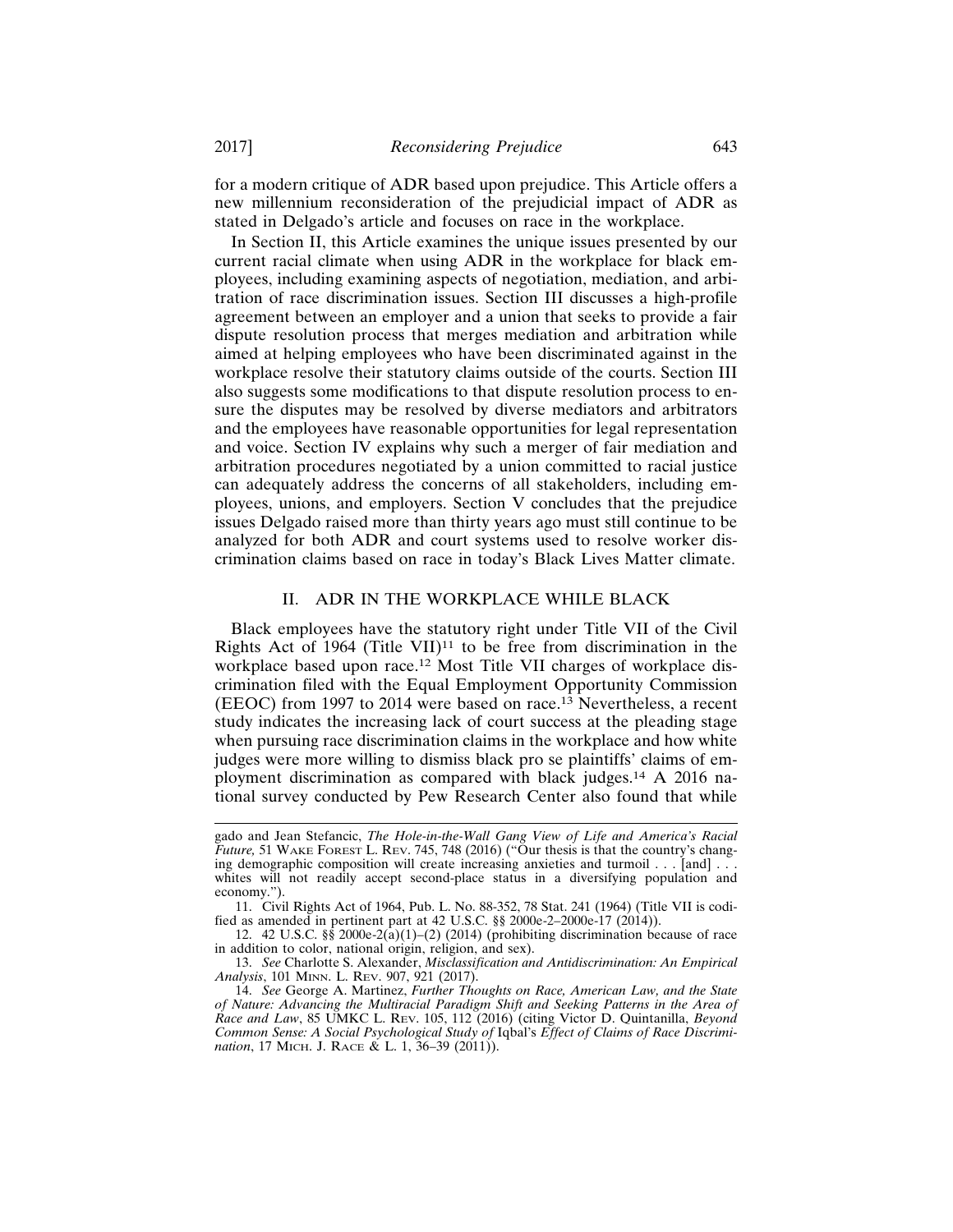for a modern critique of ADR based upon prejudice. This Article offers a new millennium reconsideration of the prejudicial impact of ADR as stated in Delgado's article and focuses on race in the workplace.

In Section II, this Article examines the unique issues presented by our current racial climate when using ADR in the workplace for black employees, including examining aspects of negotiation, mediation, and arbitration of race discrimination issues. Section III discusses a high-profile agreement between an employer and a union that seeks to provide a fair dispute resolution process that merges mediation and arbitration while aimed at helping employees who have been discriminated against in the workplace resolve their statutory claims outside of the courts. Section III also suggests some modifications to that dispute resolution process to ensure the disputes may be resolved by diverse mediators and arbitrators and the employees have reasonable opportunities for legal representation and voice. Section IV explains why such a merger of fair mediation and arbitration procedures negotiated by a union committed to racial justice can adequately address the concerns of all stakeholders, including employees, unions, and employers. Section V concludes that the prejudice issues Delgado raised more than thirty years ago must still continue to be analyzed for both ADR and court systems used to resolve worker discrimination claims based on race in today's Black Lives Matter climate.

## II. ADR IN THE WORKPLACE WHILE BLACK

Black employees have the statutory right under Title VII of the Civil Rights Act of 1964 (Title VII)[11] to be free from discrimination in the workplace based upon race.[12] Most Title VII charges of workplace discrimination filed with the Equal Employment Opportunity Commission (EEOC) from 1997 to 2014 were based on race.[13] Nevertheless, a recent study indicates the increasing lack of court success at the pleading stage when pursuing race discrimination claims in the workplace and how white judges were more willing to dismiss black pro se plaintiffs' claims of employment discrimination as compared with black judges.[14] A 2016 national survey conducted by Pew Research Center also found that while

---

gado and Jean Stefancic, *The Hole-in-the-Wall Gang View of Life and America's Racial Future,* 51 WAKE FOREST L. REV. 745, 748 (2016) ("Our thesis is that the country's changing demographic composition will create increasing anxieties and turmoil . . . [and] . . . whites will not readily accept second-place status in a diversifying population and economy.").

11. Civil Rights Act of 1964, Pub. L. No. 88-352, 78 Stat. 241 (1964) (Title VII is codified as amended in pertinent part at 42 U.S.C. §§ 2000e-2–2000e-17 (2014)).

12. 42 U.S.C. §§ 2000e-2(a)(1)–(2) (2014) (prohibiting discrimination because of race in addition to color, national origin, religion, and sex).

13. *See* Charlotte S. Alexander, *Misclassification and Antidiscrimination: An Empirical Analysis*, 101 MINN. L. REV. 907, 921 (2017).

14. *See* George A. Martinez, *Further Thoughts on Race, American Law, and the State of Nature: Advancing the Multiracial Paradigm Shift and Seeking Patterns in the Area of Race and Law*, 85 UMKC L. REV. 105, 112 (2016) (citing Victor D. Quintanilla, *Beyond Common Sense: A Social Psychological Study of* Iqbal's *Effect of Claims of Race Discrimination*, 17 MICH. J. RACE & L. 1, 36–39 (2011)).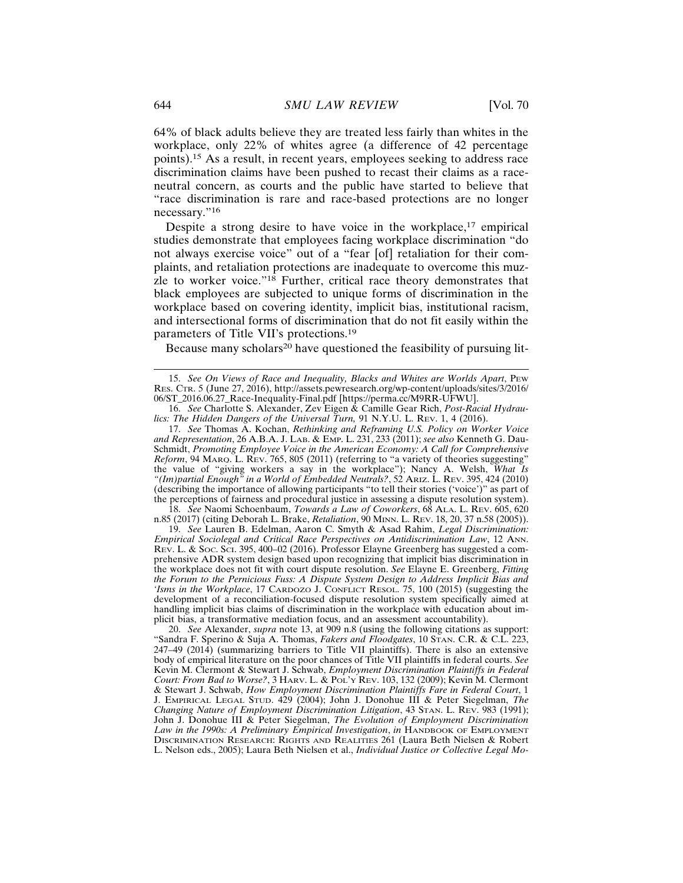64% of black adults believe they are treated less fairly than whites in the workplace, only 22% of whites agree (a difference of 42 percentage points).[15] As a result, in recent years, employees seeking to address race discrimination claims have been pushed to recast their claims as a race-neutral concern, as courts and the public have started to believe that "race discrimination is rare and race-based protections are no longer necessary."[16]

Despite a strong desire to have voice in the workplace,[17] empirical studies demonstrate that employees facing workplace discrimination "do not always exercise voice" out of a "fear [of] retaliation for their complaints, and retaliation protections are inadequate to overcome this muzzle to worker voice."[18] Further, critical race theory demonstrates that black employees are subjected to unique forms of discrimination in the workplace based on covering identity, implicit bias, institutional racism, and intersectional forms of discrimination that do not fit easily within the parameters of Title VII's protections.[19]

Because many scholars[20] have questioned the feasibility of pursuing lit-

---

15. *See On Views of Race and Inequality, Blacks and Whites are Worlds Apart*, PEW RES. CTR. 5 (June 27, 2016), http://assets.pewresearch.org/wp-content/uploads/sites/3/2016/06/ST_2016.06.27_Race-Inequality-Final.pdf [https://perma.cc/M9RR-UFWU].

16. *See* Charlotte S. Alexander, Zev Eigen & Camille Gear Rich, *Post-Racial Hydraulics: The Hidden Dangers of the Universal Turn,* 91 N.Y.U. L. REV. 1, 4 (2016).

17. *See* Thomas A. Kochan, *Rethinking and Reframing U.S. Policy on Worker Voice and Representation*, 26 A.B.A. J. LAB. & EMP. L. 231, 233 (2011); *see also* Kenneth G. Dau-Schmidt, *Promoting Employee Voice in the American Economy: A Call for Comprehensive Reform*, 94 MARQ. L. REV. 765, 805 (2011) (referring to "a variety of theories suggesting" the value of "giving workers a say in the workplace"); Nancy A. Welsh, *What Is "(Im)partial Enough" in a World of Embedded Neutrals?*, 52 ARIZ. L. REV. 395, 424 (2010) (describing the importance of allowing participants "to tell their stories ('voice')" as part of the perceptions of fairness and procedural justice in assessing a dispute resolution system).

18. *See* Naomi Schoenbaum, *Towards a Law of Coworkers*, 68 ALA. L. REV. 605, 620 n.85 (2017) (citing Deborah L. Brake, *Retaliation*, 90 MINN. L. REV. 18, 20, 37 n.58 (2005)).

19. *See* Lauren B. Edelman, Aaron C. Smyth & Asad Rahim, *Legal Discrimination: Empirical Sociolegal and Critical Race Perspectives on Antidiscrimination Law*, 12 ANN. REV. L. & SOC. SCI. 395, 400–02 (2016). Professor Elayne Greenberg has suggested a comprehensive ADR system design based upon recognizing that implicit bias discrimination in the workplace does not fit with court dispute resolution. *See* Elayne E. Greenberg, *Fitting the Forum to the Pernicious Fuss: A Dispute System Design to Address Implicit Bias and 'Isms in the Workplace*, 17 CARDOZO J. CONFLICT RESOL. 75, 100 (2015) (suggesting the development of a reconciliation-focused dispute resolution system specifically aimed at handling implicit bias claims of discrimination in the workplace with education about implicit bias, a transformative mediation focus, and an assessment accountability).

20. *See* Alexander, *supra* note 13, at 909 n.8 (using the following citations as support: "Sandra F. Sperino & Suja A. Thomas, *Fakers and Floodgates*, 10 STAN. C.R. & C.L. 223, 247–49 (2014) (summarizing barriers to Title VII plaintiffs). There is also an extensive body of empirical literature on the poor chances of Title VII plaintiffs in federal courts. *See* Kevin M. Clermont & Stewart J. Schwab, *Employment Discrimination Plaintiffs in Federal Court: From Bad to Worse?*, 3 HARV. L. & POL'Y REV. 103, 132 (2009); Kevin M. Clermont & Stewart J. Schwab, *How Employment Discrimination Plaintiffs Fare in Federal Court*, 1 J. EMPIRICAL LEGAL STUD. 429 (2004); John J. Donohue III & Peter Siegelman, *The Changing Nature of Employment Discrimination Litigation*, 43 STAN. L. REV. 983 (1991); John J. Donohue III & Peter Siegelman, *The Evolution of Employment Discrimination Law in the 1990s: A Preliminary Empirical Investigation*, *in* HANDBOOK OF EMPLOYMENT DISCRIMINATION RESEARCH: RIGHTS AND REALITIES 261 (Laura Beth Nielsen & Robert L. Nelson eds., 2005); Laura Beth Nielsen et al., *Individual Justice or Collective Legal Mo-*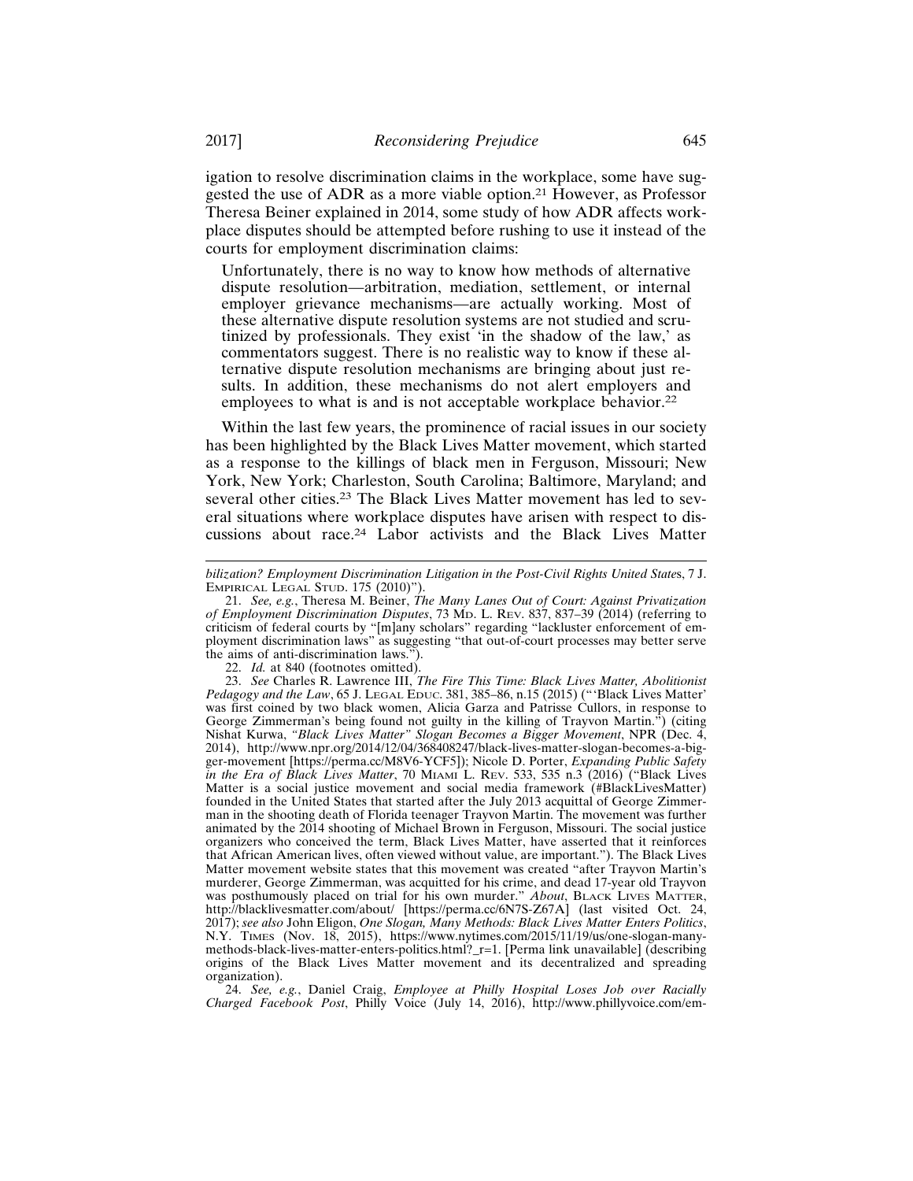igation to resolve discrimination claims in the workplace, some have suggested the use of ADR as a more viable option.[21] However, as Professor Theresa Beiner explained in 2014, some study of how ADR affects workplace disputes should be attempted before rushing to use it instead of the courts for employment discrimination claims:

> Unfortunately, there is no way to know how methods of alternative dispute resolution—arbitration, mediation, settlement, or internal employer grievance mechanisms—are actually working. Most of these alternative dispute resolution systems are not studied and scrutinized by professionals. They exist 'in the shadow of the law,' as commentators suggest. There is no realistic way to know if these alternative dispute resolution mechanisms are bringing about just results. In addition, these mechanisms do not alert employers and employees to what is and is not acceptable workplace behavior.[22]

Within the last few years, the prominence of racial issues in our society has been highlighted by the Black Lives Matter movement, which started as a response to the killings of black men in Ferguson, Missouri; New York, New York; Charleston, South Carolina; Baltimore, Maryland; and several other cities.[23] The Black Lives Matter movement has led to several situations where workplace disputes have arisen with respect to discussions about race.[24] Labor activists and the Black Lives Matter

---

*bilization? Employment Discrimination Litigation in the Post-Civil Rights United State*s, 7 J. EMPIRICAL LEGAL STUD. 175 (2010)").

21. *See, e.g.*, Theresa M. Beiner, *The Many Lanes Out of Court: Against Privatization of Employment Discrimination Disputes*, 73 MD. L. REV. 837, 837–39 (2014) (referring to criticism of federal courts by "[m]any scholars" regarding "lackluster enforcement of employment discrimination laws" as suggesting "that out-of-court processes may better serve the aims of anti-discrimination laws.").

22. *Id.* at 840 (footnotes omitted).

23. *See* Charles R. Lawrence III, *The Fire This Time: Black Lives Matter, Abolitionist Pedagogy and the Law*, 65 J. LEGAL EDUC. 381, 385–86, n.15 (2015) ("'Black Lives Matter' was first coined by two black women, Alicia Garza and Patrisse Cullors, in response to George Zimmerman's being found not guilty in the killing of Trayvon Martin.") (citing Nishat Kurwa, *"Black Lives Matter" Slogan Becomes a Bigger Movement*, NPR (Dec. 4, 2014), http://www.npr.org/2014/12/04/368408247/black-lives-matter-slogan-becomes-a-bigger-movement [https://perma.cc/M8V6-YCF5]); Nicole D. Porter, *Expanding Public Safety in the Era of Black Lives Matter*, 70 MIAMI L. REV. 533, 535 n.3 (2016) ("Black Lives Matter is a social justice movement and social media framework (#BlackLivesMatter) founded in the United States that started after the July 2013 acquittal of George Zimmerman in the shooting death of Florida teenager Trayvon Martin. The movement was further animated by the 2014 shooting of Michael Brown in Ferguson, Missouri. The social justice organizers who conceived the term, Black Lives Matter, have asserted that it reinforces that African American lives, often viewed without value, are important."). The Black Lives Matter movement website states that this movement was created "after Trayvon Martin's murderer, George Zimmerman, was acquitted for his crime, and dead 17-year old Trayvon was posthumously placed on trial for his own murder." *About*, BLACK LIVES MATTER, http://blacklivesmatter.com/about/ [https://perma.cc/6N7S-Z67A] (last visited Oct. 24, 2017); *see also* John Eligon, *One Slogan, Many Methods: Black Lives Matter Enters Politics*, N.Y. TIMES (Nov. 18, 2015), https://www.nytimes.com/2015/11/19/us/one-slogan-many-methods-black-lives-matter-enters-politics.html?_r=1. [Perma link unavailable] (describing origins of the Black Lives Matter movement and its decentralized and spreading organization).

24. *See, e.g.*, Daniel Craig, *Employee at Philly Hospital Loses Job over Racially Charged Facebook Post*, Philly Voice (July 14, 2016), http://www.phillyvoice.com/em-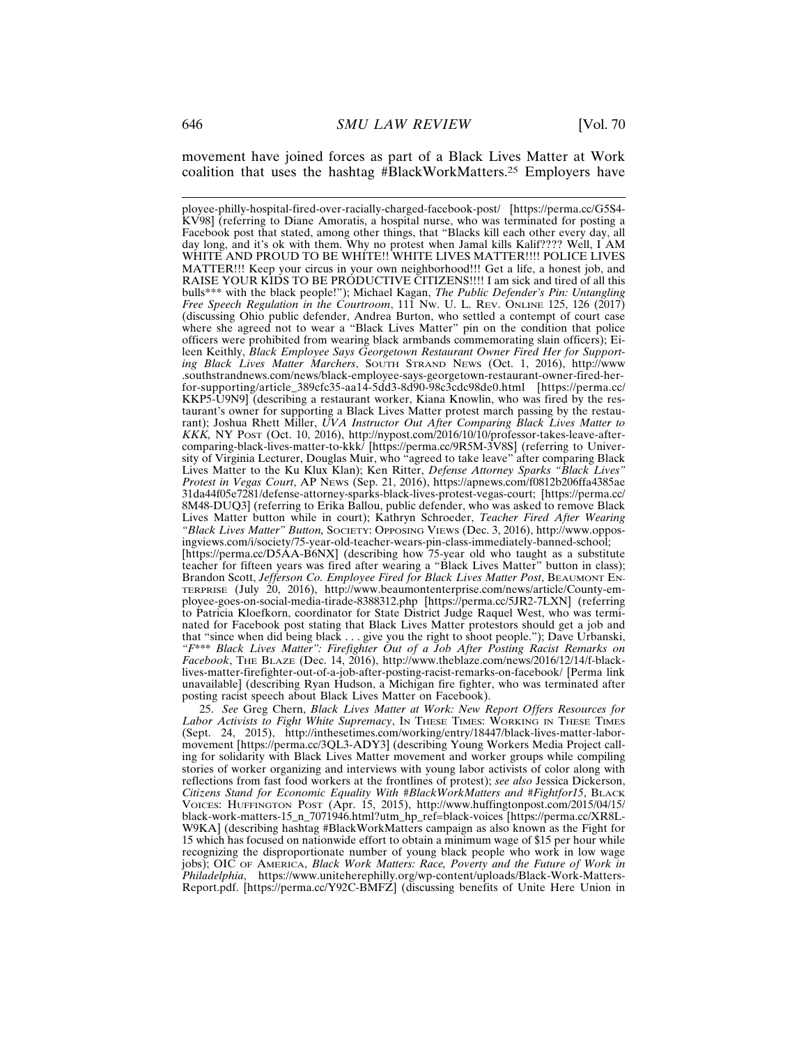movement have joined forces as part of a Black Lives Matter at Work coalition that uses the hashtag #BlackWorkMatters.[25] Employers have

ployee-philly-hospital-fired-over-racially-charged-facebook-post/ [https://perma.cc/G5S4-KV98] (referring to Diane Amoratis, a hospital nurse, who was terminated for posting a Facebook post that stated, among other things, that "Blacks kill each other every day, all day long, and it's ok with them. Why no protest when Jamal kills Kalif???? Well, I AM WHITE AND PROUD TO BE WHITE!! WHITE LIVES MATTER!!!! POLICE LIVES MATTER!!! Keep your circus in your own neighborhood!!! Get a life, a honest job, and RAISE YOUR KIDS TO BE PRODUCTIVE CITIZENS!!!! I am sick and tired of all this bulls*** with the black people!"); Michael Kagan, *The Public Defender's Pin: Untangling Free Speech Regulation in the Courtroom*, 111 NW. U. L. REV. ONLINE 125, 126 (2017) (discussing Ohio public defender, Andrea Burton, who settled a contempt of court case where she agreed not to wear a "Black Lives Matter" pin on the condition that police officers were prohibited from wearing black armbands commemorating slain officers); Eileen Keithly, *Black Employee Says Georgetown Restaurant Owner Fired Her for Supporting Black Lives Matter Marchers*, SOUTH STRAND NEWS (Oct. 1, 2016), http://www.southstrandnews.com/news/black-employee-says-georgetown-restaurant-owner-fired-her-for-supporting/article_389cfc35-aa14-5dd3-8d90-98c3cdc98de0.html [https://perma.cc/KKP5-U9N9] (describing a restaurant worker, Kiana Knowlin, who was fired by the restaurant's owner for supporting a Black Lives Matter protest march passing by the restaurant); Joshua Rhett Miller, *UVA Instructor Out After Comparing Black Lives Matter to KKK*, NY POST (Oct. 10, 2016), http://nypost.com/2016/10/10/professor-takes-leave-after-comparing-black-lives-matter-to-kkk/ [https://perma.cc/9R5M-3V8S] (referring to University of Virginia Lecturer, Douglas Muir, who "agreed to take leave" after comparing Black Lives Matter to the Ku Klux Klan); Ken Ritter, *Defense Attorney Sparks "Black Lives" Protest in Vegas Court*, AP NEWS (Sep. 21, 2016), https://apnews.com/f0812b206ffa4385ae31da44f05e7281/defense-attorney-sparks-black-lives-protest-vegas-court; [https://perma.cc/8M48-DUQ3] (referring to Erika Ballou, public defender, who was asked to remove Black Lives Matter button while in court); Kathryn Schroeder, *Teacher Fired After Wearing "Black Lives Matter" Button*, SOCIETY: OPPOSING VIEWS (Dec. 3, 2016), http://www.opposingviews.com/i/society/75-year-old-teacher-wears-pin-class-immediately-banned-school; [https://perma.cc/D5AA-B6NX] (describing how 75-year old who taught as a substitute teacher for fifteen years was fired after wearing a "Black Lives Matter" button in class); Brandon Scott, *Jefferson Co. Employee Fired for Black Lives Matter Post*, BEAUMONT ENTERPRISE (July 20, 2016), http://www.beaumontenterprise.com/news/article/County-employee-goes-on-social-media-tirade-8388312.php [https://perma.cc/5JR2-7LXN] (referring to Patricia Kloefkorn, coordinator for State District Judge Raquel West, who was terminated for Facebook post stating that Black Lives Matter protestors should get a job and that "since when did being black . . . give you the right to shoot people."); Dave Urbanski, *"F*** Black Lives Matter": Firefighter Out of a Job After Posting Racist Remarks on Facebook*, THE BLAZE (Dec. 14, 2016), http://www.theblaze.com/news/2016/12/14/f-black-lives-matter-firefighter-out-of-a-job-after-posting-racist-remarks-on-facebook/ [Perma link unavailable] (describing Ryan Hudson, a Michigan fire fighter, who was terminated after posting racist speech about Black Lives Matter on Facebook).

25. *See* Greg Chern, *Black Lives Matter at Work: New Report Offers Resources for Labor Activists to Fight White Supremacy*, IN THESE TIMES: WORKING IN THESE TIMES (Sept. 24, 2015), http://inthesetimes.com/working/entry/18447/black-lives-matter-labor-movement [https://perma.cc/3QL3-ADY3] (describing Young Workers Media Project calling for solidarity with Black Lives Matter movement and worker groups while compiling stories of worker organizing and interviews with young labor activists of color along with reflections from fast food workers at the frontlines of protest); *see also* Jessica Dickerson, *Citizens Stand for Economic Equality With #BlackWorkMatters and #Fightfor15*, BLACK VOICES: HUFFINGTON POST (Apr. 15, 2015), http://www.huffingtonpost.com/2015/04/15/black-work-matters-15_n_7071946.html?utm_hp_ref=black-voices [https://perma.cc/XR8L-W9KA] (describing hashtag #BlackWorkMatters campaign as also known as the Fight for 15 which has focused on nationwide effort to obtain a minimum wage of $15 per hour while recognizing the disproportionate number of young black people who work in low wage jobs); OIC OF AMERICA, *Black Work Matters: Race, Poverty and the Future of Work in Philadelphia*, https://www.uniteherephilly.org/wp-content/uploads/Black-Work-Matters-Report.pdf. [https://perma.cc/Y92C-BMFZ] (discussing benefits of Unite Here Union in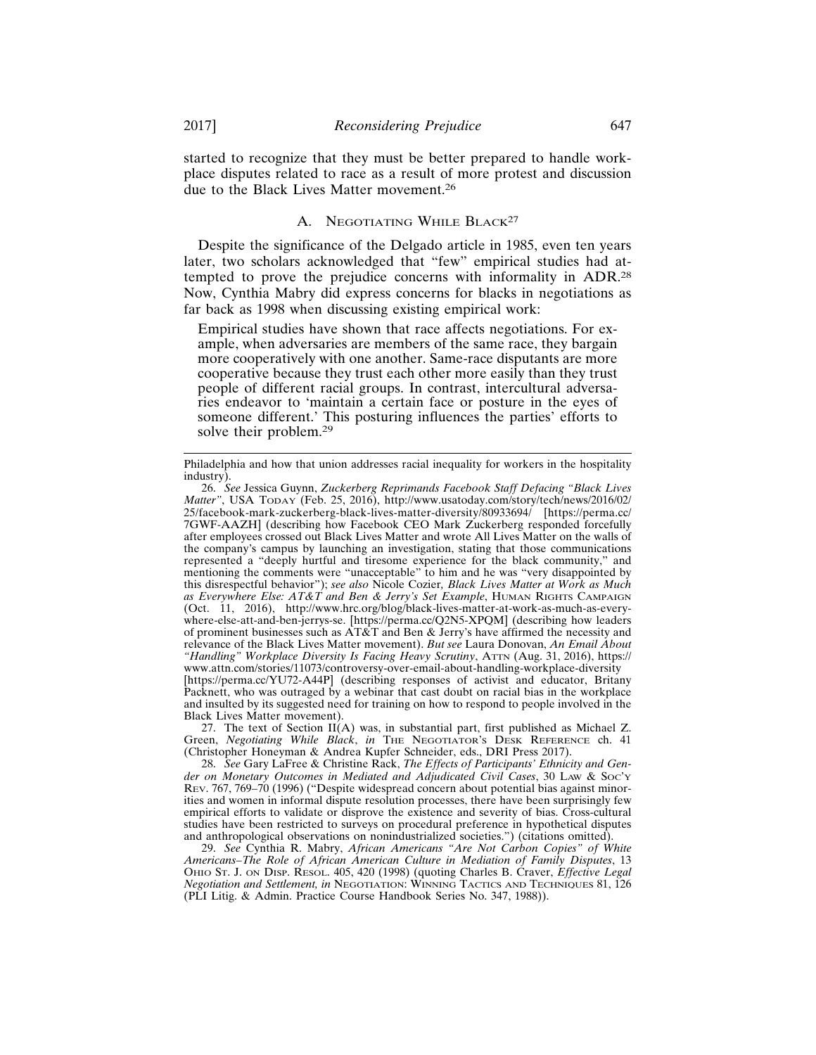started to recognize that they must be better prepared to handle workplace disputes related to race as a result of more protest and discussion due to the Black Lives Matter movement.[26]

### A. Negotiating While Black[27]

Despite the significance of the Delgado article in 1985, even ten years later, two scholars acknowledged that "few" empirical studies had attempted to prove the prejudice concerns with informality in ADR.[28] Now, Cynthia Mabry did express concerns for blacks in negotiations as far back as 1998 when discussing existing empirical work:

> Empirical studies have shown that race affects negotiations. For example, when adversaries are members of the same race, they bargain more cooperatively with one another. Same-race disputants are more cooperative because they trust each other more easily than they trust people of different racial groups. In contrast, intercultural adversaries endeavor to 'maintain a certain face or posture in the eyes of someone different.' This posturing influences the parties' efforts to solve their problem.[29]

---

Philadelphia and how that union addresses racial inequality for workers in the hospitality industry).

26. *See* Jessica Guynn, *Zuckerberg Reprimands Facebook Staff Defacing "Black Lives Matter"*, USA Today (Feb. 25, 2016), http://www.usatoday.com/story/tech/news/2016/02/25/facebook-mark-zuckerberg-black-lives-matter-diversity/80933694/ [https://perma.cc/7GWF-AAZH] (describing how Facebook CEO Mark Zuckerberg responded forcefully after employees crossed out Black Lives Matter and wrote All Lives Matter on the walls of the company's campus by launching an investigation, stating that those communications represented a "deeply hurtful and tiresome experience for the black community," and mentioning the comments were "unacceptable" to him and he was "very disappointed by this disrespectful behavior"); *see also* Nicole Cozier, *Black Lives Matter at Work as Much as Everywhere Else: AT&T and Ben & Jerry's Set Example*, Human Rights Campaign (Oct. 11, 2016), http://www.hrc.org/blog/black-lives-matter-at-work-as-much-as-everywhere-else-att-and-ben-jerrys-se. [https://perma.cc/Q2N5-XPQM] (describing how leaders of prominent businesses such as AT&T and Ben & Jerry's have affirmed the necessity and relevance of the Black Lives Matter movement). *But see* Laura Donovan, *An Email About "Handling" Workplace Diversity Is Facing Heavy Scrutiny*, Attn (Aug. 31, 2016), https://www.attn.com/stories/11073/controversy-over-email-about-handling-workplace-diversity [https://perma.cc/YU72-A44P] (describing responses of activist and educator, Britany Packnett, who was outraged by a webinar that cast doubt on racial bias in the workplace and insulted by its suggested need for training on how to respond to people involved in the Black Lives Matter movement).

27. The text of Section II(A) was, in substantial part, first published as Michael Z. Green, *Negotiating While Black*, *in* The Negotiator's Desk Reference ch. 41 (Christopher Honeyman & Andrea Kupfer Schneider, eds., DRI Press 2017).

28. *See* Gary LaFree & Christine Rack, *The Effects of Participants' Ethnicity and Gender on Monetary Outcomes in Mediated and Adjudicated Civil Cases*, 30 Law & Soc'y Rev. 767, 769–70 (1996) ("Despite widespread concern about potential bias against minorities and women in informal dispute resolution processes, there have been surprisingly few empirical efforts to validate or disprove the existence and severity of bias. Cross-cultural studies have been restricted to surveys on procedural preference in hypothetical disputes and anthropological observations on nonindustrialized societies.") (citations omitted).

29. *See* Cynthia R. Mabry, *African Americans "Are Not Carbon Copies" of White Americans–The Role of African American Culture in Mediation of Family Disputes*, 13 Ohio St. J. on Disp. Resol. 405, 420 (1998) (quoting Charles B. Craver, *Effective Legal Negotiation and Settlement, in* Negotiation: Winning Tactics and Techniques 81, 126 (PLI Litig. & Admin. Practice Course Handbook Series No. 347, 1988)).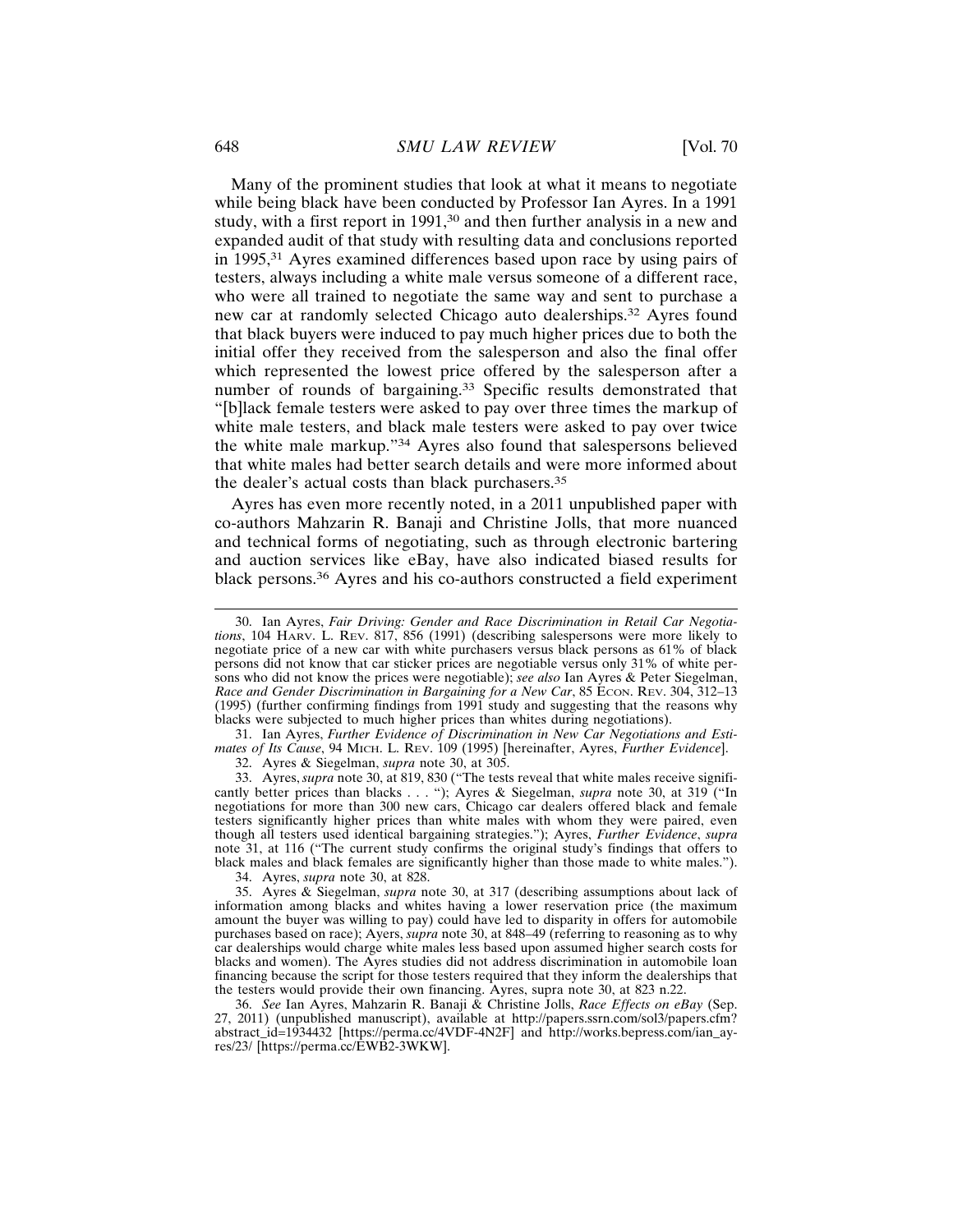Many of the prominent studies that look at what it means to negotiate while being black have been conducted by Professor Ian Ayres. In a 1991 study, with a first report in 1991,[30] and then further analysis in a new and expanded audit of that study with resulting data and conclusions reported in 1995,[31] Ayres examined differences based upon race by using pairs of testers, always including a white male versus someone of a different race, who were all trained to negotiate the same way and sent to purchase a new car at randomly selected Chicago auto dealerships.[32] Ayres found that black buyers were induced to pay much higher prices due to both the initial offer they received from the salesperson and also the final offer which represented the lowest price offered by the salesperson after a number of rounds of bargaining.[33] Specific results demonstrated that "[b]lack female testers were asked to pay over three times the markup of white male testers, and black male testers were asked to pay over twice the white male markup."[34] Ayres also found that salespersons believed that white males had better search details and were more informed about the dealer's actual costs than black purchasers.[35]

Ayres has even more recently noted, in a 2011 unpublished paper with co-authors Mahzarin R. Banaji and Christine Jolls, that more nuanced and technical forms of negotiating, such as through electronic bartering and auction services like eBay, have also indicated biased results for black persons.[36] Ayres and his co-authors constructed a field experiment

---

30. Ian Ayres, *Fair Driving: Gender and Race Discrimination in Retail Car Negotiations*, 104 Harv. L. Rev. 817, 856 (1991) (describing salespersons were more likely to negotiate price of a new car with white purchasers versus black persons as 61% of black persons did not know that car sticker prices are negotiable versus only 31% of white persons who did not know the prices were negotiable); *see also* Ian Ayres & Peter Siegelman, *Race and Gender Discrimination in Bargaining for a New Car*, 85 Econ. Rev. 304, 312–13 (1995) (further confirming findings from 1991 study and suggesting that the reasons why blacks were subjected to much higher prices than whites during negotiations).

31. Ian Ayres, *Further Evidence of Discrimination in New Car Negotiations and Estimates of Its Cause*, 94 Mich. L. Rev. 109 (1995) [hereinafter, Ayres, *Further Evidence*].

32. Ayres & Siegelman, *supra* note 30, at 305.

33. Ayres, *supra* note 30, at 819, 830 ("The tests reveal that white males receive significantly better prices than blacks . . . "); Ayres & Siegelman, *supra* note 30, at 319 ("In negotiations for more than 300 new cars, Chicago car dealers offered black and female testers significantly higher prices than white males with whom they were paired, even though all testers used identical bargaining strategies."); Ayres, *Further Evidence*, *supra* note 31, at 116 ("The current study confirms the original study's findings that offers to black males and black females are significantly higher than those made to white males.").

34. Ayres, *supra* note 30, at 828.

35. Ayres & Siegelman, *supra* note 30, at 317 (describing assumptions about lack of information among blacks and whites having a lower reservation price (the maximum amount the buyer was willing to pay) could have led to disparity in offers for automobile purchases based on race); Ayers, *supra* note 30, at 848–49 (referring to reasoning as to why car dealerships would charge white males less based upon assumed higher search costs for blacks and women). The Ayres studies did not address discrimination in automobile loan financing because the script for those testers required that they inform the dealerships that the testers would provide their own financing. Ayres, supra note 30, at 823 n.22.

36. *See* Ian Ayres, Mahzarin R. Banaji & Christine Jolls, *Race Effects on eBay* (Sep. 27, 2011) (unpublished manuscript), available at http://papers.ssrn.com/sol3/papers.cfm?abstract_id=1934432 [https://perma.cc/4VDF-4N2F] and http://works.bepress.com/ian_ayres/23/ [https://perma.cc/EWB2-3WKW].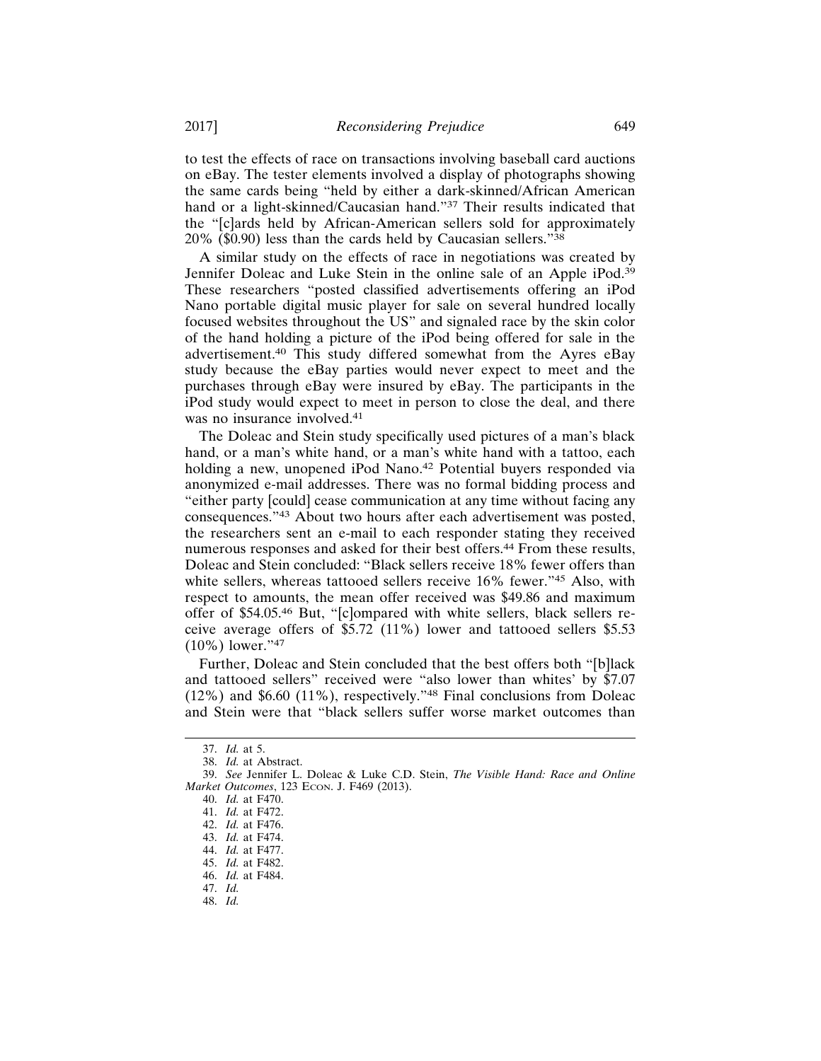to test the effects of race on transactions involving baseball card auctions on eBay. The tester elements involved a display of photographs showing the same cards being "held by either a dark-skinned/African American hand or a light-skinned/Caucasian hand."[37] Their results indicated that the "[c]ards held by African-American sellers sold for approximately 20% ($0.90) less than the cards held by Caucasian sellers."[38]

A similar study on the effects of race in negotiations was created by Jennifer Doleac and Luke Stein in the online sale of an Apple iPod.[39] These researchers "posted classified advertisements offering an iPod Nano portable digital music player for sale on several hundred locally focused websites throughout the US" and signaled race by the skin color of the hand holding a picture of the iPod being offered for sale in the advertisement.[40] This study differed somewhat from the Ayres eBay study because the eBay parties would never expect to meet and the purchases through eBay were insured by eBay. The participants in the iPod study would expect to meet in person to close the deal, and there was no insurance involved.[41]

The Doleac and Stein study specifically used pictures of a man's black hand, or a man's white hand, or a man's white hand with a tattoo, each holding a new, unopened iPod Nano.[42] Potential buyers responded via anonymized e-mail addresses. There was no formal bidding process and "either party [could] cease communication at any time without facing any consequences."[43] About two hours after each advertisement was posted, the researchers sent an e-mail to each responder stating they received numerous responses and asked for their best offers.[44] From these results, Doleac and Stein concluded: "Black sellers receive 18% fewer offers than white sellers, whereas tattooed sellers receive 16% fewer."[45] Also, with respect to amounts, the mean offer received was $49.86 and maximum offer of $54.05.[46] But, "[c]ompared with white sellers, black sellers receive average offers of $5.72 (11%) lower and tattooed sellers $5.53 (10%) lower."[47]

Further, Doleac and Stein concluded that the best offers both "[b]lack and tattooed sellers" received were "also lower than whites' by $7.07 (12%) and $6.60 (11%), respectively."[48] Final conclusions from Doleac and Stein were that "black sellers suffer worse market outcomes than

---

37. *Id.* at 5.

38. *Id.* at Abstract.

39. *See* Jennifer L. Doleac & Luke C.D. Stein, *The Visible Hand: Race and Online Market Outcomes*, 123 Econ. J. F469 (2013).

40. *Id.* at F470.

41. *Id.* at F472.

42. *Id.* at F476.

43. *Id.* at F474.

44. *Id.* at F477.

45. *Id.* at F482.

46. *Id.* at F484.

47. *Id.*

48. *Id.*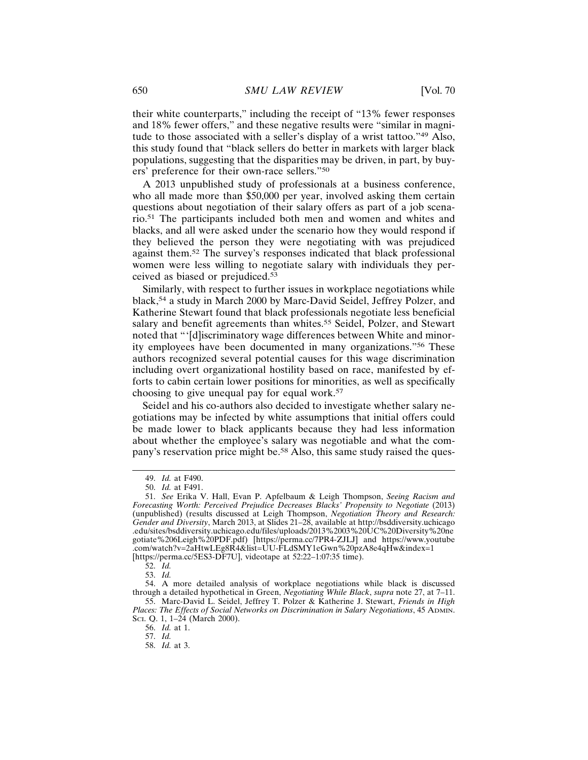their white counterparts," including the receipt of "13% fewer responses and 18% fewer offers," and these negative results were "similar in magnitude to those associated with a seller's display of a wrist tattoo."[49] Also, this study found that "black sellers do better in markets with larger black populations, suggesting that the disparities may be driven, in part, by buyers' preference for their own-race sellers."[50]

A 2013 unpublished study of professionals at a business conference, who all made more than $50,000 per year, involved asking them certain questions about negotiation of their salary offers as part of a job scenario.[51] The participants included both men and women and whites and blacks, and all were asked under the scenario how they would respond if they believed the person they were negotiating with was prejudiced against them.[52] The survey's responses indicated that black professional women were less willing to negotiate salary with individuals they perceived as biased or prejudiced.[53]

Similarly, with respect to further issues in workplace negotiations while black,[54] a study in March 2000 by Marc-David Seidel, Jeffrey Polzer, and Katherine Stewart found that black professionals negotiate less beneficial salary and benefit agreements than whites.[55] Seidel, Polzer, and Stewart noted that "'[d]iscriminatory wage differences between White and minority employees have been documented in many organizations."[56] These authors recognized several potential causes for this wage discrimination including overt organizational hostility based on race, manifested by efforts to cabin certain lower positions for minorities, as well as specifically choosing to give unequal pay for equal work.[57]

Seidel and his co-authors also decided to investigate whether salary negotiations may be infected by white assumptions that initial offers could be made lower to black applicants because they had less information about whether the employee's salary was negotiable and what the company's reservation price might be.[58] Also, this same study raised the ques-

---

49. *Id.* at F490.

50. *Id.* at F491.

51. *See* Erika V. Hall, Evan P. Apfelbaum & Leigh Thompson, *Seeing Racism and Forecasting Worth: Perceived Prejudice Decreases Blacks' Propensity to Negotiate* (2013) (unpublished) (results discussed at Leigh Thompson, *Negotiation Theory and Research: Gender and Diversity*, March 2013, at Slides 21–28, available at http://bsddiversity.uchicago.edu/sites/bsddiversity.uchicago.edu/files/uploads/2013%2003%20UC%20Diversity%20negotiate%206Leigh%20PDF.pdf) [https://perma.cc/7PR4-ZJLJ] and https://www.youtube.com/watch?v=2aHtwLEg8R4&list=UU-FLdSMY1eGwn%20pzA8e4qHw&index=1 [https://perma.cc/5ES3-DF7U], videotape at 52:22–1:07:35 time).

52. *Id.*

53. *Id.*

54. A more detailed analysis of workplace negotiations while black is discussed through a detailed hypothetical in Green, *Negotiating While Black*, *supra* note 27, at 7–11.

55. Marc-David L. Seidel, Jeffrey T. Polzer & Katherine J. Stewart, *Friends in High Places: The Effects of Social Networks on Discrimination in Salary Negotiations*, 45 ADMIN. SCI. Q. 1, 1–24 (March 2000).

56. *Id.* at 1.

57. *Id.*

58. *Id.* at 3.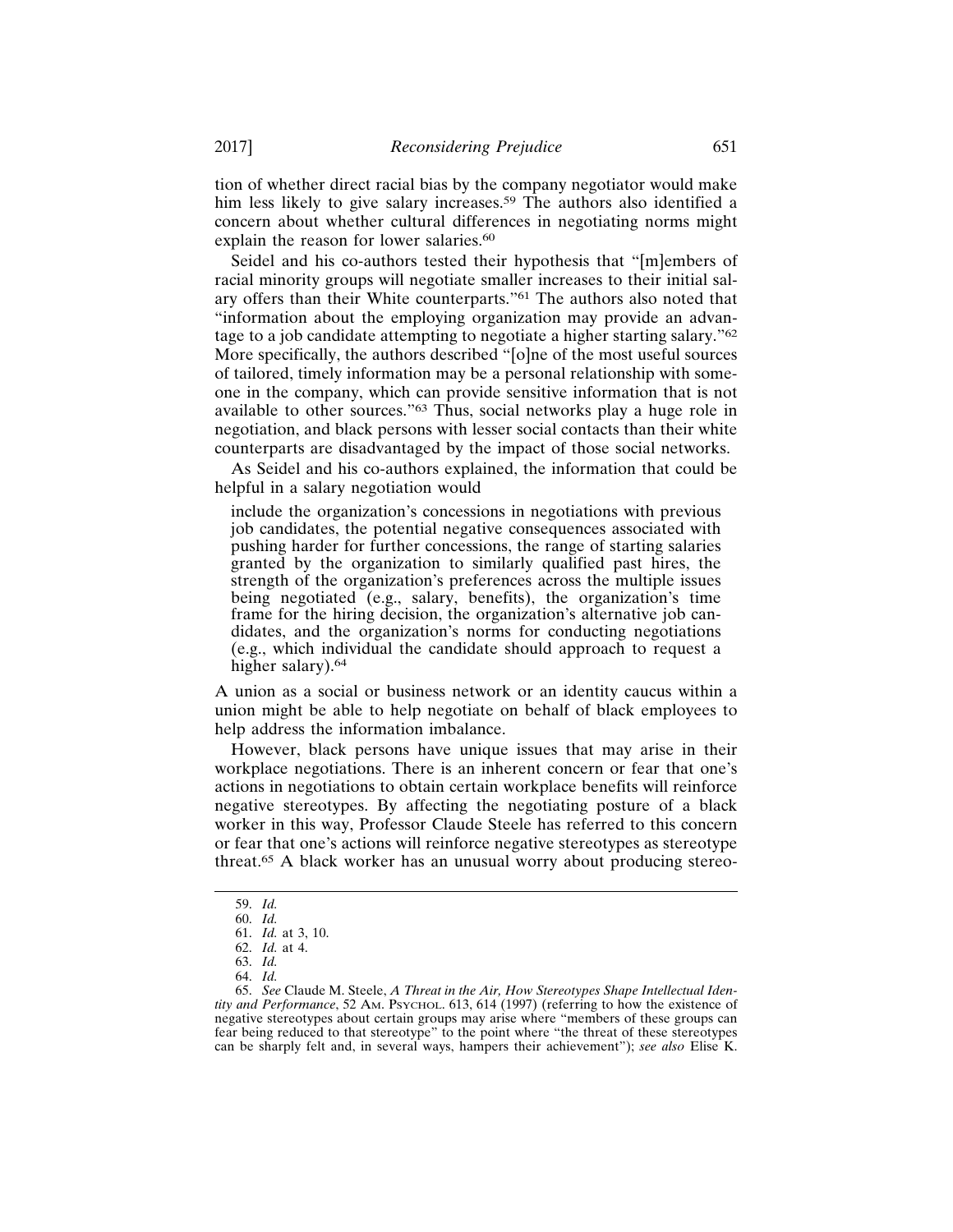tion of whether direct racial bias by the company negotiator would make him less likely to give salary increases.[59] The authors also identified a concern about whether cultural differences in negotiating norms might explain the reason for lower salaries.[60]

Seidel and his co-authors tested their hypothesis that "[m]embers of racial minority groups will negotiate smaller increases to their initial salary offers than their White counterparts."[61] The authors also noted that "information about the employing organization may provide an advantage to a job candidate attempting to negotiate a higher starting salary."[62] More specifically, the authors described "[o]ne of the most useful sources of tailored, timely information may be a personal relationship with someone in the company, which can provide sensitive information that is not available to other sources."[63] Thus, social networks play a huge role in negotiation, and black persons with lesser social contacts than their white counterparts are disadvantaged by the impact of those social networks.

As Seidel and his co-authors explained, the information that could be helpful in a salary negotiation would

> include the organization's concessions in negotiations with previous job candidates, the potential negative consequences associated with pushing harder for further concessions, the range of starting salaries granted by the organization to similarly qualified past hires, the strength of the organization's preferences across the multiple issues being negotiated (e.g., salary, benefits), the organization's time frame for the hiring decision, the organization's alternative job candidates, and the organization's norms for conducting negotiations (e.g., which individual the candidate should approach to request a higher salary).[64]

A union as a social or business network or an identity caucus within a union might be able to help negotiate on behalf of black employees to help address the information imbalance.

However, black persons have unique issues that may arise in their workplace negotiations. There is an inherent concern or fear that one's actions in negotiations to obtain certain workplace benefits will reinforce negative stereotypes. By affecting the negotiating posture of a black worker in this way, Professor Claude Steele has referred to this concern or fear that one's actions will reinforce negative stereotypes as stereotype threat.[65] A black worker has an unusual worry about producing stereo-

---

59. *Id.*

60. *Id.*

61. *Id.* at 3, 10.

62. *Id.* at 4.

63. *Id.*

64. *Id.*

65. *See* Claude M. Steele, *A Threat in the Air, How Stereotypes Shape Intellectual Identity and Performance*, 52 AM. PSYCHOL. 613, 614 (1997) (referring to how the existence of negative stereotypes about certain groups may arise where "members of these groups can fear being reduced to that stereotype" to the point where "the threat of these stereotypes can be sharply felt and, in several ways, hampers their achievement"); *see also* Elise K.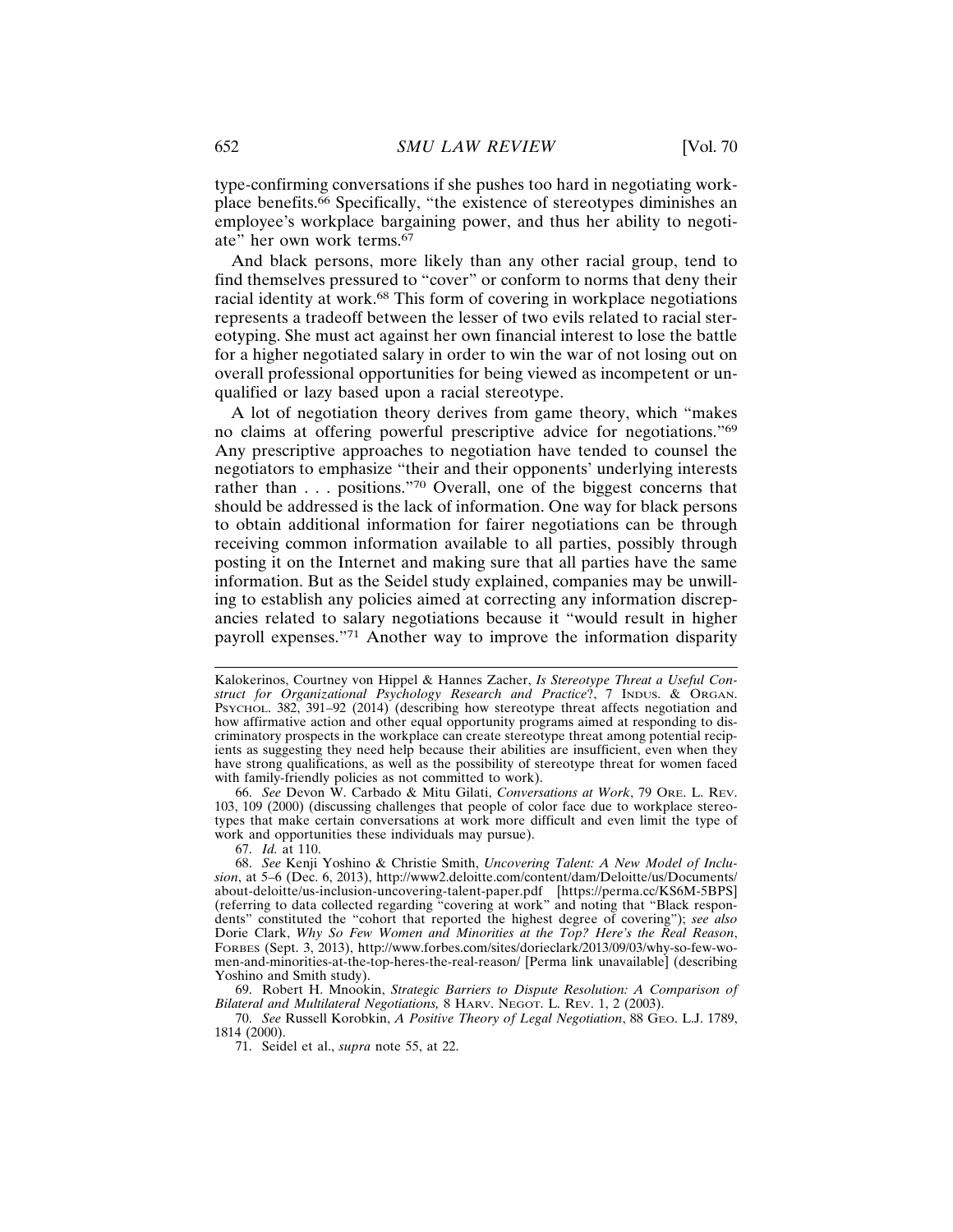type-confirming conversations if she pushes too hard in negotiating workplace benefits.[66] Specifically, "the existence of stereotypes diminishes an employee's workplace bargaining power, and thus her ability to negotiate" her own work terms.[67]

And black persons, more likely than any other racial group, tend to find themselves pressured to "cover" or conform to norms that deny their racial identity at work.[68] This form of covering in workplace negotiations represents a tradeoff between the lesser of two evils related to racial stereotyping. She must act against her own financial interest to lose the battle for a higher negotiated salary in order to win the war of not losing out on overall professional opportunities for being viewed as incompetent or unqualified or lazy based upon a racial stereotype.

A lot of negotiation theory derives from game theory, which "makes no claims at offering powerful prescriptive advice for negotiations."[69] Any prescriptive approaches to negotiation have tended to counsel the negotiators to emphasize "their and their opponents' underlying interests rather than . . . positions."[70] Overall, one of the biggest concerns that should be addressed is the lack of information. One way for black persons to obtain additional information for fairer negotiations can be through receiving common information available to all parties, possibly through posting it on the Internet and making sure that all parties have the same information. But as the Seidel study explained, companies may be unwilling to establish any policies aimed at correcting any information discrepancies related to salary negotiations because it "would result in higher payroll expenses."[71] Another way to improve the information disparity

---

Kalokerinos, Courtney von Hippel & Hannes Zacher, *Is Stereotype Threat a Useful Construct for Organizational Psychology Research and Practice*?, 7 INDUS. & ORGAN. PSYCHOL. 382, 391–92 (2014) (describing how stereotype threat affects negotiation and how affirmative action and other equal opportunity programs aimed at responding to discriminatory prospects in the workplace can create stereotype threat among potential recipients as suggesting they need help because their abilities are insufficient, even when they have strong qualifications, as well as the possibility of stereotype threat for women faced with family-friendly policies as not committed to work).

66. *See* Devon W. Carbado & Mitu Gilati, *Conversations at Work*, 79 ORE. L. REV. 103, 109 (2000) (discussing challenges that people of color face due to workplace stereotypes that make certain conversations at work more difficult and even limit the type of work and opportunities these individuals may pursue).

67. *Id.* at 110.

68. *See* Kenji Yoshino & Christie Smith, *Uncovering Talent: A New Model of Inclusion*, at 5–6 (Dec. 6, 2013), http://www2.deloitte.com/content/dam/Deloitte/us/Documents/about-deloitte/us-inclusion-uncovering-talent-paper.pdf [https://perma.cc/KS6M-5BPS] (referring to data collected regarding "covering at work" and noting that "Black respondents" constituted the "cohort that reported the highest degree of covering"); *see also* Dorie Clark, *Why So Few Women and Minorities at the Top? Here's the Real Reason*, FORBES (Sept. 3, 2013), http://www.forbes.com/sites/dorieclark/2013/09/03/why-so-few-women-and-minorities-at-the-top-heres-the-real-reason/ [Perma link unavailable] (describing Yoshino and Smith study).

69. Robert H. Mnookin, *Strategic Barriers to Dispute Resolution: A Comparison of Bilateral and Multilateral Negotiations,* 8 HARV. NEGOT. L. REV. 1, 2 (2003).

70. *See* Russell Korobkin, *A Positive Theory of Legal Negotiation*, 88 GEO. L.J. 1789, 1814 (2000).

71. Seidel et al., *supra* note 55, at 22.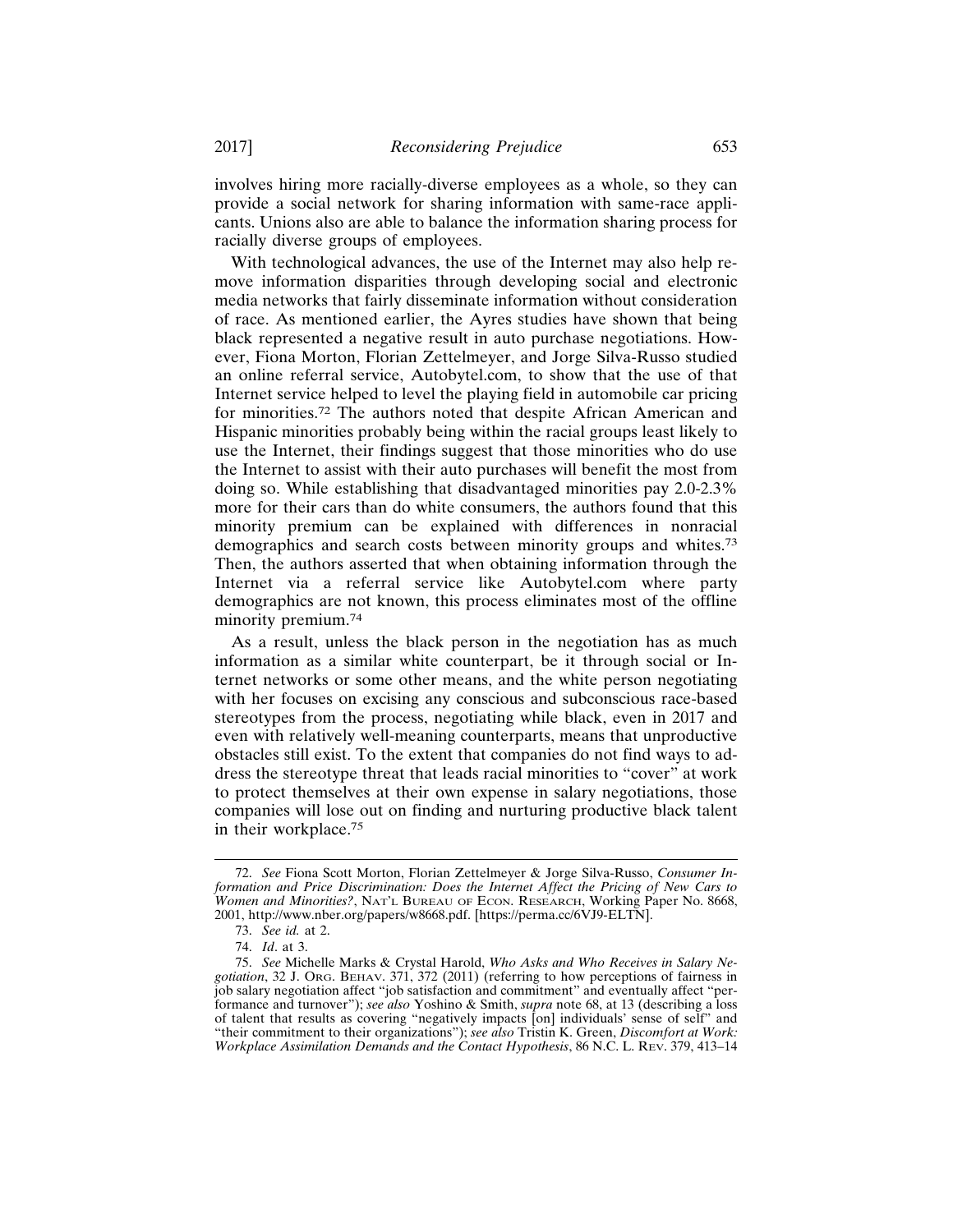involves hiring more racially-diverse employees as a whole, so they can provide a social network for sharing information with same-race applicants. Unions also are able to balance the information sharing process for racially diverse groups of employees.

With technological advances, the use of the Internet may also help remove information disparities through developing social and electronic media networks that fairly disseminate information without consideration of race. As mentioned earlier, the Ayres studies have shown that being black represented a negative result in auto purchase negotiations. However, Fiona Morton, Florian Zettelmeyer, and Jorge Silva-Russo studied an online referral service, Autobytel.com, to show that the use of that Internet service helped to level the playing field in automobile car pricing for minorities.[72] The authors noted that despite African American and Hispanic minorities probably being within the racial groups least likely to use the Internet, their findings suggest that those minorities who do use the Internet to assist with their auto purchases will benefit the most from doing so. While establishing that disadvantaged minorities pay 2.0-2.3% more for their cars than do white consumers, the authors found that this minority premium can be explained with differences in nonracial demographics and search costs between minority groups and whites.[73] Then, the authors asserted that when obtaining information through the Internet via a referral service like Autobytel.com where party demographics are not known, this process eliminates most of the offline minority premium.[74]

As a result, unless the black person in the negotiation has as much information as a similar white counterpart, be it through social or Internet networks or some other means, and the white person negotiating with her focuses on excising any conscious and subconscious race-based stereotypes from the process, negotiating while black, even in 2017 and even with relatively well-meaning counterparts, means that unproductive obstacles still exist. To the extent that companies do not find ways to address the stereotype threat that leads racial minorities to "cover" at work to protect themselves at their own expense in salary negotiations, those companies will lose out on finding and nurturing productive black talent in their workplace.[75]

---

72. *See* Fiona Scott Morton, Florian Zettelmeyer & Jorge Silva-Russo, *Consumer Information and Price Discrimination: Does the Internet Affect the Pricing of New Cars to Women and Minorities?*, NAT'L BUREAU OF ECON. RESEARCH, Working Paper No. 8668, 2001, http://www.nber.org/papers/w8668.pdf. [https://perma.cc/6VJ9-ELTN].

73. *See id.* at 2.

74. *Id*. at 3.

75. *See* Michelle Marks & Crystal Harold, *Who Asks and Who Receives in Salary Negotiation*, 32 J. ORG. BEHAV. 371, 372 (2011) (referring to how perceptions of fairness in job salary negotiation affect "job satisfaction and commitment" and eventually affect "performance and turnover"); *see also* Yoshino & Smith, *supra* note 68, at 13 (describing a loss of talent that results as covering "negatively impacts [on] individuals' sense of self" and "their commitment to their organizations"); *see also* Tristin K. Green, *Discomfort at Work: Workplace Assimilation Demands and the Contact Hypothesis*, 86 N.C. L. REV. 379, 413–14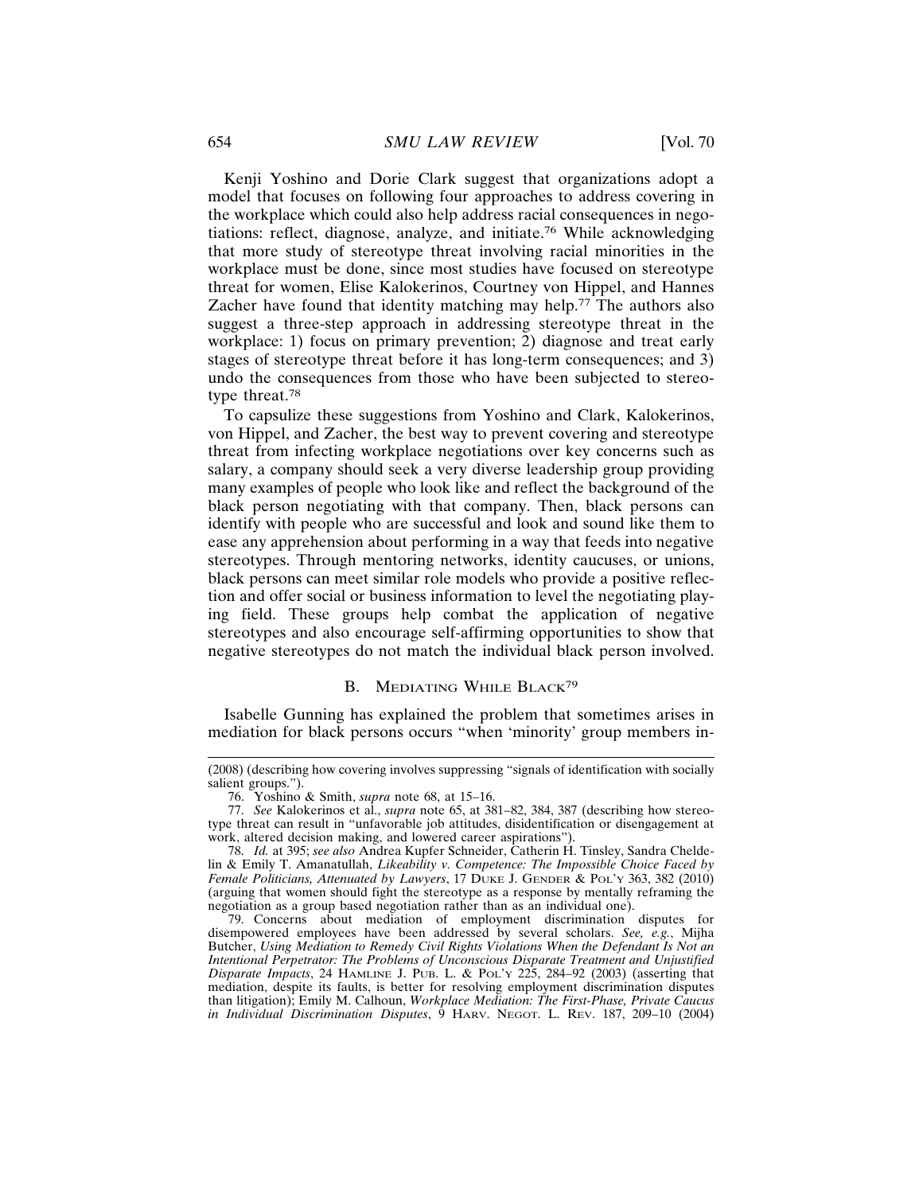Kenji Yoshino and Dorie Clark suggest that organizations adopt a model that focuses on following four approaches to address covering in the workplace which could also help address racial consequences in negotiations: reflect, diagnose, analyze, and initiate.[76] While acknowledging that more study of stereotype threat involving racial minorities in the workplace must be done, since most studies have focused on stereotype threat for women, Elise Kalokerinos, Courtney von Hippel, and Hannes Zacher have found that identity matching may help.[77] The authors also suggest a three-step approach in addressing stereotype threat in the workplace: 1) focus on primary prevention; 2) diagnose and treat early stages of stereotype threat before it has long-term consequences; and 3) undo the consequences from those who have been subjected to stereotype threat.[78]

To capsulize these suggestions from Yoshino and Clark, Kalokerinos, von Hippel, and Zacher, the best way to prevent covering and stereotype threat from infecting workplace negotiations over key concerns such as salary, a company should seek a very diverse leadership group providing many examples of people who look like and reflect the background of the black person negotiating with that company. Then, black persons can identify with people who are successful and look and sound like them to ease any apprehension about performing in a way that feeds into negative stereotypes. Through mentoring networks, identity caucuses, or unions, black persons can meet similar role models who provide a positive reflection and offer social or business information to level the negotiating playing field. These groups help combat the application of negative stereotypes and also encourage self-affirming opportunities to show that negative stereotypes do not match the individual black person involved.

### B. Mediating While Black[79]

Isabelle Gunning has explained the problem that sometimes arises in mediation for black persons occurs "when 'minority' group members in-

---

(2008) (describing how covering involves suppressing "signals of identification with socially salient groups.").

76. Yoshino & Smith, *supra* note 68, at 15–16.

77. *See* Kalokerinos et al., *supra* note 65, at 381–82, 384, 387 (describing how stereotype threat can result in "unfavorable job attitudes, disidentification or disengagement at work, altered decision making, and lowered career aspirations").

78. *Id.* at 395; *see also* Andrea Kupfer Schneider, Catherin H. Tinsley, Sandra Cheldelin & Emily T. Amanatullah, *Likeability v. Competence: The Impossible Choice Faced by Female Politicians, Attenuated by Lawyers*, 17 Duke J. Gender & Pol'y 363, 382 (2010) (arguing that women should fight the stereotype as a response by mentally reframing the negotiation as a group based negotiation rather than as an individual one).

79. Concerns about mediation of employment discrimination disputes for disempowered employees have been addressed by several scholars. *See, e.g.*, Mijha Butcher, *Using Mediation to Remedy Civil Rights Violations When the Defendant Is Not an Intentional Perpetrator: The Problems of Unconscious Disparate Treatment and Unjustified Disparate Impacts*, 24 Hamline J. Pub. L. & Pol'y 225, 284–92 (2003) (asserting that mediation, despite its faults, is better for resolving employment discrimination disputes than litigation); Emily M. Calhoun, *Workplace Mediation: The First-Phase, Private Caucus in Individual Discrimination Disputes*, 9 Harv. Negot. L. Rev. 187, 209–10 (2004)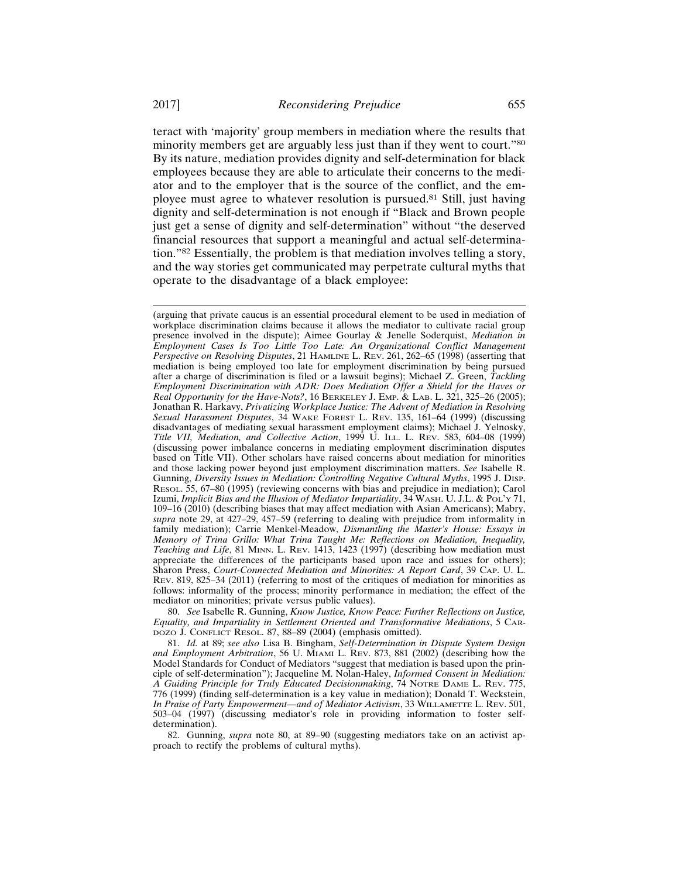teract with 'majority' group members in mediation where the results that minority members get are arguably less just than if they went to court."[80] By its nature, mediation provides dignity and self-determination for black employees because they are able to articulate their concerns to the mediator and to the employer that is the source of the conflict, and the employee must agree to whatever resolution is pursued.[81] Still, just having dignity and self-determination is not enough if "Black and Brown people just get a sense of dignity and self-determination" without "the deserved financial resources that support a meaningful and actual self-determination."[82] Essentially, the problem is that mediation involves telling a story, and the way stories get communicated may perpetrate cultural myths that operate to the disadvantage of a black employee:

---

(arguing that private caucus is an essential procedural element to be used in mediation of workplace discrimination claims because it allows the mediator to cultivate racial group presence involved in the dispute); Aimee Gourlay & Jenelle Soderquist, *Mediation in Employment Cases Is Too Little Too Late: An Organizational Conflict Management Perspective on Resolving Disputes*, 21 HAMLINE L. REV. 261, 262–65 (1998) (asserting that mediation is being employed too late for employment discrimination by being pursued after a charge of discrimination is filed or a lawsuit begins); Michael Z. Green, *Tackling Employment Discrimination with ADR: Does Mediation Offer a Shield for the Haves or Real Opportunity for the Have-Nots?*, 16 BERKELEY J. EMP. & LAB. L. 321, 325–26 (2005); Jonathan R. Harkavy, *Privatizing Workplace Justice: The Advent of Mediation in Resolving Sexual Harassment Disputes*, 34 WAKE FOREST L. REV. 135, 161–64 (1999) (discussing disadvantages of mediating sexual harassment employment claims); Michael J. Yelnosky, *Title VII, Mediation, and Collective Action*, 1999 U. ILL. L. REV. 583, 604–08 (1999) (discussing power imbalance concerns in mediating employment discrimination disputes based on Title VII). Other scholars have raised concerns about mediation for minorities and those lacking power beyond just employment discrimination matters. *See* Isabelle R. Gunning, *Diversity Issues in Mediation: Controlling Negative Cultural Myths*, 1995 J. DISP. RESOL. 55, 67–80 (1995) (reviewing concerns with bias and prejudice in mediation); Carol Izumi, *Implicit Bias and the Illusion of Mediator Impartiality*, 34 WASH. U. J.L. & POL'Y 71, 109–16 (2010) (describing biases that may affect mediation with Asian Americans); Mabry, *supra* note 29, at 427–29, 457–59 (referring to dealing with prejudice from informality in family mediation); Carrie Menkel-Meadow, *Dismantling the Master's House: Essays in Memory of Trina Grillo: What Trina Taught Me: Reflections on Mediation, Inequality, Teaching and Life*, 81 MINN. L. REV. 1413, 1423 (1997) (describing how mediation must appreciate the differences of the participants based upon race and issues for others); Sharon Press, *Court-Connected Mediation and Minorities: A Report Card*, 39 CAP. U. L. REV. 819, 825–34 (2011) (referring to most of the critiques of mediation for minorities as follows: informality of the process; minority performance in mediation; the effect of the mediator on minorities; private versus public values).

80. *See* Isabelle R. Gunning, *Know Justice, Know Peace: Further Reflections on Justice, Equality, and Impartiality in Settlement Oriented and Transformative Mediations*, 5 CARDOZO J. CONFLICT RESOL. 87, 88–89 (2004) (emphasis omitted).

81. *Id.* at 89; *see also* Lisa B. Bingham, *Self-Determination in Dispute System Design and Employment Arbitration*, 56 U. MIAMI L. REV. 873, 881 (2002) (describing how the Model Standards for Conduct of Mediators "suggest that mediation is based upon the principle of self-determination"); Jacqueline M. Nolan-Haley, *Informed Consent in Mediation: A Guiding Principle for Truly Educated Decisionmaking*, 74 NOTRE DAME L. REV. 775, 776 (1999) (finding self-determination is a key value in mediation); Donald T. Weckstein, *In Praise of Party Empowerment—and of Mediator Activism*, 33 WILLAMETTE L. REV. 501, 503–04 (1997) (discussing mediator's role in providing information to foster self-determination).

82. Gunning, *supra* note 80, at 89–90 (suggesting mediators take on an activist approach to rectify the problems of cultural myths).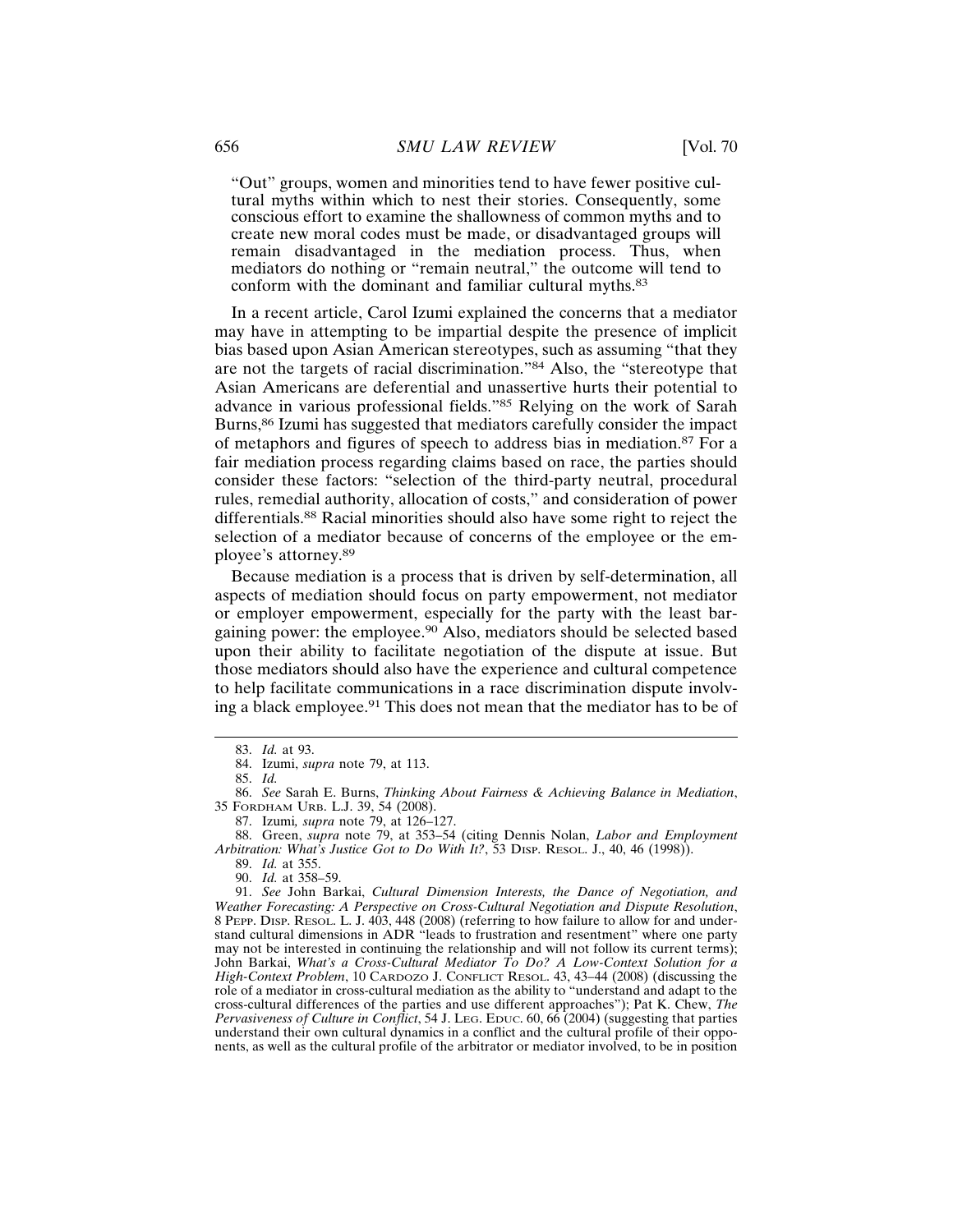> "Out" groups, women and minorities tend to have fewer positive cultural myths within which to nest their stories. Consequently, some conscious effort to examine the shallowness of common myths and to create new moral codes must be made, or disadvantaged groups will remain disadvantaged in the mediation process. Thus, when mediators do nothing or "remain neutral," the outcome will tend to conform with the dominant and familiar cultural myths.[83]

In a recent article, Carol Izumi explained the concerns that a mediator may have in attempting to be impartial despite the presence of implicit bias based upon Asian American stereotypes, such as assuming "that they are not the targets of racial discrimination."[84] Also, the "stereotype that Asian Americans are deferential and unassertive hurts their potential to advance in various professional fields."[85] Relying on the work of Sarah Burns,[86] Izumi has suggested that mediators carefully consider the impact of metaphors and figures of speech to address bias in mediation.[87] For a fair mediation process regarding claims based on race, the parties should consider these factors: "selection of the third-party neutral, procedural rules, remedial authority, allocation of costs," and consideration of power differentials.[88] Racial minorities should also have some right to reject the selection of a mediator because of concerns of the employee or the employee's attorney.[89]

Because mediation is a process that is driven by self-determination, all aspects of mediation should focus on party empowerment, not mediator or employer empowerment, especially for the party with the least bargaining power: the employee.[90] Also, mediators should be selected based upon their ability to facilitate negotiation of the dispute at issue. But those mediators should also have the experience and cultural competence to help facilitate communications in a race discrimination dispute involving a black employee.[91] This does not mean that the mediator has to be of

---

83. *Id.* at 93.

84. Izumi, *supra* note 79, at 113.

85. *Id.*

86. *See* Sarah E. Burns, *Thinking About Fairness & Achieving Balance in Mediation*, 35 FORDHAM URB. L.J. 39, 54 (2008).

87. Izumi*, supra* note 79, at 126–127.

88. Green, *supra* note 79, at 353–54 (citing Dennis Nolan, *Labor and Employment Arbitration: What's Justice Got to Do With It?*, 53 DISP. RESOL. J., 40, 46 (1998)).

89. *Id.* at 355.

90. *Id.* at 358–59.

91. *See* John Barkai, *Cultural Dimension Interests, the Dance of Negotiation, and Weather Forecasting: A Perspective on Cross-Cultural Negotiation and Dispute Resolution*, 8 PEPP. DISP. RESOL. L. J. 403, 448 (2008) (referring to how failure to allow for and understand cultural dimensions in ADR "leads to frustration and resentment" where one party may not be interested in continuing the relationship and will not follow its current terms); John Barkai, *What's a Cross-Cultural Mediator To Do? A Low-Context Solution for a High-Context Problem*, 10 CARDOZO J. CONFLICT RESOL. 43, 43–44 (2008) (discussing the role of a mediator in cross-cultural mediation as the ability to "understand and adapt to the cross-cultural differences of the parties and use different approaches"); Pat K. Chew, *The Pervasiveness of Culture in Conflict*, 54 J. LEG. EDUC. 60, 66 (2004) (suggesting that parties understand their own cultural dynamics in a conflict and the cultural profile of their opponents, as well as the cultural profile of the arbitrator or mediator involved, to be in position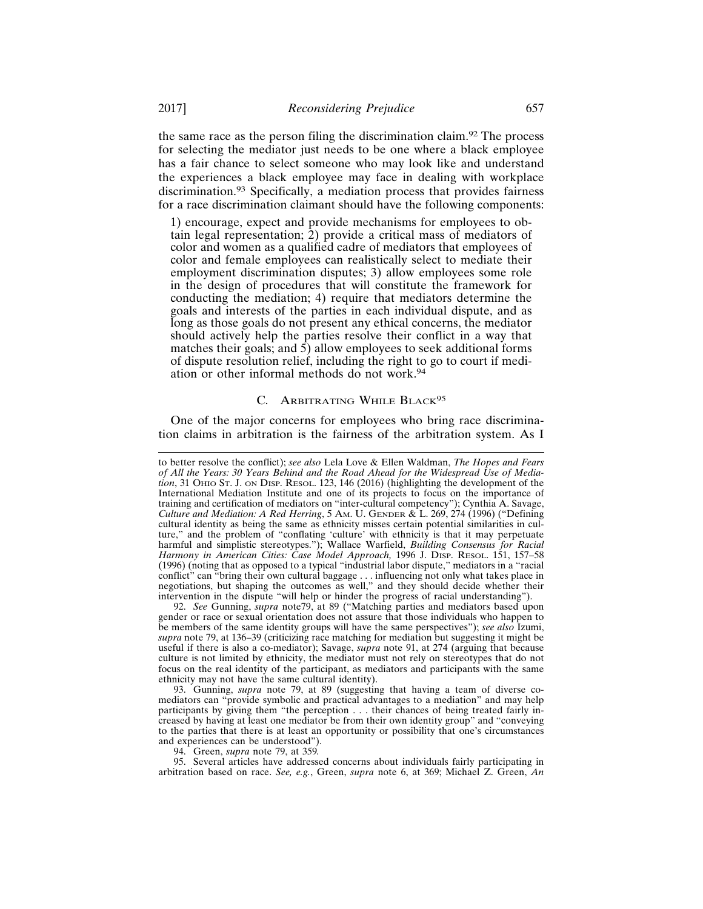the same race as the person filing the discrimination claim.[92] The process for selecting the mediator just needs to be one where a black employee has a fair chance to select someone who may look like and understand the experiences a black employee may face in dealing with workplace discrimination.[93] Specifically, a mediation process that provides fairness for a race discrimination claimant should have the following components:

> 1) encourage, expect and provide mechanisms for employees to obtain legal representation; 2) provide a critical mass of mediators of color and women as a qualified cadre of mediators that employees of color and female employees can realistically select to mediate their employment discrimination disputes; 3) allow employees some role in the design of procedures that will constitute the framework for conducting the mediation; 4) require that mediators determine the goals and interests of the parties in each individual dispute, and as long as those goals do not present any ethical concerns, the mediator should actively help the parties resolve their conflict in a way that matches their goals; and 5) allow employees to seek additional forms of dispute resolution relief, including the right to go to court if mediation or other informal methods do not work.[94]

### C. Arbitrating While Black[95]

One of the major concerns for employees who bring race discrimination claims in arbitration is the fairness of the arbitration system. As I

---

to better resolve the conflict); *see also* Lela Love & Ellen Waldman, *The Hopes and Fears of All the Years: 30 Years Behind and the Road Ahead for the Widespread Use of Mediation*, 31 Ohio St. J. on Disp. Resol. 123, 146 (2016) (highlighting the development of the International Mediation Institute and one of its projects to focus on the importance of training and certification of mediators on "inter-cultural competency"); Cynthia A. Savage, *Culture and Mediation: A Red Herring*, 5 Am. U. Gender & L. 269, 274 (1996) ("Defining cultural identity as being the same as ethnicity misses certain potential similarities in culture," and the problem of "conflating 'culture' with ethnicity is that it may perpetuate harmful and simplistic stereotypes."); Wallace Warfield, *Building Consensus for Racial Harmony in American Cities: Case Model Approach,* 1996 J. Disp. Resol. 151, 157–58 (1996) (noting that as opposed to a typical "industrial labor dispute," mediators in a "racial conflict" can "bring their own cultural baggage . . . influencing not only what takes place in negotiations, but shaping the outcomes as well," and they should decide whether their intervention in the dispute "will help or hinder the progress of racial understanding").

92. *See* Gunning, *supra* note79, at 89 ("Matching parties and mediators based upon gender or race or sexual orientation does not assure that those individuals who happen to be members of the same identity groups will have the same perspectives"); *see also* Izumi, *supra* note 79, at 136–39 (criticizing race matching for mediation but suggesting it might be useful if there is also a co-mediator); Savage, *supra* note 91, at 274 (arguing that because culture is not limited by ethnicity, the mediator must not rely on stereotypes that do not focus on the real identity of the participant, as mediators and participants with the same ethnicity may not have the same cultural identity).

93. Gunning, *supra* note 79, at 89 (suggesting that having a team of diverse co-mediators can "provide symbolic and practical advantages to a mediation" and may help participants by giving them "the perception . . . their chances of being treated fairly increased by having at least one mediator be from their own identity group" and "conveying to the parties that there is at least an opportunity or possibility that one's circumstances and experiences can be understood").

94. Green, *supra* note 79, at 359*.*

95. Several articles have addressed concerns about individuals fairly participating in arbitration based on race. *See, e.g.*, Green, *supra* note 6, at 369; Michael Z. Green, *An*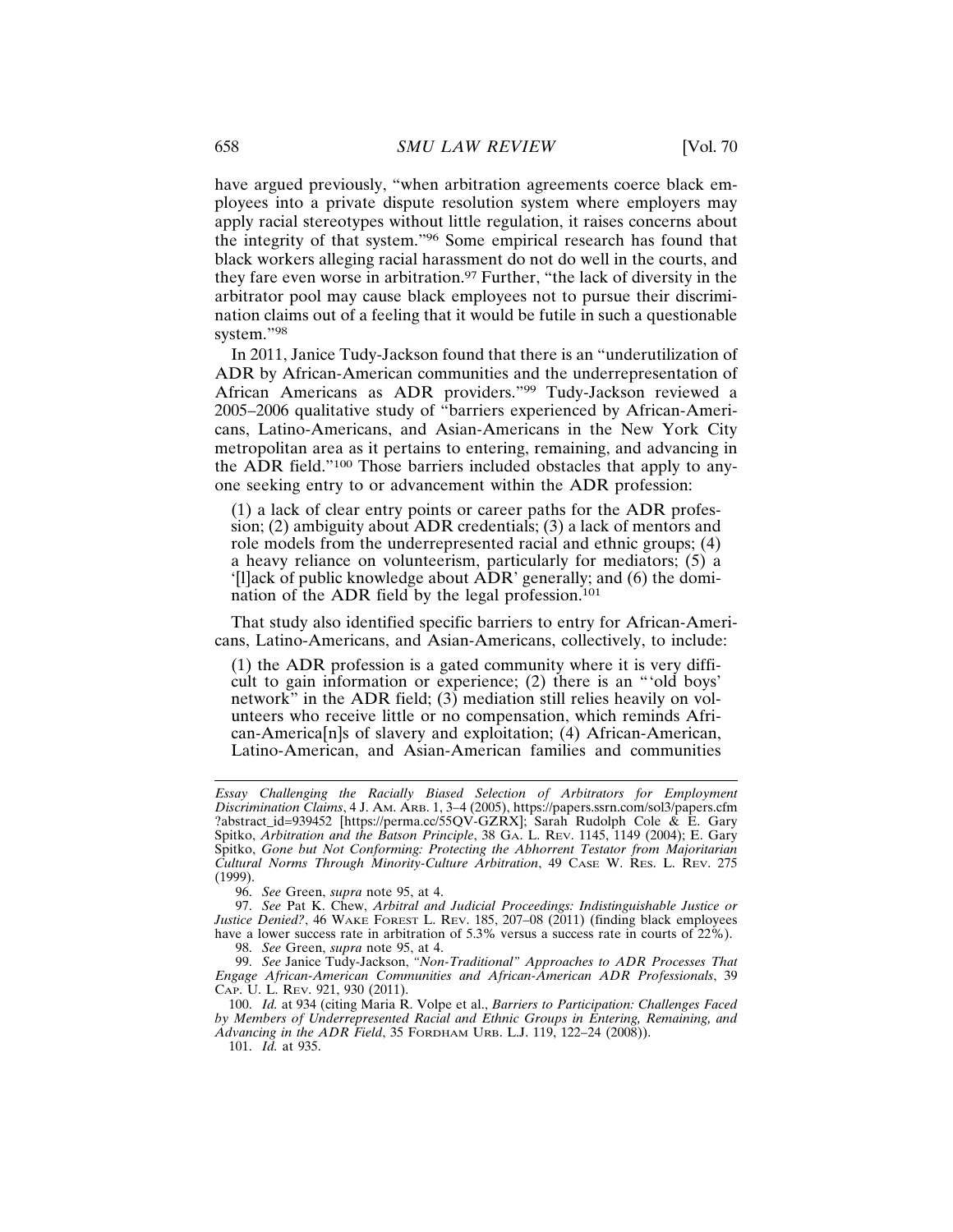have argued previously, "when arbitration agreements coerce black employees into a private dispute resolution system where employers may apply racial stereotypes without little regulation, it raises concerns about the integrity of that system."[96] Some empirical research has found that black workers alleging racial harassment do not do well in the courts, and they fare even worse in arbitration.[97] Further, "the lack of diversity in the arbitrator pool may cause black employees not to pursue their discrimination claims out of a feeling that it would be futile in such a questionable system."[98]

In 2011, Janice Tudy-Jackson found that there is an "underutilization of ADR by African-American communities and the underrepresentation of African Americans as ADR providers."[99] Tudy-Jackson reviewed a 2005–2006 qualitative study of "barriers experienced by African-Americans, Latino-Americans, and Asian-Americans in the New York City metropolitan area as it pertains to entering, remaining, and advancing in the ADR field."[100] Those barriers included obstacles that apply to anyone seeking entry to or advancement within the ADR profession:

> (1) a lack of clear entry points or career paths for the ADR profession; (2) ambiguity about ADR credentials; (3) a lack of mentors and role models from the underrepresented racial and ethnic groups; (4) a heavy reliance on volunteerism, particularly for mediators; (5) a '[l]ack of public knowledge about ADR' generally; and (6) the domination of the ADR field by the legal profession.[101]

That study also identified specific barriers to entry for African-Americans, Latino-Americans, and Asian-Americans, collectively, to include:

> (1) the ADR profession is a gated community where it is very difficult to gain information or experience; (2) there is an "'old boys' network" in the ADR field; (3) mediation still relies heavily on volunteers who receive little or no compensation, which reminds African-America[n]s of slavery and exploitation; (4) African-American, Latino-American, and Asian-American families and communities

---

*Essay Challenging the Racially Biased Selection of Arbitrators for Employment Discrimination Claims*, 4 J. AM. ARB. 1, 3–4 (2005), https://papers.ssrn.com/sol3/papers.cfm?abstract_id=939452 [https://perma.cc/55QV-GZRX]; Sarah Rudolph Cole & E. Gary Spitko, *Arbitration and the Batson Principle*, 38 GA. L. REV. 1145, 1149 (2004); E. Gary Spitko, *Gone but Not Conforming: Protecting the Abhorrent Testator from Majoritarian Cultural Norms Through Minority-Culture Arbitration*, 49 CASE W. RES. L. REV. 275 (1999).

96. *See* Green, *supra* note 95, at 4.

97. *See* Pat K. Chew, *Arbitral and Judicial Proceedings: Indistinguishable Justice or Justice Denied?*, 46 WAKE FOREST L. REV. 185, 207–08 (2011) (finding black employees have a lower success rate in arbitration of 5.3% versus a success rate in courts of 22%).

98. *See* Green, *supra* note 95, at 4.

99. *See* Janice Tudy-Jackson, *"Non-Traditional" Approaches to ADR Processes That Engage African-American Communities and African-American ADR Professionals*, 39 CAP. U. L. REV. 921, 930 (2011).

100. *Id.* at 934 (citing Maria R. Volpe et al., *Barriers to Participation: Challenges Faced by Members of Underrepresented Racial and Ethnic Groups in Entering, Remaining, and Advancing in the ADR Field*, 35 FORDHAM URB. L.J. 119, 122–24 (2008)).

101. *Id.* at 935.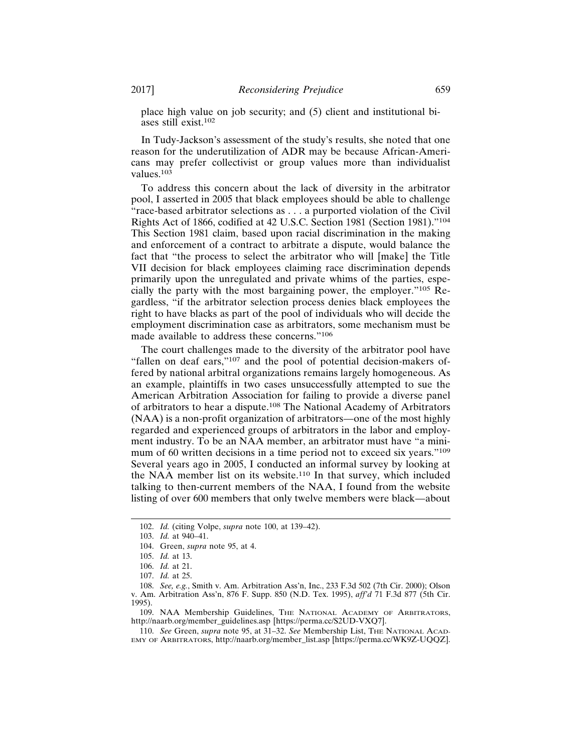place high value on job security; and (5) client and institutional biases still exist.[102]

In Tudy-Jackson's assessment of the study's results, she noted that one reason for the underutilization of ADR may be because African-Americans may prefer collectivist or group values more than individualist values.[103]

To address this concern about the lack of diversity in the arbitrator pool, I asserted in 2005 that black employees should be able to challenge "race-based arbitrator selections as . . . a purported violation of the Civil Rights Act of 1866, codified at 42 U.S.C. Section 1981 (Section 1981)."[104] This Section 1981 claim, based upon racial discrimination in the making and enforcement of a contract to arbitrate a dispute, would balance the fact that "the process to select the arbitrator who will [make] the Title VII decision for black employees claiming race discrimination depends primarily upon the unregulated and private whims of the parties, especially the party with the most bargaining power, the employer."[105] Regardless, "if the arbitrator selection process denies black employees the right to have blacks as part of the pool of individuals who will decide the employment discrimination case as arbitrators, some mechanism must be made available to address these concerns."[106]

The court challenges made to the diversity of the arbitrator pool have "fallen on deaf ears,"[107] and the pool of potential decision-makers offered by national arbitral organizations remains largely homogeneous. As an example, plaintiffs in two cases unsuccessfully attempted to sue the American Arbitration Association for failing to provide a diverse panel of arbitrators to hear a dispute.[108] The National Academy of Arbitrators (NAA) is a non-profit organization of arbitrators—one of the most highly regarded and experienced groups of arbitrators in the labor and employment industry. To be an NAA member, an arbitrator must have "a minimum of 60 written decisions in a time period not to exceed six years."[109] Several years ago in 2005, I conducted an informal survey by looking at the NAA member list on its website.[110] In that survey, which included talking to then-current members of the NAA, I found from the website listing of over 600 members that only twelve members were black—about

---

102. *Id.* (citing Volpe, *supra* note 100, at 139–42).

103. *Id.* at 940–41.

104. Green, *supra* note 95, at 4.

105. *Id.* at 13.

106. *Id.* at 21.

107. *Id.* at 25.

108. *See, e.g.*, Smith v. Am. Arbitration Ass'n, Inc., 233 F.3d 502 (7th Cir. 2000); Olson v. Am. Arbitration Ass'n, 876 F. Supp. 850 (N.D. Tex. 1995), *aff'd* 71 F.3d 877 (5th Cir. 1995).

109. NAA Membership Guidelines, THE NATIONAL ACADEMY OF ARBITRATORS, http://naarb.org/member_guidelines.asp [https://perma.cc/S2UD-VXQ7].

110. *See* Green, *supra* note 95, at 31–32. *See* Membership List, THE NATIONAL ACADEMY OF ARBITRATORS, http://naarb.org/member_list.asp [https://perma.cc/WK9Z-UQQZ].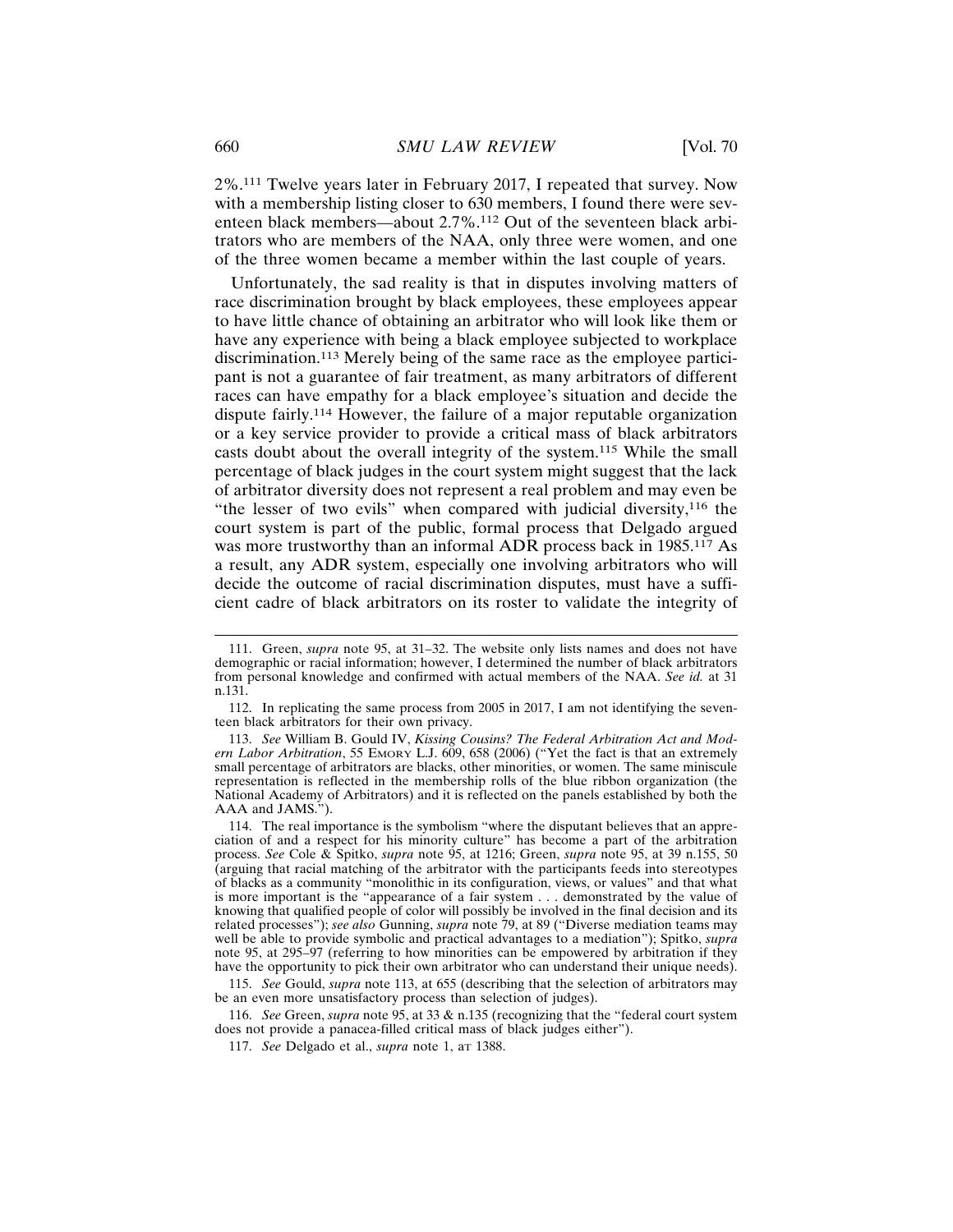2%.[111] Twelve years later in February 2017, I repeated that survey. Now with a membership listing closer to 630 members, I found there were seventeen black members—about 2.7%.[112] Out of the seventeen black arbitrators who are members of the NAA, only three were women, and one of the three women became a member within the last couple of years.

Unfortunately, the sad reality is that in disputes involving matters of race discrimination brought by black employees, these employees appear to have little chance of obtaining an arbitrator who will look like them or have any experience with being a black employee subjected to workplace discrimination.[113] Merely being of the same race as the employee participant is not a guarantee of fair treatment, as many arbitrators of different races can have empathy for a black employee's situation and decide the dispute fairly.[114] However, the failure of a major reputable organization or a key service provider to provide a critical mass of black arbitrators casts doubt about the overall integrity of the system.[115] While the small percentage of black judges in the court system might suggest that the lack of arbitrator diversity does not represent a real problem and may even be "the lesser of two evils" when compared with judicial diversity,[116] the court system is part of the public, formal process that Delgado argued was more trustworthy than an informal ADR process back in 1985.[117] As a result, any ADR system, especially one involving arbitrators who will decide the outcome of racial discrimination disputes, must have a sufficient cadre of black arbitrators on its roster to validate the integrity of

---

111. Green, *supra* note 95, at 31–32. The website only lists names and does not have demographic or racial information; however, I determined the number of black arbitrators from personal knowledge and confirmed with actual members of the NAA. *See id.* at 31 n.131.

112. In replicating the same process from 2005 in 2017, I am not identifying the seventeen black arbitrators for their own privacy.

113. *See* William B. Gould IV, *Kissing Cousins? The Federal Arbitration Act and Modern Labor Arbitration*, 55 EMORY L.J. 609, 658 (2006) ("Yet the fact is that an extremely small percentage of arbitrators are blacks, other minorities, or women. The same miniscule representation is reflected in the membership rolls of the blue ribbon organization (the National Academy of Arbitrators) and it is reflected on the panels established by both the AAA and JAMS.").

114. The real importance is the symbolism "where the disputant believes that an appreciation of and a respect for his minority culture" has become a part of the arbitration process. *See* Cole & Spitko, *supra* note 95, at 1216; Green, *supra* note 95, at 39 n.155, 50 (arguing that racial matching of the arbitrator with the participants feeds into stereotypes of blacks as a community "monolithic in its configuration, views, or values" and that what is more important is the "appearance of a fair system . . . demonstrated by the value of knowing that qualified people of color will possibly be involved in the final decision and its related processes"); *see also* Gunning, *supra* note 79, at 89 ("Diverse mediation teams may well be able to provide symbolic and practical advantages to a mediation"); Spitko, *supra* note 95, at 295–97 (referring to how minorities can be empowered by arbitration if they have the opportunity to pick their own arbitrator who can understand their unique needs).

115. *See* Gould, *supra* note 113, at 655 (describing that the selection of arbitrators may be an even more unsatisfactory process than selection of judges).

116. *See* Green, *supra* note 95, at 33 & n.135 (recognizing that the "federal court system does not provide a panacea-filled critical mass of black judges either").

117. *See* Delgado et al., *supra* note 1, at 1388.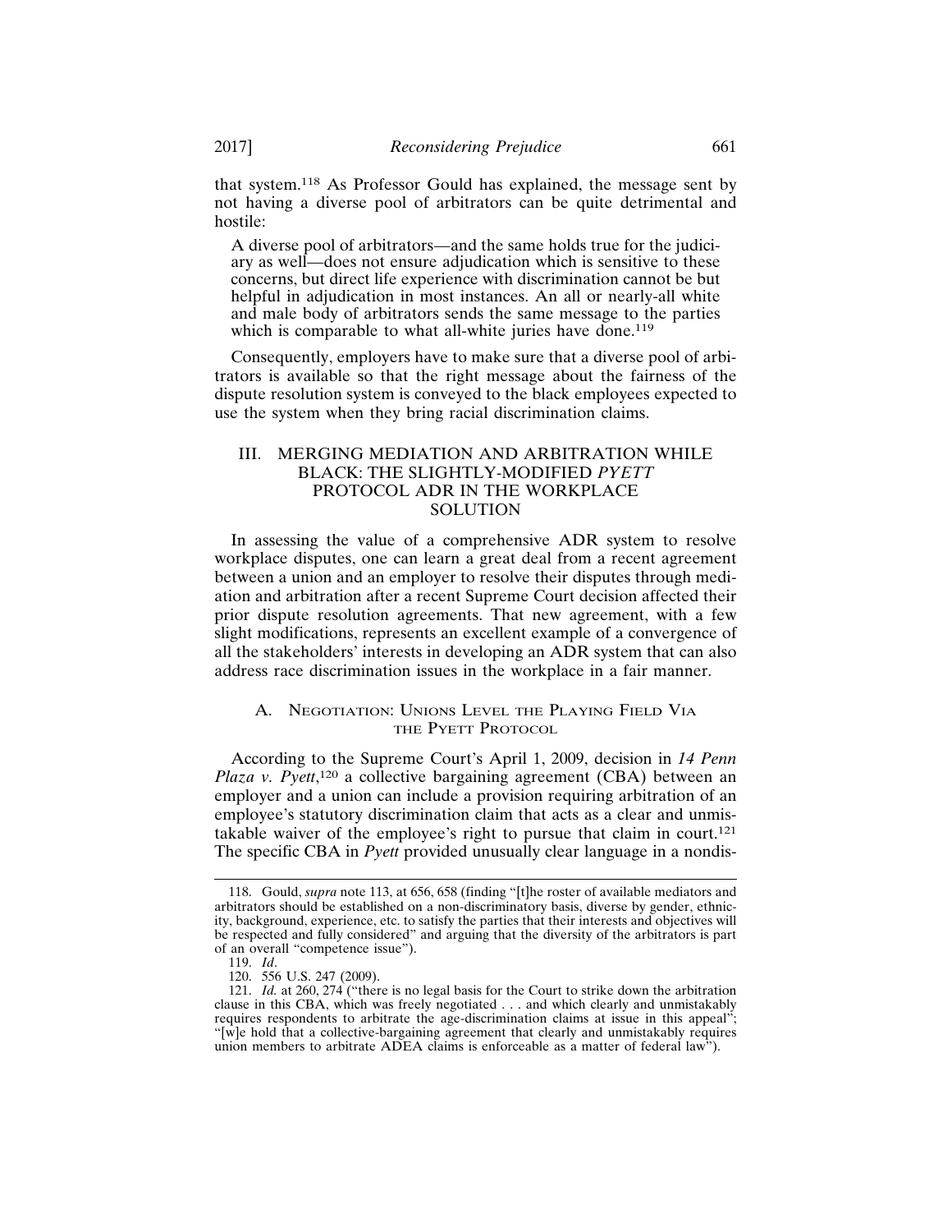that system.[118] As Professor Gould has explained, the message sent by not having a diverse pool of arbitrators can be quite detrimental and hostile:

> A diverse pool of arbitrators—and the same holds true for the judiciary as well—does not ensure adjudication which is sensitive to these concerns, but direct life experience with discrimination cannot be but helpful in adjudication in most instances. An all or nearly-all white and male body of arbitrators sends the same message to the parties which is comparable to what all-white juries have done.[119]

Consequently, employers have to make sure that a diverse pool of arbitrators is available so that the right message about the fairness of the dispute resolution system is conveyed to the black employees expected to use the system when they bring racial discrimination claims.

## III. MERGING MEDIATION AND ARBITRATION WHILE BLACK: THE SLIGHTLY-MODIFIED *PYETT* PROTOCOL ADR IN THE WORKPLACE SOLUTION

In assessing the value of a comprehensive ADR system to resolve workplace disputes, one can learn a great deal from a recent agreement between a union and an employer to resolve their disputes through mediation and arbitration after a recent Supreme Court decision affected their prior dispute resolution agreements. That new agreement, with a few slight modifications, represents an excellent example of a convergence of all the stakeholders' interests in developing an ADR system that can also address race discrimination issues in the workplace in a fair manner.

### A. Negotiation: Unions Level the Playing Field Via the Pyett Protocol

According to the Supreme Court's April 1, 2009, decision in *14 Penn Plaza v. Pyett*,[120] a collective bargaining agreement (CBA) between an employer and a union can include a provision requiring arbitration of an employee's statutory discrimination claim that acts as a clear and unmistakable waiver of the employee's right to pursue that claim in court.[121] The specific CBA in *Pyett* provided unusually clear language in a nondis-

---

118. Gould, *supra* note 113, at 656, 658 (finding "[t]he roster of available mediators and arbitrators should be established on a non-discriminatory basis, diverse by gender, ethnicity, background, experience, etc. to satisfy the parties that their interests and objectives will be respected and fully considered" and arguing that the diversity of the arbitrators is part of an overall "competence issue").

119. *Id*.

120. 556 U.S. 247 (2009).

121. *Id.* at 260, 274 ("there is no legal basis for the Court to strike down the arbitration clause in this CBA, which was freely negotiated . . . and which clearly and unmistakably requires respondents to arbitrate the age-discrimination claims at issue in this appeal"; "[w]e hold that a collective-bargaining agreement that clearly and unmistakably requires union members to arbitrate ADEA claims is enforceable as a matter of federal law").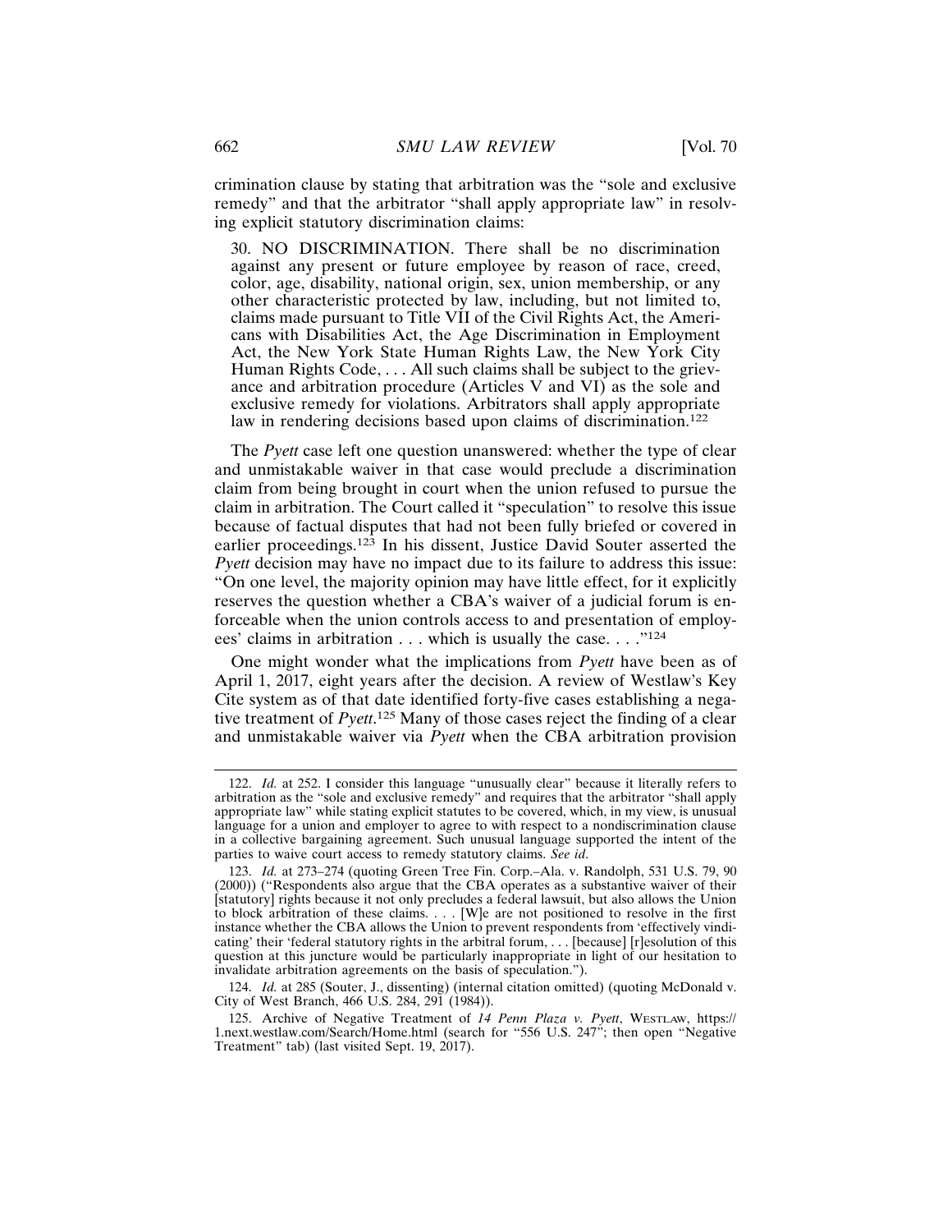crimination clause by stating that arbitration was the "sole and exclusive remedy" and that the arbitrator "shall apply appropriate law" in resolving explicit statutory discrimination claims:

> 30. NO DISCRIMINATION. There shall be no discrimination against any present or future employee by reason of race, creed, color, age, disability, national origin, sex, union membership, or any other characteristic protected by law, including, but not limited to, claims made pursuant to Title VII of the Civil Rights Act, the Americans with Disabilities Act, the Age Discrimination in Employment Act, the New York State Human Rights Law, the New York City Human Rights Code, . . . All such claims shall be subject to the grievance and arbitration procedure (Articles V and VI) as the sole and exclusive remedy for violations. Arbitrators shall apply appropriate law in rendering decisions based upon claims of discrimination.[122]

The *Pyett* case left one question unanswered: whether the type of clear and unmistakable waiver in that case would preclude a discrimination claim from being brought in court when the union refused to pursue the claim in arbitration. The Court called it "speculation" to resolve this issue because of factual disputes that had not been fully briefed or covered in earlier proceedings.[123] In his dissent, Justice David Souter asserted the *Pyett* decision may have no impact due to its failure to address this issue: "On one level, the majority opinion may have little effect, for it explicitly reserves the question whether a CBA's waiver of a judicial forum is enforceable when the union controls access to and presentation of employees' claims in arbitration . . . which is usually the case. . . ."[124]

One might wonder what the implications from *Pyett* have been as of April 1, 2017, eight years after the decision. A review of Westlaw's Key Cite system as of that date identified forty-five cases establishing a negative treatment of *Pyett*.[125] Many of those cases reject the finding of a clear and unmistakable waiver via *Pyett* when the CBA arbitration provision

---

122. *Id.* at 252. I consider this language "unusually clear" because it literally refers to arbitration as the "sole and exclusive remedy" and requires that the arbitrator "shall apply appropriate law" while stating explicit statutes to be covered, which, in my view, is unusual language for a union and employer to agree to with respect to a nondiscrimination clause in a collective bargaining agreement. Such unusual language supported the intent of the parties to waive court access to remedy statutory claims. *See id.*

123. *Id.* at 273–274 (quoting Green Tree Fin. Corp.–Ala. v. Randolph, 531 U.S. 79, 90 (2000)) ("Respondents also argue that the CBA operates as a substantive waiver of their [statutory] rights because it not only precludes a federal lawsuit, but also allows the Union to block arbitration of these claims. . . . [W]e are not positioned to resolve in the first instance whether the CBA allows the Union to prevent respondents from 'effectively vindicating' their 'federal statutory rights in the arbitral forum, . . . [because] [r]esolution of this question at this juncture would be particularly inappropriate in light of our hesitation to invalidate arbitration agreements on the basis of speculation.").

124. *Id.* at 285 (Souter, J., dissenting) (internal citation omitted) (quoting McDonald v. City of West Branch, 466 U.S. 284, 291 (1984)).

125. Archive of Negative Treatment of *14 Penn Plaza v. Pyett*, WESTLAW, https://1.next.westlaw.com/Search/Home.html (search for "556 U.S. 247"; then open "Negative Treatment" tab) (last visited Sept. 19, 2017).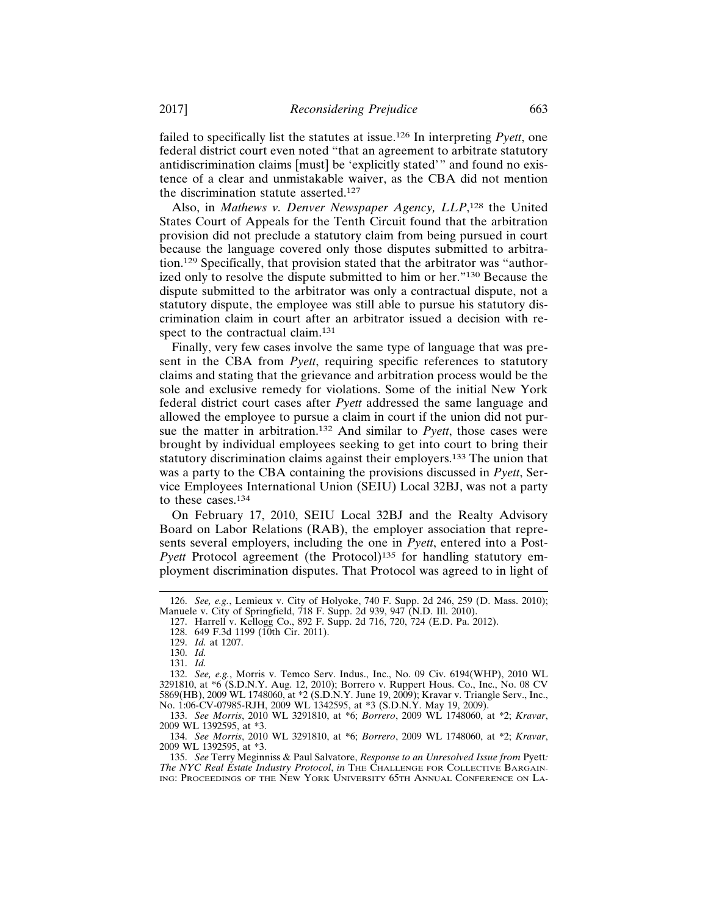failed to specifically list the statutes at issue.[126] In interpreting *Pyett*, one federal district court even noted "that an agreement to arbitrate statutory antidiscrimination claims [must] be 'explicitly stated'" and found no existence of a clear and unmistakable waiver, as the CBA did not mention the discrimination statute asserted.[127]

Also, in *Mathews v. Denver Newspaper Agency, LLP*,[128] the United States Court of Appeals for the Tenth Circuit found that the arbitration provision did not preclude a statutory claim from being pursued in court because the language covered only those disputes submitted to arbitration.[129] Specifically, that provision stated that the arbitrator was "authorized only to resolve the dispute submitted to him or her."[130] Because the dispute submitted to the arbitrator was only a contractual dispute, not a statutory dispute, the employee was still able to pursue his statutory discrimination claim in court after an arbitrator issued a decision with respect to the contractual claim.[131]

Finally, very few cases involve the same type of language that was present in the CBA from *Pyett*, requiring specific references to statutory claims and stating that the grievance and arbitration process would be the sole and exclusive remedy for violations. Some of the initial New York federal district court cases after *Pyett* addressed the same language and allowed the employee to pursue a claim in court if the union did not pursue the matter in arbitration.[132] And similar to *Pyett*, those cases were brought by individual employees seeking to get into court to bring their statutory discrimination claims against their employers.[133] The union that was a party to the CBA containing the provisions discussed in *Pyett*, Service Employees International Union (SEIU) Local 32BJ, was not a party to these cases.[134]

On February 17, 2010, SEIU Local 32BJ and the Realty Advisory Board on Labor Relations (RAB), the employer association that represents several employers, including the one in *Pyett*, entered into a Post-*Pyett* Protocol agreement (the Protocol)[135] for handling statutory employment discrimination disputes. That Protocol was agreed to in light of

---

126. *See, e.g.*, Lemieux v. City of Holyoke, 740 F. Supp. 2d 246, 259 (D. Mass. 2010); Manuele v. City of Springfield, 718 F. Supp. 2d 939, 947 (N.D. Ill. 2010).

127. Harrell v. Kellogg Co., 892 F. Supp. 2d 716, 720, 724 (E.D. Pa. 2012).

128. 649 F.3d 1199 (10th Cir. 2011).

129. *Id.* at 1207.

130. *Id.*

131. *Id.*

132. *See, e.g.*, Morris v. Temco Serv. Indus., Inc., No. 09 Civ. 6194(WHP), 2010 WL 3291810, at *6 (S.D.N.Y. Aug. 12, 2010); Borrero v. Ruppert Hous. Co., Inc., No. 08 CV 5869(HB), 2009 WL 1748060, at *2 (S.D.N.Y. June 19, 2009); Kravar v. Triangle Serv., Inc., No. 1:06-CV-07985-RJH, 2009 WL 1342595, at *3 (S.D.N.Y. May 19, 2009).

133. *See Morris*, 2010 WL 3291810, at *6; *Borrero*, 2009 WL 1748060, at *2; *Kravar*, 2009 WL 1392595, at *3.

134. *See Morris*, 2010 WL 3291810, at *6; *Borrero*, 2009 WL 1748060, at *2; *Kravar*, 2009 WL 1392595, at *3.

135. *See* Terry Meginniss & Paul Salvatore, *Response to an Unresolved Issue from* Pyett*: The NYC Real Estate Industry Protocol*, *in* THE CHALLENGE FOR COLLECTIVE BARGAINING: PROCEEDINGS OF THE NEW YORK UNIVERSITY 65TH ANNUAL CONFERENCE ON LA-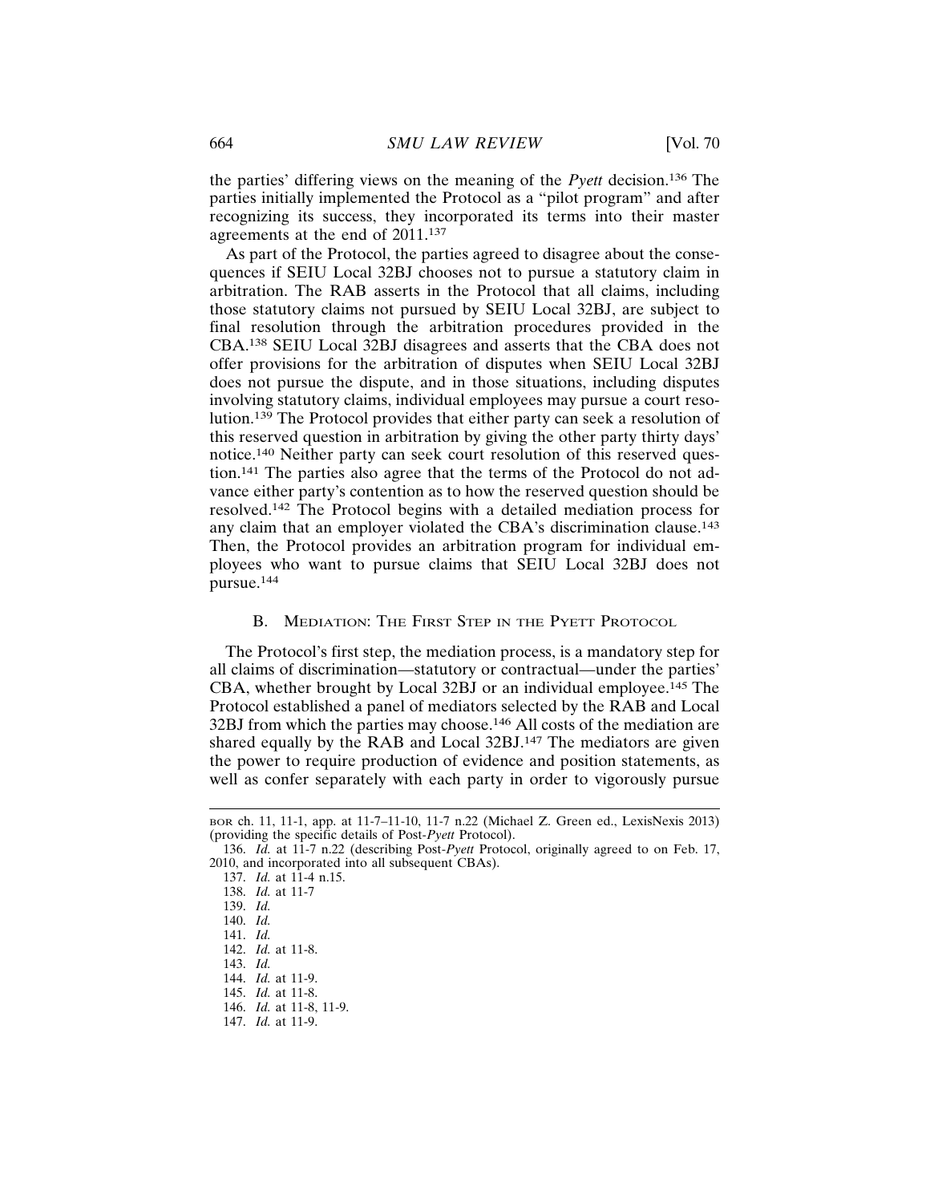the parties' differing views on the meaning of the *Pyett* decision.[136] The parties initially implemented the Protocol as a "pilot program" and after recognizing its success, they incorporated its terms into their master agreements at the end of 2011.[137]

As part of the Protocol, the parties agreed to disagree about the consequences if SEIU Local 32BJ chooses not to pursue a statutory claim in arbitration. The RAB asserts in the Protocol that all claims, including those statutory claims not pursued by SEIU Local 32BJ, are subject to final resolution through the arbitration procedures provided in the CBA.[138] SEIU Local 32BJ disagrees and asserts that the CBA does not offer provisions for the arbitration of disputes when SEIU Local 32BJ does not pursue the dispute, and in those situations, including disputes involving statutory claims, individual employees may pursue a court resolution.[139] The Protocol provides that either party can seek a resolution of this reserved question in arbitration by giving the other party thirty days' notice.[140] Neither party can seek court resolution of this reserved question.[141] The parties also agree that the terms of the Protocol do not advance either party's contention as to how the reserved question should be resolved.[142] The Protocol begins with a detailed mediation process for any claim that an employer violated the CBA's discrimination clause.[143] Then, the Protocol provides an arbitration program for individual employees who want to pursue claims that SEIU Local 32BJ does not pursue.[144]

### B. Mediation: The First Step in the Pyett Protocol

The Protocol's first step, the mediation process, is a mandatory step for all claims of discrimination—statutory or contractual—under the parties' CBA, whether brought by Local 32BJ or an individual employee.[145] The Protocol established a panel of mediators selected by the RAB and Local 32BJ from which the parties may choose.[146] All costs of the mediation are shared equally by the RAB and Local 32BJ.[147] The mediators are given the power to require production of evidence and position statements, as well as confer separately with each party in order to vigorously pursue

---

BOR ch. 11, 11-1, app. at 11-7–11-10, 11-7 n.22 (Michael Z. Green ed., LexisNexis 2013) (providing the specific details of Post-*Pyett* Protocol).

136. *Id.* at 11-7 n.22 (describing Post-*Pyett* Protocol, originally agreed to on Feb. 17, 2010, and incorporated into all subsequent CBAs).

137. *Id.* at 11-4 n.15.

138. *Id.* at 11-7

139. *Id.*

140. *Id.*

141. *Id.*

142. *Id.* at 11-8.

143. *Id.*

144. *Id.* at 11-9.

145. *Id.* at 11-8.

146. *Id.* at 11-8, 11-9.

147. *Id.* at 11-9.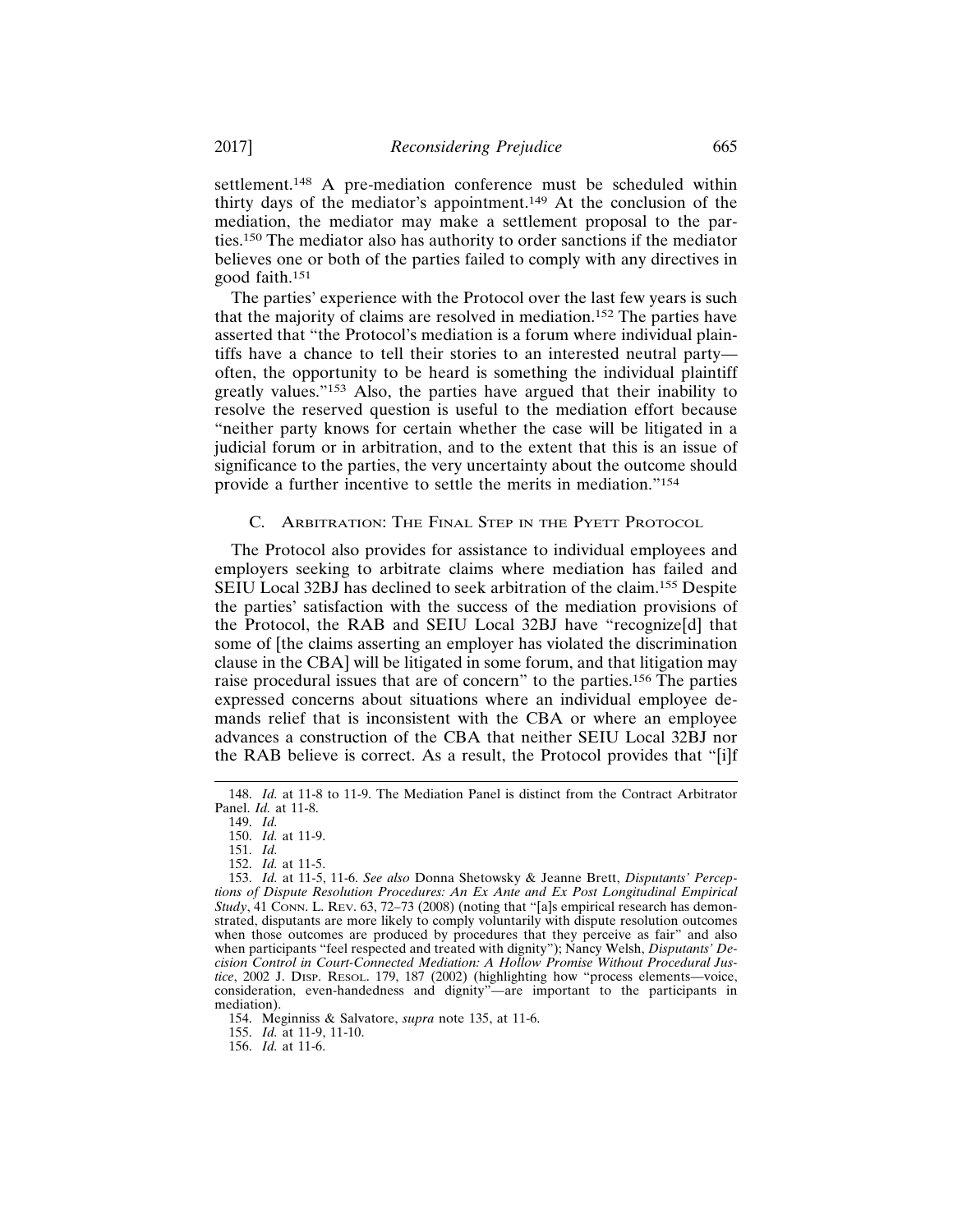settlement.[148] A pre-mediation conference must be scheduled within thirty days of the mediator's appointment.[149] At the conclusion of the mediation, the mediator may make a settlement proposal to the parties.[150] The mediator also has authority to order sanctions if the mediator believes one or both of the parties failed to comply with any directives in good faith.[151]

The parties' experience with the Protocol over the last few years is such that the majority of claims are resolved in mediation.[152] The parties have asserted that "the Protocol's mediation is a forum where individual plaintiffs have a chance to tell their stories to an interested neutral party—often, the opportunity to be heard is something the individual plaintiff greatly values."[153] Also, the parties have argued that their inability to resolve the reserved question is useful to the mediation effort because "neither party knows for certain whether the case will be litigated in a judicial forum or in arbitration, and to the extent that this is an issue of significance to the parties, the very uncertainty about the outcome should provide a further incentive to settle the merits in mediation."[154]

### C. Arbitration: The Final Step in the Pyett Protocol

The Protocol also provides for assistance to individual employees and employers seeking to arbitrate claims where mediation has failed and SEIU Local 32BJ has declined to seek arbitration of the claim.[155] Despite the parties' satisfaction with the success of the mediation provisions of the Protocol, the RAB and SEIU Local 32BJ have "recognize[d] that some of [the claims asserting an employer has violated the discrimination clause in the CBA] will be litigated in some forum, and that litigation may raise procedural issues that are of concern" to the parties.[156] The parties expressed concerns about situations where an individual employee demands relief that is inconsistent with the CBA or where an employee advances a construction of the CBA that neither SEIU Local 32BJ nor the RAB believe is correct. As a result, the Protocol provides that "[i]f

148. *Id.* at 11-8 to 11-9. The Mediation Panel is distinct from the Contract Arbitrator Panel. *Id.* at 11-8.

149. *Id.*

150. *Id.* at 11-9.

151. *Id.*

152. *Id.* at 11-5.

153. *Id.* at 11-5, 11-6. *See also* Donna Shetowsky & Jeanne Brett, *Disputants' Perceptions of Dispute Resolution Procedures: An Ex Ante and Ex Post Longitudinal Empirical Study*, 41 Conn. L. Rev. 63, 72–73 (2008) (noting that "[a]s empirical research has demonstrated, disputants are more likely to comply voluntarily with dispute resolution outcomes when those outcomes are produced by procedures that they perceive as fair" and also when participants "feel respected and treated with dignity"); Nancy Welsh, *Disputants' Decision Control in Court-Connected Mediation: A Hollow Promise Without Procedural Justice*, 2002 J. Disp. Resol. 179, 187 (2002) (highlighting how "process elements—voice, consideration, even-handedness and dignity"—are important to the participants in mediation).

154. Meginniss & Salvatore, *supra* note 135, at 11-6.

155. *Id.* at 11-9, 11-10.

156. *Id.* at 11-6.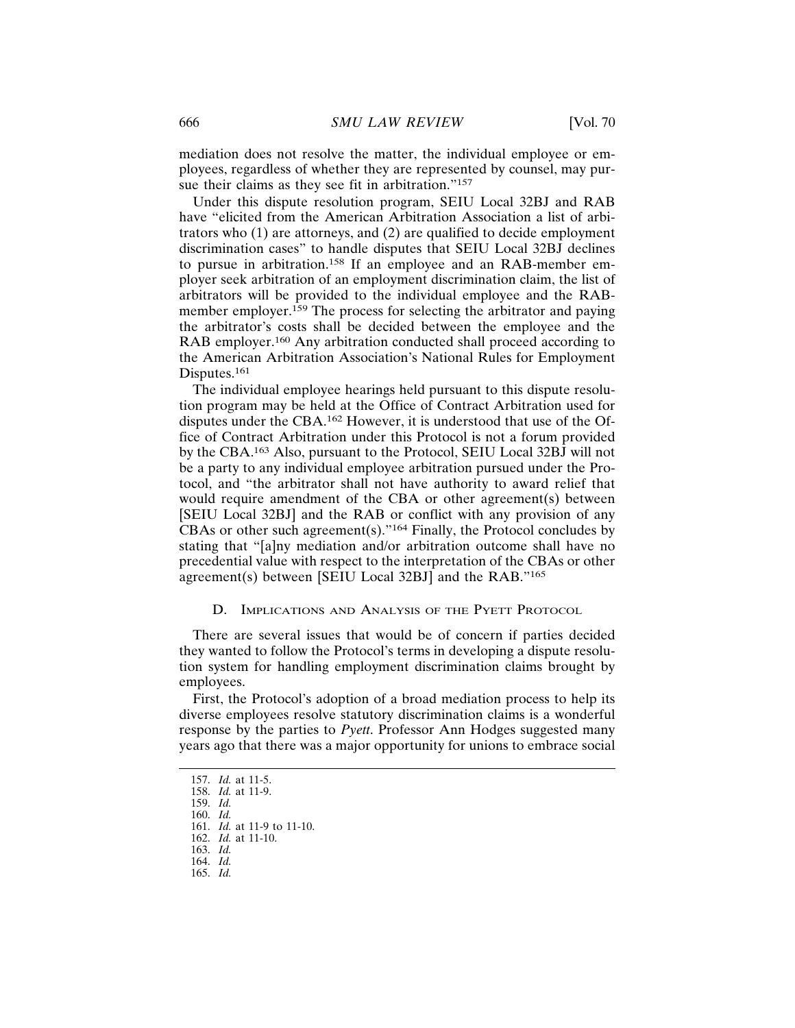mediation does not resolve the matter, the individual employee or employees, regardless of whether they are represented by counsel, may pursue their claims as they see fit in arbitration."[157]

Under this dispute resolution program, SEIU Local 32BJ and RAB have "elicited from the American Arbitration Association a list of arbitrators who (1) are attorneys, and (2) are qualified to decide employment discrimination cases" to handle disputes that SEIU Local 32BJ declines to pursue in arbitration.[158] If an employee and an RAB-member employer seek arbitration of an employment discrimination claim, the list of arbitrators will be provided to the individual employee and the RAB-member employer.[159] The process for selecting the arbitrator and paying the arbitrator's costs shall be decided between the employee and the RAB employer.[160] Any arbitration conducted shall proceed according to the American Arbitration Association's National Rules for Employment Disputes.[161]

The individual employee hearings held pursuant to this dispute resolution program may be held at the Office of Contract Arbitration used for disputes under the CBA.[162] However, it is understood that use of the Office of Contract Arbitration under this Protocol is not a forum provided by the CBA.[163] Also, pursuant to the Protocol, SEIU Local 32BJ will not be a party to any individual employee arbitration pursued under the Protocol, and "the arbitrator shall not have authority to award relief that would require amendment of the CBA or other agreement(s) between [SEIU Local 32BJ] and the RAB or conflict with any provision of any CBAs or other such agreement(s)."[164] Finally, the Protocol concludes by stating that "[a]ny mediation and/or arbitration outcome shall have no precedential value with respect to the interpretation of the CBAs or other agreement(s) between [SEIU Local 32BJ] and the RAB."[165]

### D. Implications and Analysis of the Pyett Protocol

There are several issues that would be of concern if parties decided they wanted to follow the Protocol's terms in developing a dispute resolution system for handling employment discrimination claims brought by employees.

First, the Protocol's adoption of a broad mediation process to help its diverse employees resolve statutory discrimination claims is a wonderful response by the parties to *Pyett*. Professor Ann Hodges suggested many years ago that there was a major opportunity for unions to embrace social

157. *Id.* at 11-5.
158. *Id.* at 11-9.
159. *Id.*
160. *Id.*
161. *Id.* at 11-9 to 11-10.
162. *Id.* at 11-10.
163. *Id.*
164. *Id.*
165. *Id.*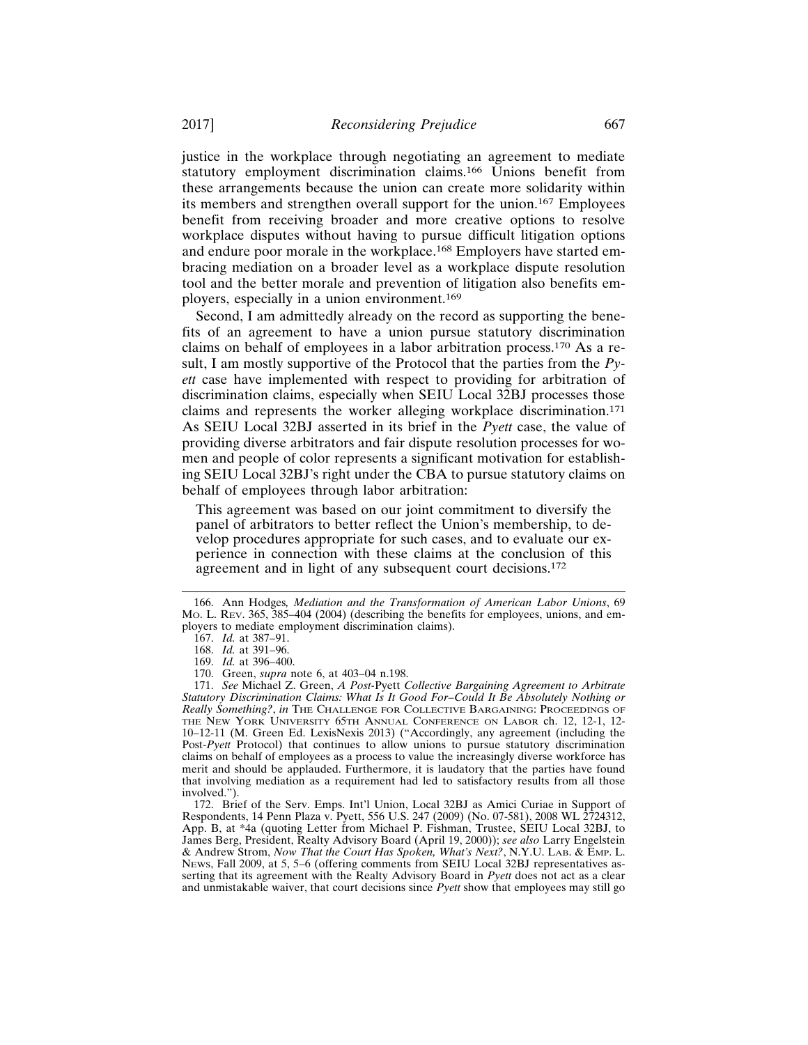justice in the workplace through negotiating an agreement to mediate statutory employment discrimination claims.[166] Unions benefit from these arrangements because the union can create more solidarity within its members and strengthen overall support for the union.[167] Employees benefit from receiving broader and more creative options to resolve workplace disputes without having to pursue difficult litigation options and endure poor morale in the workplace.[168] Employers have started embracing mediation on a broader level as a workplace dispute resolution tool and the better morale and prevention of litigation also benefits employers, especially in a union environment.[169]

Second, I am admittedly already on the record as supporting the benefits of an agreement to have a union pursue statutory discrimination claims on behalf of employees in a labor arbitration process.[170] As a result, I am mostly supportive of the Protocol that the parties from the *Pyett* case have implemented with respect to providing for arbitration of discrimination claims, especially when SEIU Local 32BJ processes those claims and represents the worker alleging workplace discrimination.[171] As SEIU Local 32BJ asserted in its brief in the *Pyett* case, the value of providing diverse arbitrators and fair dispute resolution processes for women and people of color represents a significant motivation for establishing SEIU Local 32BJ's right under the CBA to pursue statutory claims on behalf of employees through labor arbitration:

> This agreement was based on our joint commitment to diversify the panel of arbitrators to better reflect the Union's membership, to develop procedures appropriate for such cases, and to evaluate our experience in connection with these claims at the conclusion of this agreement and in light of any subsequent court decisions.[172]

---

166. Ann Hodges*, Mediation and the Transformation of American Labor Unions*, 69 Mo. L. Rev. 365, 385–404 (2004) (describing the benefits for employees, unions, and employers to mediate employment discrimination claims).

167. *Id.* at 387–91.

168. *Id.* at 391–96.

169. *Id.* at 396–400.

170. Green, *supra* note 6, at 403–04 n.198.

171. *See* Michael Z. Green, *A Post-*Pyett *Collective Bargaining Agreement to Arbitrate Statutory Discrimination Claims: What Is It Good For–Could It Be Absolutely Nothing or Really Something?*, *in* The Challenge for Collective Bargaining: Proceedings of the New York University 65th Annual Conference on Labor ch. 12, 12-1, 12-10–12-11 (M. Green Ed. LexisNexis 2013) ("Accordingly, any agreement (including the Post-*Pyett* Protocol) that continues to allow unions to pursue statutory discrimination claims on behalf of employees as a process to value the increasingly diverse workforce has merit and should be applauded. Furthermore, it is laudatory that the parties have found that involving mediation as a requirement had led to satisfactory results from all those involved.").

172. Brief of the Serv. Emps. Int'l Union, Local 32BJ as Amici Curiae in Support of Respondents, 14 Penn Plaza v. Pyett, 556 U.S. 247 (2009) (No. 07-581), 2008 WL 2724312, App. B, at *4a (quoting Letter from Michael P. Fishman, Trustee, SEIU Local 32BJ, to James Berg, President, Realty Advisory Board (April 19, 2000)); *see also* Larry Engelstein & Andrew Strom, *Now That the Court Has Spoken, What's Next?*, N.Y.U. Lab. & Emp. L. News, Fall 2009, at 5, 5–6 (offering comments from SEIU Local 32BJ representatives asserting that its agreement with the Realty Advisory Board in *Pyett* does not act as a clear and unmistakable waiver, that court decisions since *Pyett* show that employees may still go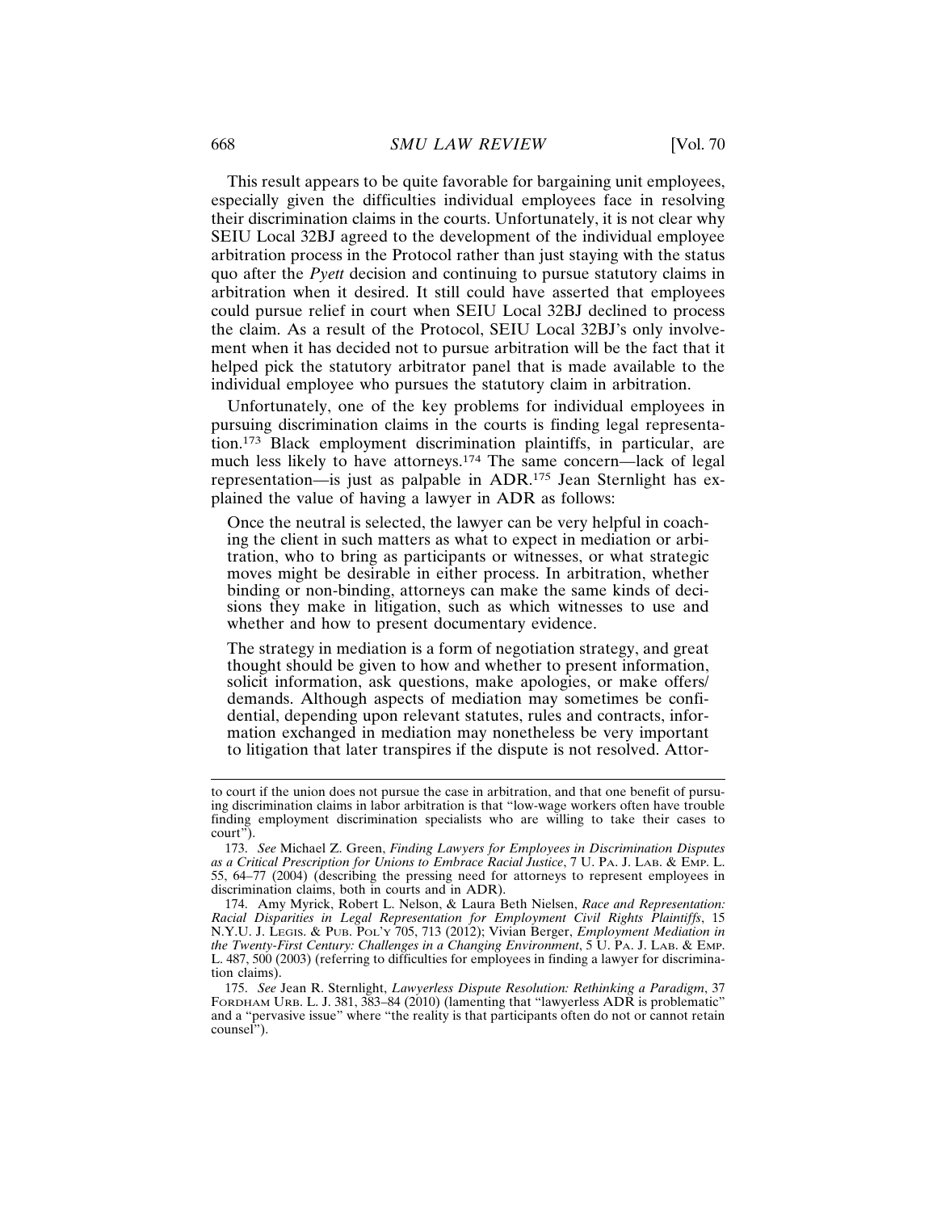This result appears to be quite favorable for bargaining unit employees, especially given the difficulties individual employees face in resolving their discrimination claims in the courts. Unfortunately, it is not clear why SEIU Local 32BJ agreed to the development of the individual employee arbitration process in the Protocol rather than just staying with the status quo after the *Pyett* decision and continuing to pursue statutory claims in arbitration when it desired. It still could have asserted that employees could pursue relief in court when SEIU Local 32BJ declined to process the claim. As a result of the Protocol, SEIU Local 32BJ's only involvement when it has decided not to pursue arbitration will be the fact that it helped pick the statutory arbitrator panel that is made available to the individual employee who pursues the statutory claim in arbitration.

Unfortunately, one of the key problems for individual employees in pursuing discrimination claims in the courts is finding legal representation.[173] Black employment discrimination plaintiffs, in particular, are much less likely to have attorneys.[174] The same concern—lack of legal representation—is just as palpable in ADR.[175] Jean Sternlight has explained the value of having a lawyer in ADR as follows:

> Once the neutral is selected, the lawyer can be very helpful in coaching the client in such matters as what to expect in mediation or arbitration, who to bring as participants or witnesses, or what strategic moves might be desirable in either process. In arbitration, whether binding or non-binding, attorneys can make the same kinds of decisions they make in litigation, such as which witnesses to use and whether and how to present documentary evidence.
>
> The strategy in mediation is a form of negotiation strategy, and great thought should be given to how and whether to present information, solicit information, ask questions, make apologies, or make offers/demands. Although aspects of mediation may sometimes be confidential, depending upon relevant statutes, rules and contracts, information exchanged in mediation may nonetheless be very important to litigation that later transpires if the dispute is not resolved. Attor-

---

to court if the union does not pursue the case in arbitration, and that one benefit of pursuing discrimination claims in labor arbitration is that "low-wage workers often have trouble finding employment discrimination specialists who are willing to take their cases to court").

173. *See* Michael Z. Green, *Finding Lawyers for Employees in Discrimination Disputes as a Critical Prescription for Unions to Embrace Racial Justice*, 7 U. PA. J. LAB. & EMP. L. 55, 64–77 (2004) (describing the pressing need for attorneys to represent employees in discrimination claims, both in courts and in ADR).

174. Amy Myrick, Robert L. Nelson, & Laura Beth Nielsen, *Race and Representation: Racial Disparities in Legal Representation for Employment Civil Rights Plaintiffs*, 15 N.Y.U. J. LEGIS. & PUB. POL'Y 705, 713 (2012); Vivian Berger, *Employment Mediation in the Twenty-First Century: Challenges in a Changing Environment*, 5 U. PA. J. LAB. & EMP. L. 487, 500 (2003) (referring to difficulties for employees in finding a lawyer for discrimination claims).

175. *See* Jean R. Sternlight, *Lawyerless Dispute Resolution: Rethinking a Paradigm*, 37 FORDHAM URB. L. J. 381, 383–84 (2010) (lamenting that "lawyerless ADR is problematic" and a "pervasive issue" where "the reality is that participants often do not or cannot retain counsel").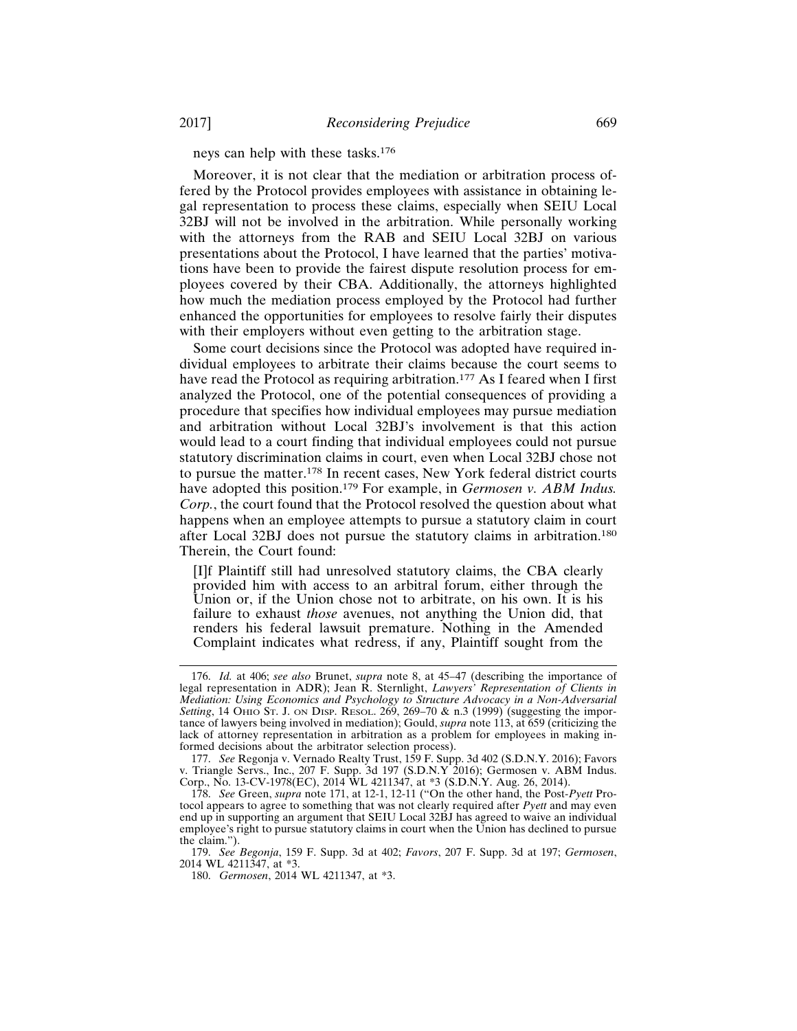neys can help with these tasks.[176]

Moreover, it is not clear that the mediation or arbitration process offered by the Protocol provides employees with assistance in obtaining legal representation to process these claims, especially when SEIU Local 32BJ will not be involved in the arbitration. While personally working with the attorneys from the RAB and SEIU Local 32BJ on various presentations about the Protocol, I have learned that the parties' motivations have been to provide the fairest dispute resolution process for employees covered by their CBA. Additionally, the attorneys highlighted how much the mediation process employed by the Protocol had further enhanced the opportunities for employees to resolve fairly their disputes with their employers without even getting to the arbitration stage.

Some court decisions since the Protocol was adopted have required individual employees to arbitrate their claims because the court seems to have read the Protocol as requiring arbitration.[177] As I feared when I first analyzed the Protocol, one of the potential consequences of providing a procedure that specifies how individual employees may pursue mediation and arbitration without Local 32BJ's involvement is that this action would lead to a court finding that individual employees could not pursue statutory discrimination claims in court, even when Local 32BJ chose not to pursue the matter.[178] In recent cases, New York federal district courts have adopted this position.[179] For example, in *Germosen v. ABM Indus. Corp.*, the court found that the Protocol resolved the question about what happens when an employee attempts to pursue a statutory claim in court after Local 32BJ does not pursue the statutory claims in arbitration.[180] Therein, the Court found:

> [I]f Plaintiff still had unresolved statutory claims, the CBA clearly provided him with access to an arbitral forum, either through the Union or, if the Union chose not to arbitrate, on his own. It is his failure to exhaust *those* avenues, not anything the Union did, that renders his federal lawsuit premature. Nothing in the Amended Complaint indicates what redress, if any, Plaintiff sought from the

---

176. *Id.* at 406; *see also* Brunet, *supra* note 8, at 45–47 (describing the importance of legal representation in ADR); Jean R. Sternlight, *Lawyers' Representation of Clients in Mediation: Using Economics and Psychology to Structure Advocacy in a Non-Adversarial Setting*, 14 OHIO ST. J. ON DISP. RESOL. 269, 269–70 & n.3 (1999) (suggesting the importance of lawyers being involved in mediation); Gould, *supra* note 113, at 659 (criticizing the lack of attorney representation in arbitration as a problem for employees in making informed decisions about the arbitrator selection process).

177. *See* Regonja v. Vernado Realty Trust, 159 F. Supp. 3d 402 (S.D.N.Y. 2016); Favors v. Triangle Servs., Inc., 207 F. Supp. 3d 197 (S.D.N.Y 2016); Germosen v. ABM Indus. Corp., No. 13-CV-1978(EC), 2014 WL 4211347, at *3 (S.D.N.Y. Aug. 26, 2014).

178. *See* Green, *supra* note 171, at 12-1, 12-11 ("On the other hand, the Post-*Pyett* Protocol appears to agree to something that was not clearly required after *Pyett* and may even end up in supporting an argument that SEIU Local 32BJ has agreed to waive an individual employee's right to pursue statutory claims in court when the Union has declined to pursue the claim.").

179. *See Begonja*, 159 F. Supp. 3d at 402; *Favors*, 207 F. Supp. 3d at 197; *Germosen*, 2014 WL 4211347, at *3.

180. *Germosen*, 2014 WL 4211347, at *3.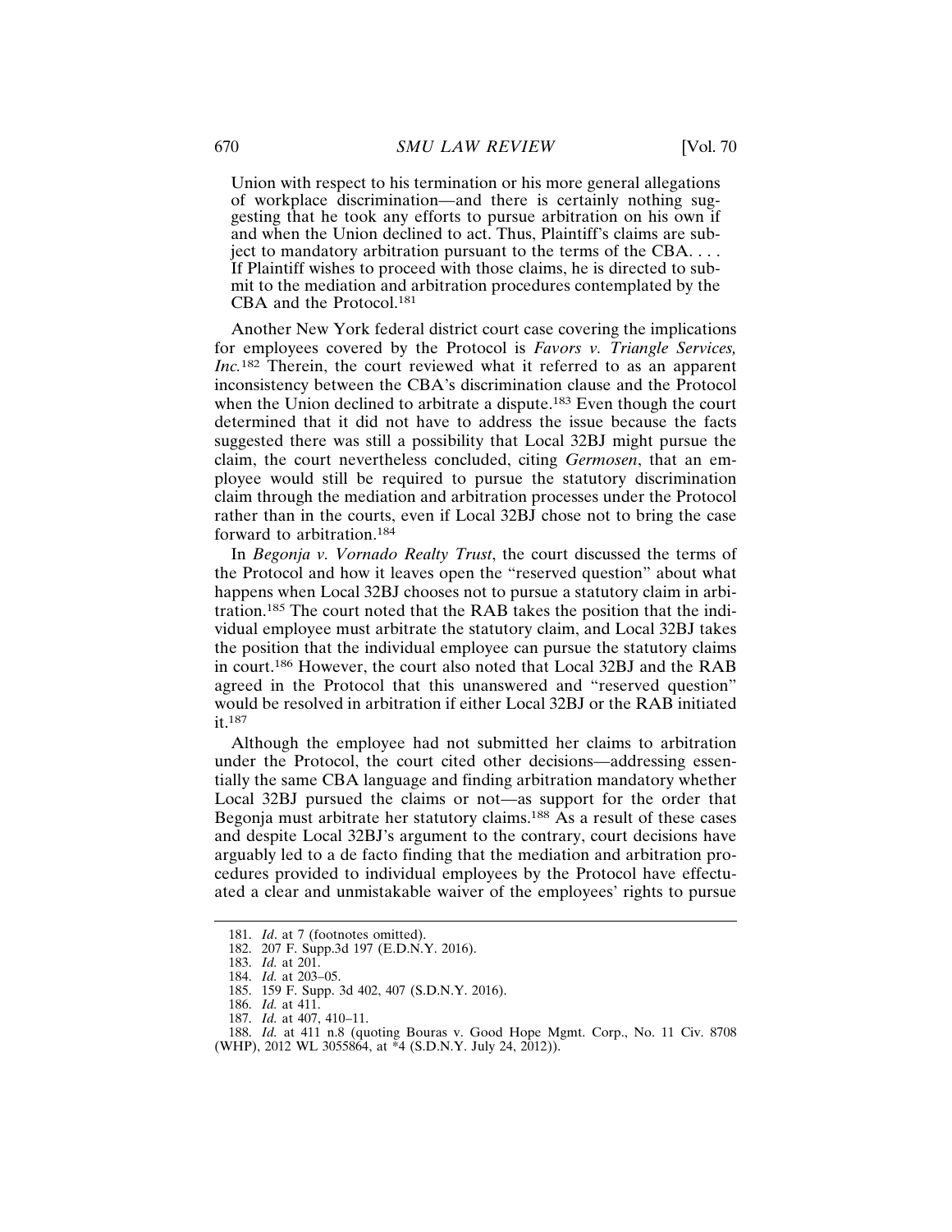Union with respect to his termination or his more general allegations of workplace discrimination—and there is certainly nothing suggesting that he took any efforts to pursue arbitration on his own if and when the Union declined to act. Thus, Plaintiff's claims are subject to mandatory arbitration pursuant to the terms of the CBA. . . . If Plaintiff wishes to proceed with those claims, he is directed to submit to the mediation and arbitration procedures contemplated by the CBA and the Protocol.[181]

Another New York federal district court case covering the implications for employees covered by the Protocol is *Favors v. Triangle Services, Inc.*[182] Therein, the court reviewed what it referred to as an apparent inconsistency between the CBA's discrimination clause and the Protocol when the Union declined to arbitrate a dispute.[183] Even though the court determined that it did not have to address the issue because the facts suggested there was still a possibility that Local 32BJ might pursue the claim, the court nevertheless concluded, citing *Germosen*, that an employee would still be required to pursue the statutory discrimination claim through the mediation and arbitration processes under the Protocol rather than in the courts, even if Local 32BJ chose not to bring the case forward to arbitration.[184]

In *Begonja v. Vornado Realty Trust*, the court discussed the terms of the Protocol and how it leaves open the "reserved question" about what happens when Local 32BJ chooses not to pursue a statutory claim in arbitration.[185] The court noted that the RAB takes the position that the individual employee must arbitrate the statutory claim, and Local 32BJ takes the position that the individual employee can pursue the statutory claims in court.[186] However, the court also noted that Local 32BJ and the RAB agreed in the Protocol that this unanswered and "reserved question" would be resolved in arbitration if either Local 32BJ or the RAB initiated it.[187]

Although the employee had not submitted her claims to arbitration under the Protocol, the court cited other decisions—addressing essentially the same CBA language and finding arbitration mandatory whether Local 32BJ pursued the claims or not—as support for the order that Begonja must arbitrate her statutory claims.[188] As a result of these cases and despite Local 32BJ's argument to the contrary, court decisions have arguably led to a de facto finding that the mediation and arbitration procedures provided to individual employees by the Protocol have effectuated a clear and unmistakable waiver of the employees' rights to pursue

181. *Id*. at 7 (footnotes omitted).

182. 207 F. Supp.3d 197 (E.D.N.Y. 2016).

183. *Id.* at 201.

184. *Id.* at 203–05.

185. 159 F. Supp. 3d 402, 407 (S.D.N.Y. 2016).

186. *Id.* at 411.

187. *Id.* at 407, 410–11.

188. *Id.* at 411 n.8 (quoting Bouras v. Good Hope Mgmt. Corp., No. 11 Civ. 8708 (WHP), 2012 WL 3055864, at *4 (S.D.N.Y. July 24, 2012)).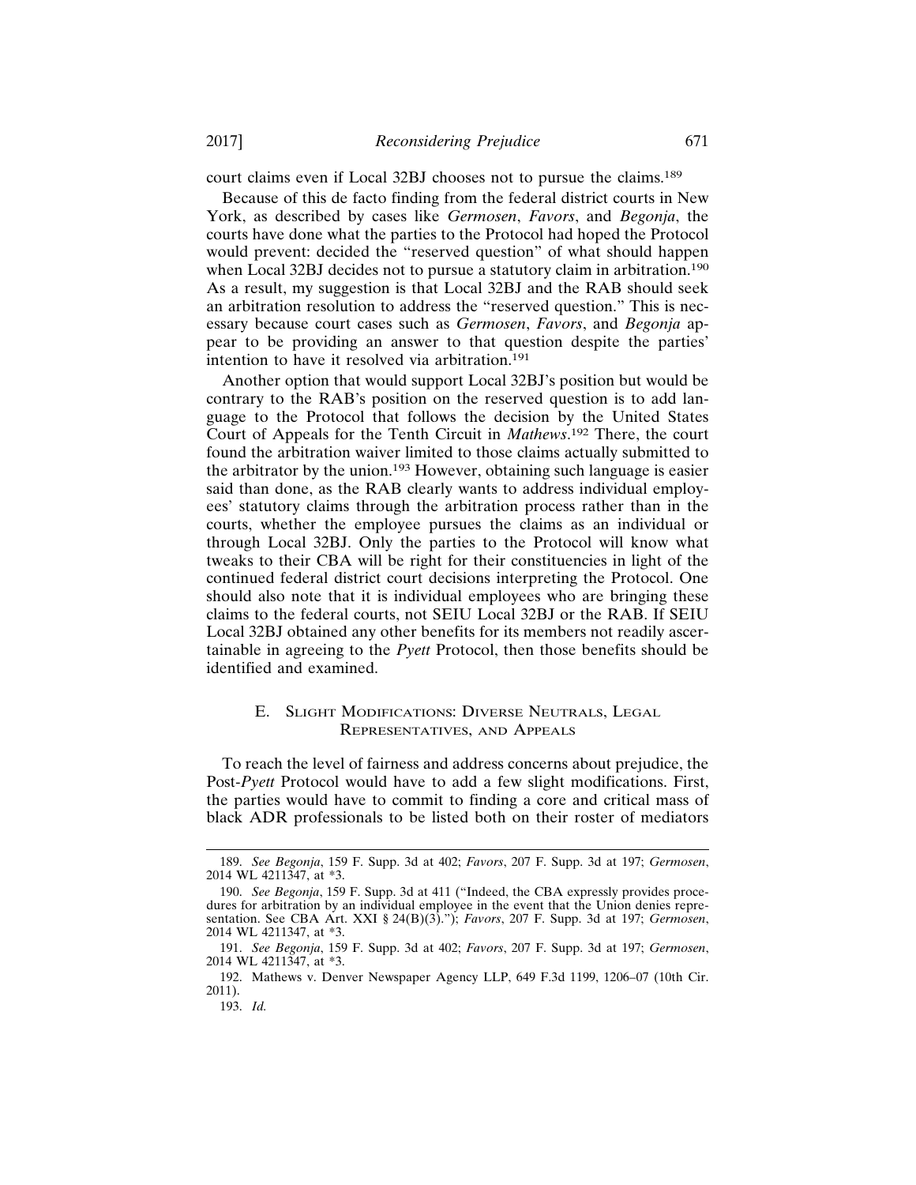court claims even if Local 32BJ chooses not to pursue the claims.[189]

Because of this de facto finding from the federal district courts in New York, as described by cases like *Germosen*, *Favors*, and *Begonja*, the courts have done what the parties to the Protocol had hoped the Protocol would prevent: decided the "reserved question" of what should happen when Local 32BJ decides not to pursue a statutory claim in arbitration.[190] As a result, my suggestion is that Local 32BJ and the RAB should seek an arbitration resolution to address the "reserved question." This is necessary because court cases such as *Germosen*, *Favors*, and *Begonja* appear to be providing an answer to that question despite the parties' intention to have it resolved via arbitration.[191]

Another option that would support Local 32BJ's position but would be contrary to the RAB's position on the reserved question is to add language to the Protocol that follows the decision by the United States Court of Appeals for the Tenth Circuit in *Mathews*.[192] There, the court found the arbitration waiver limited to those claims actually submitted to the arbitrator by the union.[193] However, obtaining such language is easier said than done, as the RAB clearly wants to address individual employees' statutory claims through the arbitration process rather than in the courts, whether the employee pursues the claims as an individual or through Local 32BJ. Only the parties to the Protocol will know what tweaks to their CBA will be right for their constituencies in light of the continued federal district court decisions interpreting the Protocol. One should also note that it is individual employees who are bringing these claims to the federal courts, not SEIU Local 32BJ or the RAB. If SEIU Local 32BJ obtained any other benefits for its members not readily ascertainable in agreeing to the *Pyett* Protocol, then those benefits should be identified and examined.

### E. Slight Modifications: Diverse Neutrals, Legal Representatives, and Appeals

To reach the level of fairness and address concerns about prejudice, the Post-*Pyett* Protocol would have to add a few slight modifications. First, the parties would have to commit to finding a core and critical mass of black ADR professionals to be listed both on their roster of mediators

189. *See Begonja*, 159 F. Supp. 3d at 402; *Favors*, 207 F. Supp. 3d at 197; *Germosen*, 2014 WL 4211347, at *3.

190. *See Begonja*, 159 F. Supp. 3d at 411 ("Indeed, the CBA expressly provides procedures for arbitration by an individual employee in the event that the Union denies representation. See CBA Art. XXI § 24(B)(3)."); *Favors*, 207 F. Supp. 3d at 197; *Germosen*, 2014 WL 4211347, at *3.

191. *See Begonja*, 159 F. Supp. 3d at 402; *Favors*, 207 F. Supp. 3d at 197; *Germosen*, 2014 WL 4211347, at *3.

192. Mathews v. Denver Newspaper Agency LLP, 649 F.3d 1199, 1206–07 (10th Cir. 2011).

193. *Id.*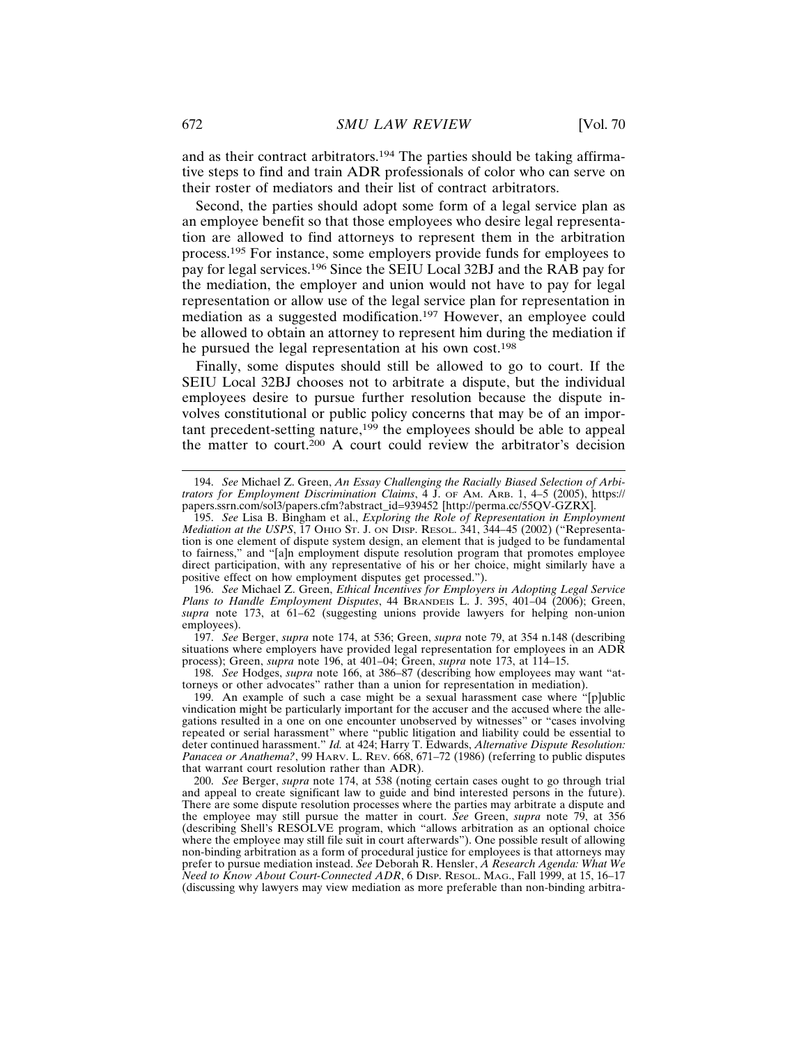and as their contract arbitrators.[194] The parties should be taking affirmative steps to find and train ADR professionals of color who can serve on their roster of mediators and their list of contract arbitrators.

Second, the parties should adopt some form of a legal service plan as an employee benefit so that those employees who desire legal representation are allowed to find attorneys to represent them in the arbitration process.[195] For instance, some employers provide funds for employees to pay for legal services.[196] Since the SEIU Local 32BJ and the RAB pay for the mediation, the employer and union would not have to pay for legal representation or allow use of the legal service plan for representation in mediation as a suggested modification.[197] However, an employee could be allowed to obtain an attorney to represent him during the mediation if he pursued the legal representation at his own cost.[198]

Finally, some disputes should still be allowed to go to court. If the SEIU Local 32BJ chooses not to arbitrate a dispute, but the individual employees desire to pursue further resolution because the dispute involves constitutional or public policy concerns that may be of an important precedent-setting nature,[199] the employees should be able to appeal the matter to court.[200] A court could review the arbitrator's decision

---

194. *See* Michael Z. Green, *An Essay Challenging the Racially Biased Selection of Arbitrators for Employment Discrimination Claims*, 4 J. OF AM. ARB. 1, 4–5 (2005), https://papers.ssrn.com/sol3/papers.cfm?abstract_id=939452 [http://perma.cc/55QV-GZRX].

195. *See* Lisa B. Bingham et al., *Exploring the Role of Representation in Employment Mediation at the USPS*, 17 OHIO ST. J. ON DISP. RESOL. 341, 344–45 (2002) ("Representation is one element of dispute system design, an element that is judged to be fundamental to fairness," and "[a]n employment dispute resolution program that promotes employee direct participation, with any representative of his or her choice, might similarly have a positive effect on how employment disputes get processed.").

196. *See* Michael Z. Green, *Ethical Incentives for Employers in Adopting Legal Service Plans to Handle Employment Disputes*, 44 BRANDEIS L. J. 395, 401–04 (2006); Green, *supra* note 173, at 61–62 (suggesting unions provide lawyers for helping non-union employees).

197. *See* Berger, *supra* note 174, at 536; Green, *supra* note 79, at 354 n.148 (describing situations where employers have provided legal representation for employees in an ADR process); Green, *supra* note 196, at 401–04; Green, *supra* note 173, at 114–15.

198. *See* Hodges, *supra* note 166, at 386–87 (describing how employees may want "attorneys or other advocates" rather than a union for representation in mediation).

199. An example of such a case might be a sexual harassment case where "[p]ublic vindication might be particularly important for the accuser and the accused where the allegations resulted in a one on one encounter unobserved by witnesses" or "cases involving repeated or serial harassment" where "public litigation and liability could be essential to deter continued harassment." *Id.* at 424; Harry T. Edwards, *Alternative Dispute Resolution: Panacea or Anathema?*, 99 HARV. L. REV. 668, 671–72 (1986) (referring to public disputes that warrant court resolution rather than ADR).

200. *See* Berger, *supra* note 174, at 538 (noting certain cases ought to go through trial and appeal to create significant law to guide and bind interested persons in the future). There are some dispute resolution processes where the parties may arbitrate a dispute and the employee may still pursue the matter in court. *See* Green, *supra* note 79, at 356 (describing Shell's RESOLVE program, which "allows arbitration as an optional choice where the employee may still file suit in court afterwards"). One possible result of allowing non-binding arbitration as a form of procedural justice for employees is that attorneys may prefer to pursue mediation instead. *See* Deborah R. Hensler, *A Research Agenda: What We Need to Know About Court-Connected ADR*, 6 DISP. RESOL. MAG., Fall 1999, at 15, 16–17 (discussing why lawyers may view mediation as more preferable than non-binding arbitra-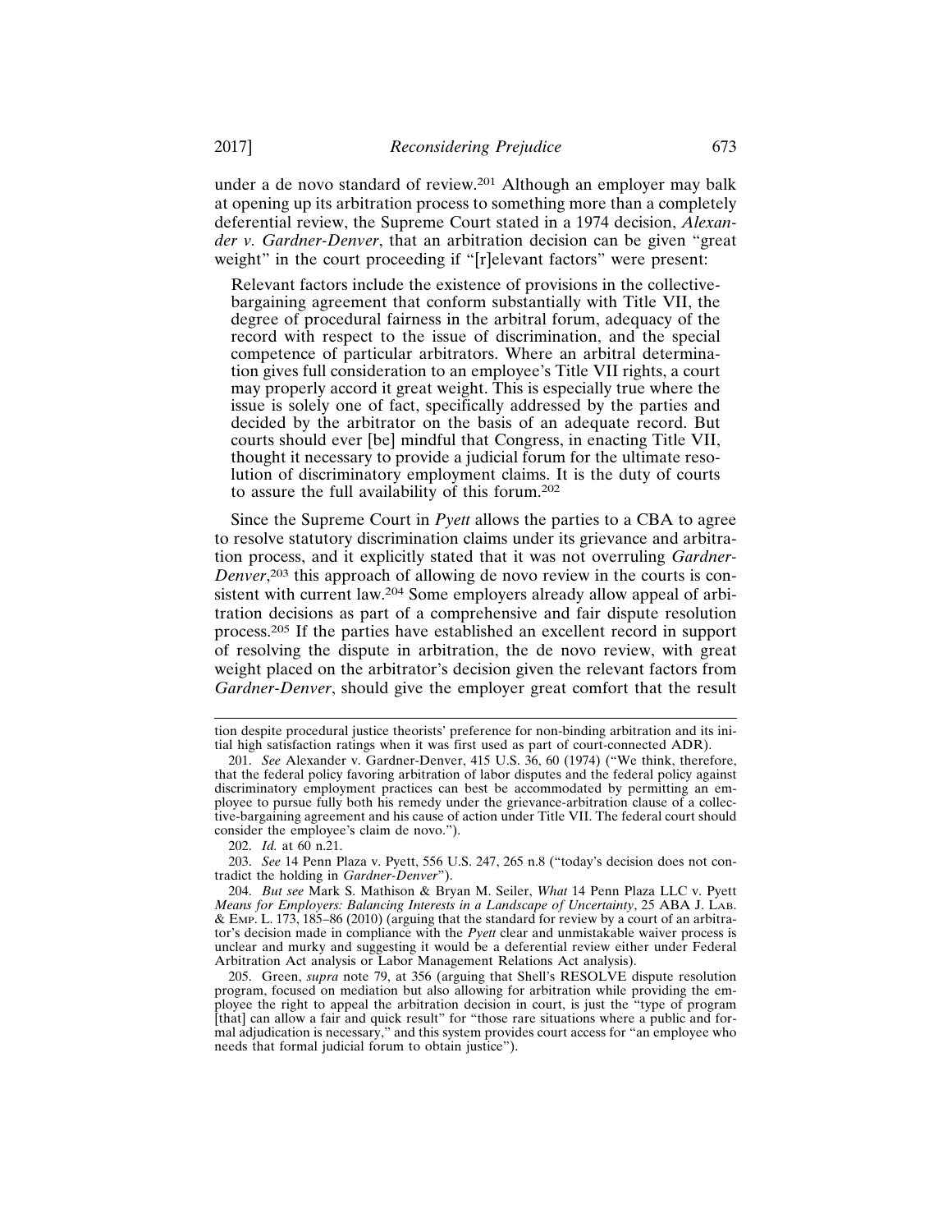under a de novo standard of review.[201] Although an employer may balk at opening up its arbitration process to something more than a completely deferential review, the Supreme Court stated in a 1974 decision, *Alexander v. Gardner-Denver*, that an arbitration decision can be given "great weight" in the court proceeding if "[r]elevant factors" were present:

> Relevant factors include the existence of provisions in the collective-bargaining agreement that conform substantially with Title VII, the degree of procedural fairness in the arbitral forum, adequacy of the record with respect to the issue of discrimination, and the special competence of particular arbitrators. Where an arbitral determination gives full consideration to an employee's Title VII rights, a court may properly accord it great weight. This is especially true where the issue is solely one of fact, specifically addressed by the parties and decided by the arbitrator on the basis of an adequate record. But courts should ever [be] mindful that Congress, in enacting Title VII, thought it necessary to provide a judicial forum for the ultimate resolution of discriminatory employment claims. It is the duty of courts to assure the full availability of this forum.[202]

Since the Supreme Court in *Pyett* allows the parties to a CBA to agree to resolve statutory discrimination claims under its grievance and arbitration process, and it explicitly stated that it was not overruling *Gardner-Denver*,[203] this approach of allowing de novo review in the courts is consistent with current law.[204] Some employers already allow appeal of arbitration decisions as part of a comprehensive and fair dispute resolution process.[205] If the parties have established an excellent record in support of resolving the dispute in arbitration, the de novo review, with great weight placed on the arbitrator's decision given the relevant factors from *Gardner-Denver*, should give the employer great comfort that the result

---

tion despite procedural justice theorists' preference for non-binding arbitration and its initial high satisfaction ratings when it was first used as part of court-connected ADR).

201. *See* Alexander v. Gardner-Denver, 415 U.S. 36, 60 (1974) ("We think, therefore, that the federal policy favoring arbitration of labor disputes and the federal policy against discriminatory employment practices can best be accommodated by permitting an employee to pursue fully both his remedy under the grievance-arbitration clause of a collective-bargaining agreement and his cause of action under Title VII. The federal court should consider the employee's claim de novo.").

202. *Id.* at 60 n.21.

203. *See* 14 Penn Plaza v. Pyett, 556 U.S. 247, 265 n.8 ("today's decision does not contradict the holding in *Gardner-Denver*").

204. *But see* Mark S. Mathison & Bryan M. Seiler, *What* 14 Penn Plaza LLC v. Pyett *Means for Employers: Balancing Interests in a Landscape of Uncertainty*, 25 ABA J. Lab. & Emp. L. 173, 185–86 (2010) (arguing that the standard for review by a court of an arbitrator's decision made in compliance with the *Pyett* clear and unmistakable waiver process is unclear and murky and suggesting it would be a deferential review either under Federal Arbitration Act analysis or Labor Management Relations Act analysis).

205. Green, *supra* note 79, at 356 (arguing that Shell's RESOLVE dispute resolution program, focused on mediation but also allowing for arbitration while providing the employee the right to appeal the arbitration decision in court, is just the "type of program [that] can allow a fair and quick result" for "those rare situations where a public and formal adjudication is necessary," and this system provides court access for "an employee who needs that formal judicial forum to obtain justice").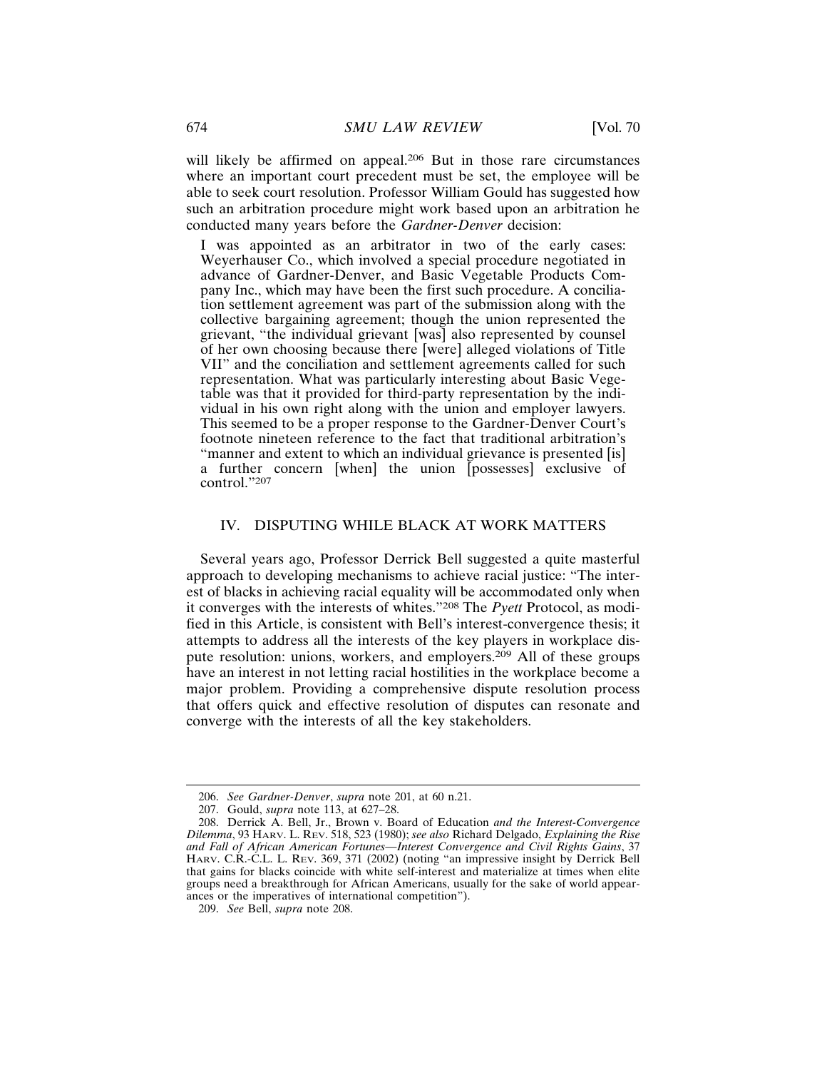will likely be affirmed on appeal.[206] But in those rare circumstances where an important court precedent must be set, the employee will be able to seek court resolution. Professor William Gould has suggested how such an arbitration procedure might work based upon an arbitration he conducted many years before the *Gardner-Denver* decision:

> I was appointed as an arbitrator in two of the early cases: Weyerhauser Co., which involved a special procedure negotiated in advance of Gardner-Denver, and Basic Vegetable Products Company Inc., which may have been the first such procedure. A conciliation settlement agreement was part of the submission along with the collective bargaining agreement; though the union represented the grievant, "the individual grievant [was] also represented by counsel of her own choosing because there [were] alleged violations of Title VII" and the conciliation and settlement agreements called for such representation. What was particularly interesting about Basic Vegetable was that it provided for third-party representation by the individual in his own right along with the union and employer lawyers. This seemed to be a proper response to the Gardner-Denver Court's footnote nineteen reference to the fact that traditional arbitration's "manner and extent to which an individual grievance is presented [is] a further concern [when] the union [possesses] exclusive of control."[207]

## IV. DISPUTING WHILE BLACK AT WORK MATTERS

Several years ago, Professor Derrick Bell suggested a quite masterful approach to developing mechanisms to achieve racial justice: "The interest of blacks in achieving racial equality will be accommodated only when it converges with the interests of whites."[208] The *Pyett* Protocol, as modified in this Article, is consistent with Bell's interest-convergence thesis; it attempts to address all the interests of the key players in workplace dispute resolution: unions, workers, and employers.[209] All of these groups have an interest in not letting racial hostilities in the workplace become a major problem. Providing a comprehensive dispute resolution process that offers quick and effective resolution of disputes can resonate and converge with the interests of all the key stakeholders.

---

206. *See Gardner-Denver*, *supra* note 201, at 60 n.21.

207. Gould, *supra* note 113, at 627–28.

208. Derrick A. Bell, Jr., Brown v. Board of Education *and the Interest-Convergence Dilemma*, 93 HARV. L. REV. 518, 523 (1980); *see also* Richard Delgado, *Explaining the Rise and Fall of African American Fortunes—Interest Convergence and Civil Rights Gains*, 37 HARV. C.R.-C.L. L. REV. 369, 371 (2002) (noting "an impressive insight by Derrick Bell that gains for blacks coincide with white self-interest and materialize at times when elite groups need a breakthrough for African Americans, usually for the sake of world appearances or the imperatives of international competition").

209. *See* Bell, *supra* note 208.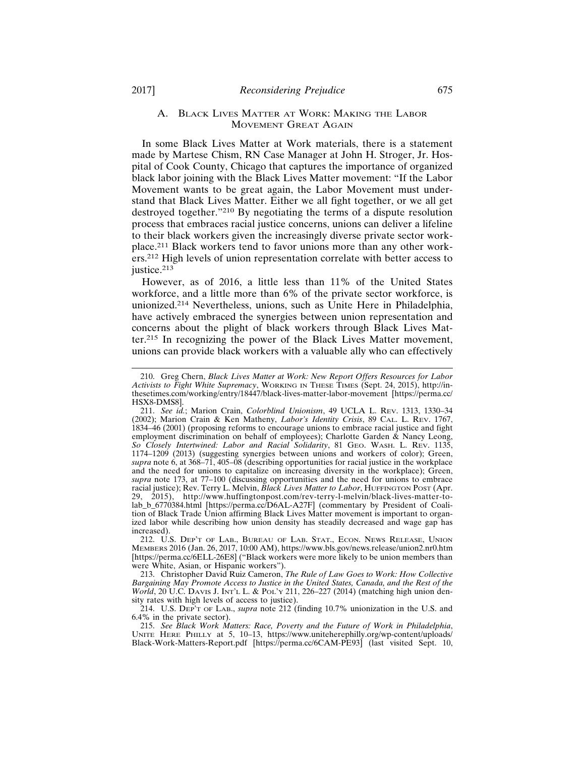### A. Black Lives Matter at Work: Making the Labor Movement Great Again

In some Black Lives Matter at Work materials, there is a statement made by Martese Chism, RN Case Manager at John H. Stroger, Jr. Hospital of Cook County, Chicago that captures the importance of organized black labor joining with the Black Lives Matter movement: "If the Labor Movement wants to be great again, the Labor Movement must understand that Black Lives Matter. Either we all fight together, or we all get destroyed together."[210] By negotiating the terms of a dispute resolution process that embraces racial justice concerns, unions can deliver a lifeline to their black workers given the increasingly diverse private sector workplace.[211] Black workers tend to favor unions more than any other workers.[212] High levels of union representation correlate with better access to justice.[213]

However, as of 2016, a little less than 11% of the United States workforce, and a little more than 6% of the private sector workforce, is unionized.[214] Nevertheless, unions, such as Unite Here in Philadelphia, have actively embraced the synergies between union representation and concerns about the plight of black workers through Black Lives Matter.[215] In recognizing the power of the Black Lives Matter movement, unions can provide black workers with a valuable ally who can effectively

---

210. Greg Chern, *Black Lives Matter at Work: New Report Offers Resources for Labor Activists to Fight White Supremacy*, Working in These Times (Sept. 24, 2015), http://inthesetimes.com/working/entry/18447/black-lives-matter-labor-movement [https://perma.cc/HSX8-DMS8].

211. *See id.*; Marion Crain, *Colorblind Unionism*, 49 UCLA L. Rev. 1313, 1330–34 (2002); Marion Crain & Ken Matheny, *Labor's Identity Crisis*, 89 Cal. L. Rev. 1767, 1834–46 (2001) (proposing reforms to encourage unions to embrace racial justice and fight employment discrimination on behalf of employees); Charlotte Garden & Nancy Leong, *So Closely Intertwined: Labor and Racial Solidarity*, 81 Geo. Wash. L. Rev. 1135, 1174–1209 (2013) (suggesting synergies between unions and workers of color); Green, *supra* note 6, at 368–71, 405–08 (describing opportunities for racial justice in the workplace and the need for unions to capitalize on increasing diversity in the workplace); Green, *supra* note 173, at 77–100 (discussing opportunities and the need for unions to embrace racial justice); Rev. Terry L. Melvin, *Black Lives Matter to Labor*, Huffington Post (Apr. 29, 2015), http://www.huffingtonpost.com/rev-terry-l-melvin/black-lives-matter-to-lab_b_6770384.html [https://perma.cc/D6AL-A27F] (commentary by President of Coalition of Black Trade Union affirming Black Lives Matter movement is important to organized labor while describing how union density has steadily decreased and wage gap has increased).

212. U.S. Dep't of Lab., Bureau of Lab. Stat., Econ. News Release, Union Members 2016 (Jan. 26, 2017, 10:00 AM), https://www.bls.gov/news.release/union2.nr0.htm [https://perma.cc/6ELL-26E8] ("Black workers were more likely to be union members than were White, Asian, or Hispanic workers").

213. Christopher David Ruiz Cameron, *The Rule of Law Goes to Work: How Collective Bargaining May Promote Access to Justice in the United States, Canada, and the Rest of the World*, 20 U.C. Davis J. Int'l L. & Pol'y 211, 226–227 (2014) (matching high union density rates with high levels of access to justice).

214. U.S. Dep't of Lab., *supra* note 212 (finding 10.7% unionization in the U.S. and 6.4% in the private sector).

215. *See Black Work Matters: Race, Poverty and the Future of Work in Philadelphia*, Unite Here Philly at 5, 10–13, https://www.uniteherephilly.org/wp-content/uploads/Black-Work-Matters-Report.pdf [https://perma.cc/6CAM-PE93] (last visited Sept. 10,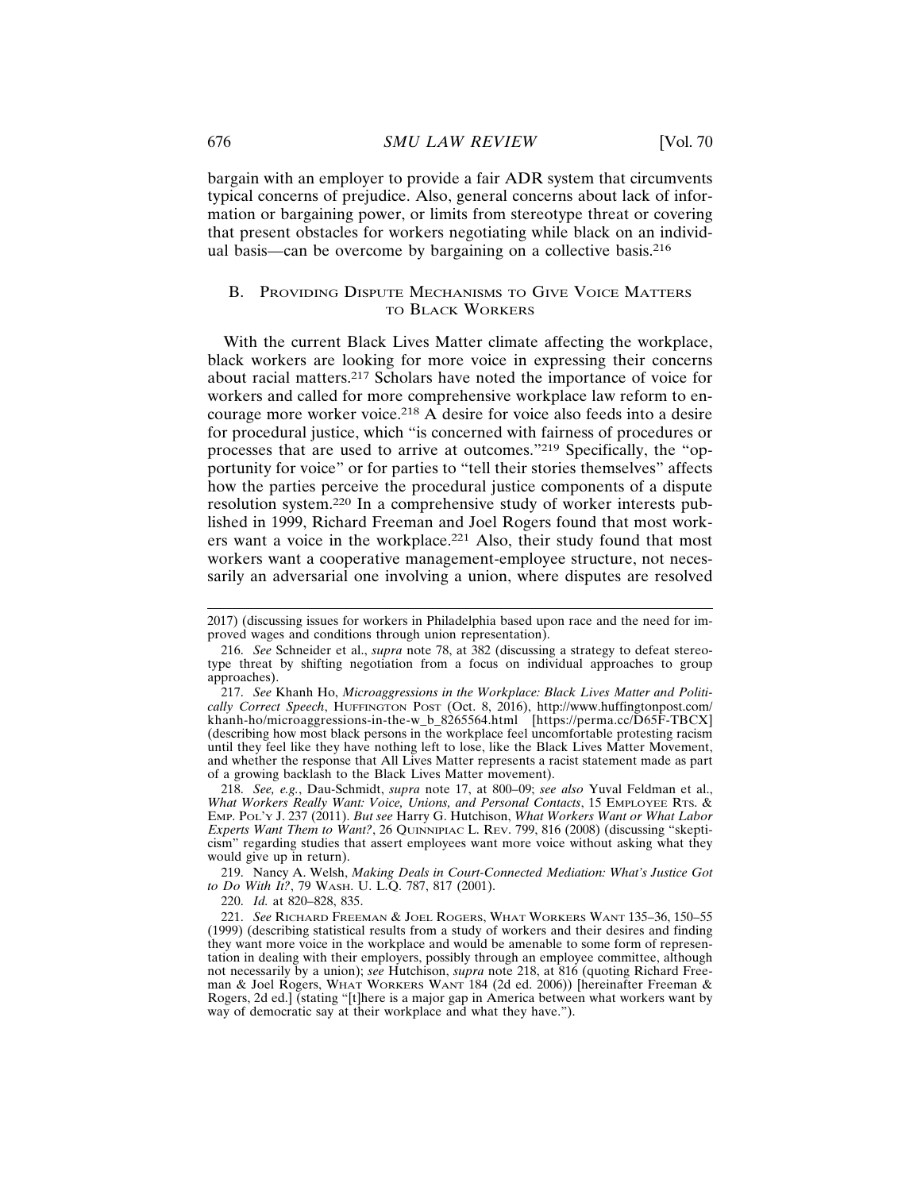bargain with an employer to provide a fair ADR system that circumvents typical concerns of prejudice. Also, general concerns about lack of information or bargaining power, or limits from stereotype threat or covering that present obstacles for workers negotiating while black on an individual basis—can be overcome by bargaining on a collective basis.[216]

### B. Providing Dispute Mechanisms to Give Voice Matters to Black Workers

With the current Black Lives Matter climate affecting the workplace, black workers are looking for more voice in expressing their concerns about racial matters.[217] Scholars have noted the importance of voice for workers and called for more comprehensive workplace law reform to encourage more worker voice.[218] A desire for voice also feeds into a desire for procedural justice, which "is concerned with fairness of procedures or processes that are used to arrive at outcomes."[219] Specifically, the "opportunity for voice" or for parties to "tell their stories themselves" affects how the parties perceive the procedural justice components of a dispute resolution system.[220] In a comprehensive study of worker interests published in 1999, Richard Freeman and Joel Rogers found that most workers want a voice in the workplace.[221] Also, their study found that most workers want a cooperative management-employee structure, not necessarily an adversarial one involving a union, where disputes are resolved

---

2017) (discussing issues for workers in Philadelphia based upon race and the need for improved wages and conditions through union representation).

216. *See* Schneider et al., *supra* note 78, at 382 (discussing a strategy to defeat stereotype threat by shifting negotiation from a focus on individual approaches to group approaches).

217. *See* Khanh Ho, *Microaggressions in the Workplace: Black Lives Matter and Politically Correct Speech*, HUFFINGTON POST (Oct. 8, 2016), http://www.huffingtonpost.com/khanh-ho/microaggressions-in-the-w_b_8265564.html [https://perma.cc/D65F-TBCX] (describing how most black persons in the workplace feel uncomfortable protesting racism until they feel like they have nothing left to lose, like the Black Lives Matter Movement, and whether the response that All Lives Matter represents a racist statement made as part of a growing backlash to the Black Lives Matter movement).

218. *See, e.g.*, Dau-Schmidt, *supra* note 17, at 800–09; *see also* Yuval Feldman et al., *What Workers Really Want: Voice, Unions, and Personal Contacts*, 15 EMPLOYEE RTS. & EMP. POL'Y J. 237 (2011). *But see* Harry G. Hutchison, *What Workers Want or What Labor Experts Want Them to Want?*, 26 QUINNIPIAC L. REV. 799, 816 (2008) (discussing "skepticism" regarding studies that assert employees want more voice without asking what they would give up in return).

219. Nancy A. Welsh, *Making Deals in Court-Connected Mediation: What's Justice Got to Do With It?*, 79 WASH. U. L.Q. 787, 817 (2001).

220. *Id.* at 820–828, 835.

221. *See* RICHARD FREEMAN & JOEL ROGERS, WHAT WORKERS WANT 135–36, 150–55 (1999) (describing statistical results from a study of workers and their desires and finding they want more voice in the workplace and would be amenable to some form of representation in dealing with their employers, possibly through an employee committee, although not necessarily by a union); *see* Hutchison, *supra* note 218, at 816 (quoting Richard Freeman & Joel Rogers, WHAT WORKERS WANT 184 (2d ed. 2006)) [hereinafter Freeman & Rogers, 2d ed.] (stating "[t]here is a major gap in America between what workers want by way of democratic say at their workplace and what they have.").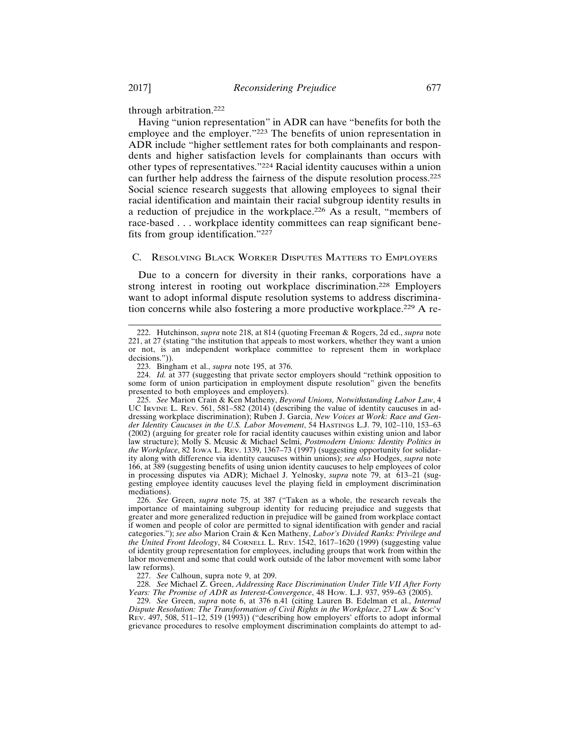through arbitration.[222]

Having "union representation" in ADR can have "benefits for both the employee and the employer."[223] The benefits of union representation in ADR include "higher settlement rates for both complainants and respondents and higher satisfaction levels for complainants than occurs with other types of representatives."[224] Racial identity caucuses within a union can further help address the fairness of the dispute resolution process.[225] Social science research suggests that allowing employees to signal their racial identification and maintain their racial subgroup identity results in a reduction of prejudice in the workplace.[226] As a result, "members of race-based . . . workplace identity committees can reap significant benefits from group identification."[227]

### C. Resolving Black Worker Disputes Matters to Employers

Due to a concern for diversity in their ranks, corporations have a strong interest in rooting out workplace discrimination.[228] Employers want to adopt informal dispute resolution systems to address discrimination concerns while also fostering a more productive workplace.[229] A re-

---

222. Hutchinson, *supra* note 218, at 814 (quoting Freeman & Rogers, 2d ed., *supra* note 221, at 27 (stating "the institution that appeals to most workers, whether they want a union or not, is an independent workplace committee to represent them in workplace decisions.")).

223. Bingham et al., *supra* note 195, at 376.

224. *Id.* at 377 (suggesting that private sector employers should "rethink opposition to some form of union participation in employment dispute resolution" given the benefits presented to both employees and employers).

225. *See* Marion Crain & Ken Matheny, *Beyond Unions, Notwithstanding Labor Law*, 4 UC Irvine L. Rev. 561, 581–582 (2014) (describing the value of identity caucuses in addressing workplace discrimination); Ruben J. Garcia, *New Voices at Work: Race and Gender Identity Caucuses in the U.S. Labor Movement*, 54 Hastings L.J. 79, 102–110, 153–63 (2002) (arguing for greater role for racial identity caucuses within existing union and labor law structure); Molly S. Mcusic & Michael Selmi, *Postmodern Unions: Identity Politics in the Workplace*, 82 Iowa L. Rev. 1339, 1367–73 (1997) (suggesting opportunity for solidarity along with difference via identity caucuses within unions); *see also* Hodges, *supra* note 166, at 389 (suggesting benefits of using union identity caucuses to help employees of color in processing disputes via ADR); Michael J. Yelnosky, *supra* note 79, at 613–21 (suggesting employee identity caucuses level the playing field in employment discrimination mediations).

226. *See* Green, *supra* note 75, at 387 ("Taken as a whole, the research reveals the importance of maintaining subgroup identity for reducing prejudice and suggests that greater and more generalized reduction in prejudice will be gained from workplace contact if women and people of color are permitted to signal identification with gender and racial categories."); *see also* Marion Crain & Ken Matheny, *Labor's Divided Ranks: Privilege and the United Front Ideology*, 84 Cornell L. Rev. 1542, 1617–1620 (1999) (suggesting value of identity group representation for employees, including groups that work from within the labor movement and some that could work outside of the labor movement with some labor law reforms).

227. *See* Calhoun, supra note 9, at 209.

228. *See* Michael Z. Green, *Addressing Race Discrimination Under Title VII After Forty Years: The Promise of ADR as Interest-Convergence*, 48 How. L.J. 937, 959–63 (2005).

229. *See* Green, *supra* note 6, at 376 n.41 (citing Lauren B. Edelman et al., *Internal Dispute Resolution: The Transformation of Civil Rights in the Workplace*, 27 Law & Soc'y Rev. 497, 508, 511–12, 519 (1993)) ("describing how employers' efforts to adopt informal grievance procedures to resolve employment discrimination complaints do attempt to ad-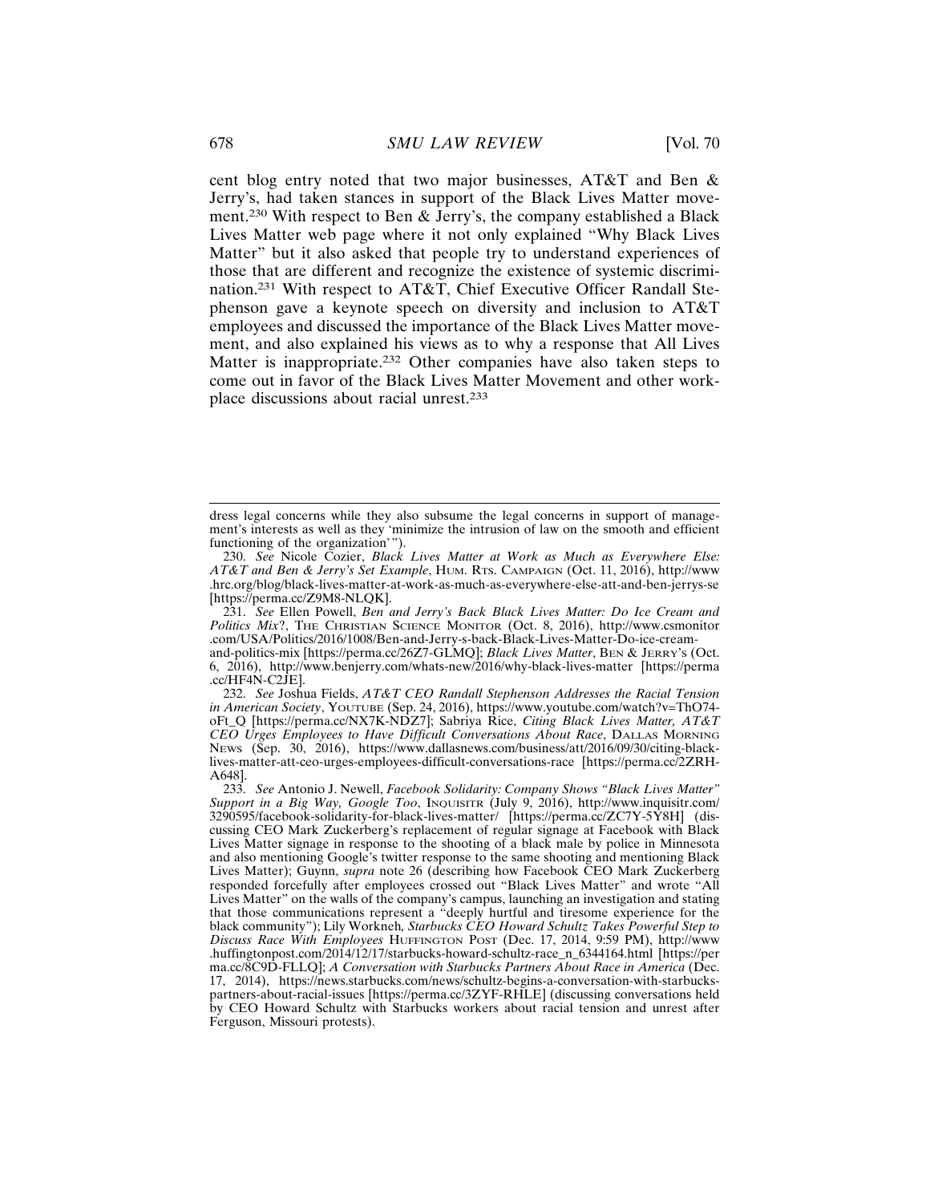cent blog entry noted that two major businesses, AT&T and Ben & Jerry's, had taken stances in support of the Black Lives Matter movement.[230] With respect to Ben & Jerry's, the company established a Black Lives Matter web page where it not only explained "Why Black Lives Matter" but it also asked that people try to understand experiences of those that are different and recognize the existence of systemic discrimination.[231] With respect to AT&T, Chief Executive Officer Randall Stephenson gave a keynote speech on diversity and inclusion to AT&T employees and discussed the importance of the Black Lives Matter movement, and also explained his views as to why a response that All Lives Matter is inappropriate.[232] Other companies have also taken steps to come out in favor of the Black Lives Matter Movement and other workplace discussions about racial unrest.[233]

---

dress legal concerns while they also subsume the legal concerns in support of management's interests as well as they 'minimize the intrusion of law on the smooth and efficient functioning of the organization'").

230. *See* Nicole Cozier, *Black Lives Matter at Work as Much as Everywhere Else: AT&T and Ben & Jerry's Set Example*, HUM. RTS. CAMPAIGN (Oct. 11, 2016), http://www.hrc.org/blog/black-lives-matter-at-work-as-much-as-everywhere-else-att-and-ben-jerrys-se [https://perma.cc/Z9M8-NLQK].

231. *See* Ellen Powell, *Ben and Jerry's Back Black Lives Matter: Do Ice Cream and Politics Mix?*, THE CHRISTIAN SCIENCE MONITOR (Oct. 8, 2016), http://www.csmonitor.com/USA/Politics/2016/1008/Ben-and-Jerry-s-back-Black-Lives-Matter-Do-ice-cream-and-politics-mix [https://perma.cc/26Z7-GLMQ]; *Black Lives Matter*, BEN & JERRY'S (Oct. 6, 2016), http://www.benjerry.com/whats-new/2016/why-black-lives-matter [https://perma.cc/HF4N-C2JE].

232. *See* Joshua Fields, *AT&T CEO Randall Stephenson Addresses the Racial Tension in American Society*, YOUTUBE (Sep. 24, 2016), https://www.youtube.com/watch?v=ThO74-oFt_Q [https://perma.cc/NX7K-NDZ7]; Sabriya Rice, *Citing Black Lives Matter, AT&T CEO Urges Employees to Have Difficult Conversations About Race*, DALLAS MORNING NEWS (Sep. 30, 2016), https://www.dallasnews.com/business/att/2016/09/30/citing-black-lives-matter-att-ceo-urges-employees-difficult-conversations-race [https://perma.cc/2ZRH-A648].

233. *See* Antonio J. Newell, *Facebook Solidarity: Company Shows "Black Lives Matter" Support in a Big Way, Google Too*, INQUISITR (July 9, 2016), http://www.inquisitr.com/3290595/facebook-solidarity-for-black-lives-matter/ [https://perma.cc/ZC7Y-5Y8H] (discussing CEO Mark Zuckerberg's replacement of regular signage at Facebook with Black Lives Matter signage in response to the shooting of a black male by police in Minnesota and also mentioning Google's twitter response to the same shooting and mentioning Black Lives Matter); Guynn, *supra* note 26 (describing how Facebook CEO Mark Zuckerberg responded forcefully after employees crossed out "Black Lives Matter" and wrote "All Lives Matter" on the walls of the company's campus, launching an investigation and stating that those communications represent a "deeply hurtful and tiresome experience for the black community"); Lily Workneh, *Starbucks CEO Howard Schultz Takes Powerful Step to Discuss Race With Employees* HUFFINGTON POST (Dec. 17, 2014, 9:59 PM), http://www.huffingtonpost.com/2014/12/17/starbucks-howard-schultz-race_n_6344164.html [https://perma.cc/8C9D-FLLQ]; *A Conversation with Starbucks Partners About Race in America* (Dec. 17, 2014), https://news.starbucks.com/news/schultz-begins-a-conversation-with-starbucks-partners-about-racial-issues [https://perma.cc/3ZYF-RHLE] (discussing conversations held by CEO Howard Schultz with Starbucks workers about racial tension and unrest after Ferguson, Missouri protests).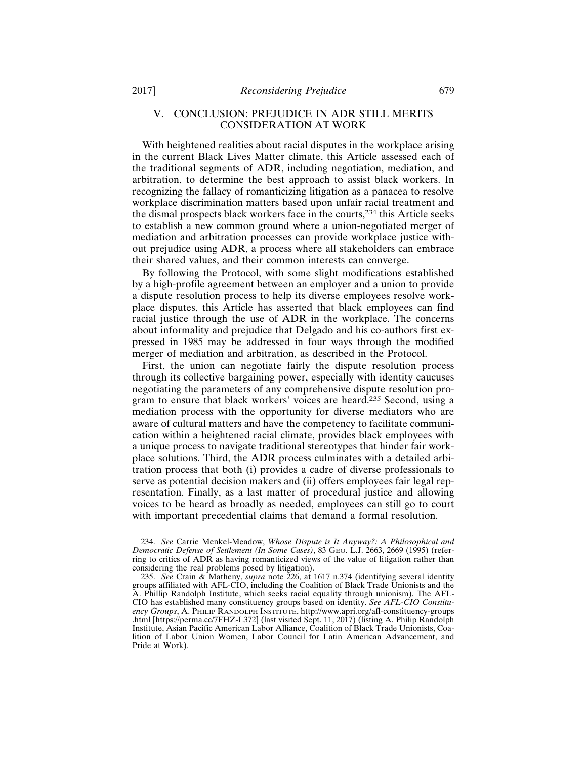## V. CONCLUSION: PREJUDICE IN ADR STILL MERITS CONSIDERATION AT WORK

With heightened realities about racial disputes in the workplace arising in the current Black Lives Matter climate, this Article assessed each of the traditional segments of ADR, including negotiation, mediation, and arbitration, to determine the best approach to assist black workers. In recognizing the fallacy of romanticizing litigation as a panacea to resolve workplace discrimination matters based upon unfair racial treatment and the dismal prospects black workers face in the courts,[234] this Article seeks to establish a new common ground where a union-negotiated merger of mediation and arbitration processes can provide workplace justice without prejudice using ADR, a process where all stakeholders can embrace their shared values, and their common interests can converge.

By following the Protocol, with some slight modifications established by a high-profile agreement between an employer and a union to provide a dispute resolution process to help its diverse employees resolve workplace disputes, this Article has asserted that black employees can find racial justice through the use of ADR in the workplace. The concerns about informality and prejudice that Delgado and his co-authors first expressed in 1985 may be addressed in four ways through the modified merger of mediation and arbitration, as described in the Protocol.

First, the union can negotiate fairly the dispute resolution process through its collective bargaining power, especially with identity caucuses negotiating the parameters of any comprehensive dispute resolution program to ensure that black workers' voices are heard.[235] Second, using a mediation process with the opportunity for diverse mediators who are aware of cultural matters and have the competency to facilitate communication within a heightened racial climate, provides black employees with a unique process to navigate traditional stereotypes that hinder fair workplace solutions. Third, the ADR process culminates with a detailed arbitration process that both (i) provides a cadre of diverse professionals to serve as potential decision makers and (ii) offers employees fair legal representation. Finally, as a last matter of procedural justice and allowing voices to be heard as broadly as needed, employees can still go to court with important precedential claims that demand a formal resolution.

---

234. *See* Carrie Menkel-Meadow, *Whose Dispute is It Anyway?: A Philosophical and Democratic Defense of Settlement (In Some Cases)*, 83 GEO. L.J. 2663, 2669 (1995) (referring to critics of ADR as having romanticized views of the value of litigation rather than considering the real problems posed by litigation).

235. *See* Crain & Matheny, *supra* note 226, at 1617 n.374 (identifying several identity groups affiliated with AFL-CIO, including the Coalition of Black Trade Unionists and the A. Phillip Randolph Institute, which seeks racial equality through unionism). The AFL-CIO has established many constituency groups based on identity. *See AFL-CIO Constituency Groups*, A. PHILIP RANDOLPH INSTITUTE, http://www.apri.org/afl-constituency-groups.html [https://perma.cc/7FHZ-L372] (last visited Sept. 11, 2017) (listing A. Philip Randolph Institute, Asian Pacific American Labor Alliance, Coalition of Black Trade Unionists, Coalition of Labor Union Women, Labor Council for Latin American Advancement, and Pride at Work).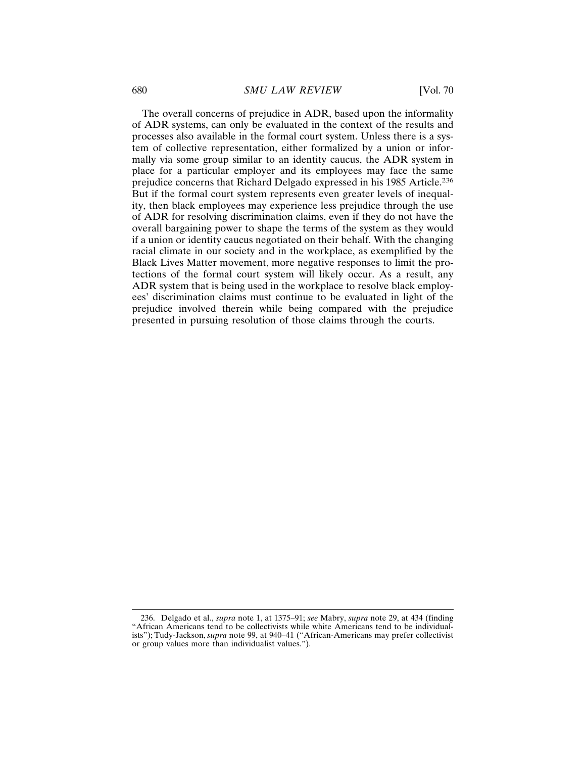The overall concerns of prejudice in ADR, based upon the informality of ADR systems, can only be evaluated in the context of the results and processes also available in the formal court system. Unless there is a system of collective representation, either formalized by a union or informally via some group similar to an identity caucus, the ADR system in place for a particular employer and its employees may face the same prejudice concerns that Richard Delgado expressed in his 1985 Article.[236] But if the formal court system represents even greater levels of inequality, then black employees may experience less prejudice through the use of ADR for resolving discrimination claims, even if they do not have the overall bargaining power to shape the terms of the system as they would if a union or identity caucus negotiated on their behalf. With the changing racial climate in our society and in the workplace, as exemplified by the Black Lives Matter movement, more negative responses to limit the protections of the formal court system will likely occur. As a result, any ADR system that is being used in the workplace to resolve black employees' discrimination claims must continue to be evaluated in light of the prejudice involved therein while being compared with the prejudice presented in pursuing resolution of those claims through the courts.

---

236. Delgado et al., *supra* note 1, at 1375–91; *see* Mabry, *supra* note 29, at 434 (finding "African Americans tend to be collectivists while white Americans tend to be individualists"); Tudy-Jackson, *supra* note 99, at 940–41 ("African-Americans may prefer collectivist or group values more than individualist values.").